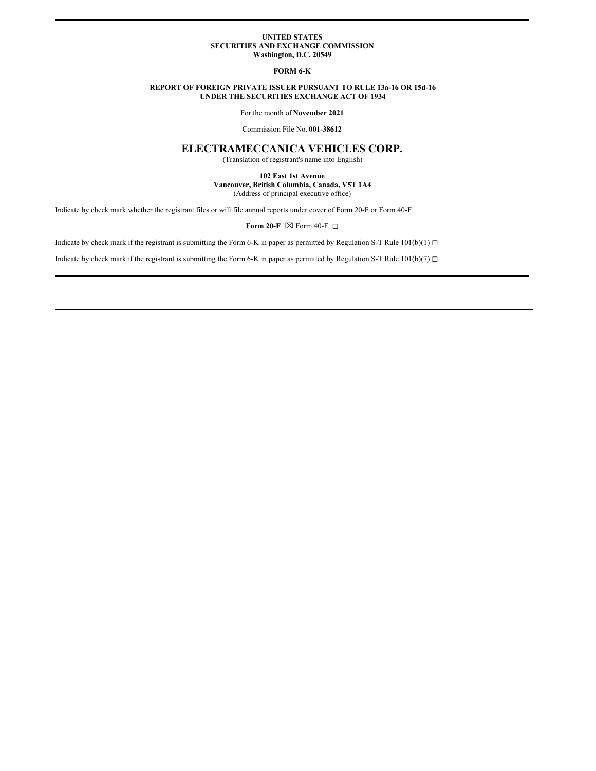**UNITED STATES**
**SECURITIES AND EXCHANGE COMMISSION**
**Washington, D.C. 20549**

**FORM 6-K**

**REPORT OF FOREIGN PRIVATE ISSUER PURSUANT TO RULE 13a-16 OR 15d-16**
**UNDER THE SECURITIES EXCHANGE ACT OF 1934**

For the month of **November 2021**

Commission File No. **001-38612**

# ELECTRAMECCANICA VEHICLES CORP.

(Translation of registrant's name into English)

**102 East 1st Avenue**
**Vancouver, British Columbia, Canada, V5T 1A4**
(Address of principal executive office)

Indicate by check mark whether the registrant files or will file annual reports under cover of Form 20-F or Form 40-F

**Form 20-F** ☒ Form 40-F ☐

Indicate by check mark if the registrant is submitting the Form 6-K in paper as permitted by Regulation S-T Rule 101(b)(1) ☐

Indicate by check mark if the registrant is submitting the Form 6-K in paper as permitted by Regulation S-T Rule 101(b)(7) ☐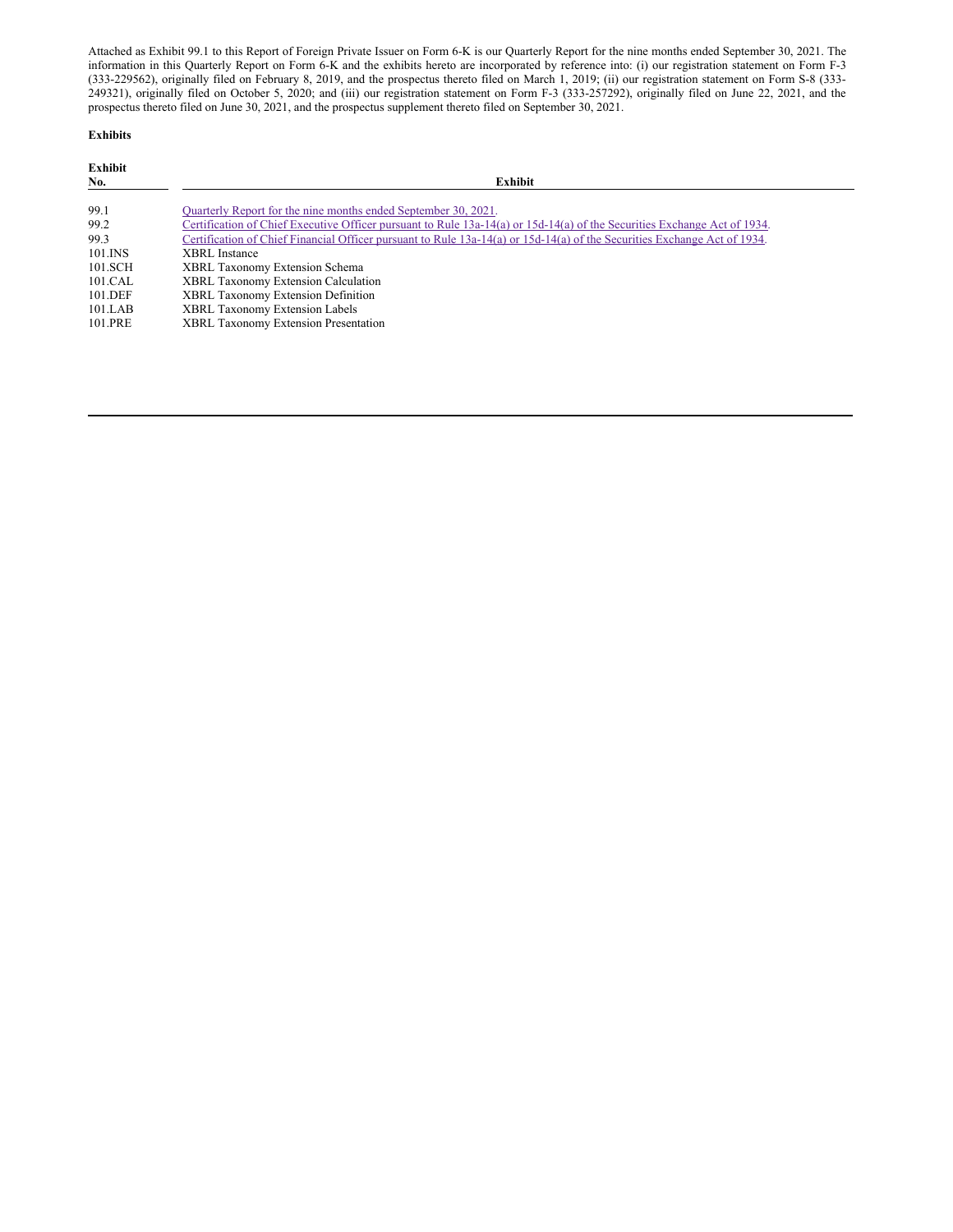Attached as Exhibit 99.1 to this Report of Foreign Private Issuer on Form 6-K is our Quarterly Report for the nine months ended September 30, 2021. The information in this Quarterly Report on Form 6-K and the exhibits hereto are incorporated by reference into: (i) our registration statement on Form F-3 (333-229562), originally filed on February 8, 2019, and the prospectus thereto filed on March 1, 2019; (ii) our registration statement on Form S-8 (333-249321), originally filed on October 5, 2020; and (iii) our registration statement on Form F-3 (333-257292), originally filed on June 22, 2021, and the prospectus thereto filed on June 30, 2021, and the prospectus supplement thereto filed on September 30, 2021.

**Exhibits**

| Exhibit No. | Exhibit |
|---|---|
| 99.1 | Quarterly Report for the nine months ended September 30, 2021. |
| 99.2 | Certification of Chief Executive Officer pursuant to Rule 13a-14(a) or 15d-14(a) of the Securities Exchange Act of 1934. |
| 99.3 | Certification of Chief Financial Officer pursuant to Rule 13a-14(a) or 15d-14(a) of the Securities Exchange Act of 1934. |
| 101.INS | XBRL Instance |
| 101.SCH | XBRL Taxonomy Extension Schema |
| 101.CAL | XBRL Taxonomy Extension Calculation |
| 101.DEF | XBRL Taxonomy Extension Definition |
| 101.LAB | XBRL Taxonomy Extension Labels |
| 101.PRE | XBRL Taxonomy Extension Presentation |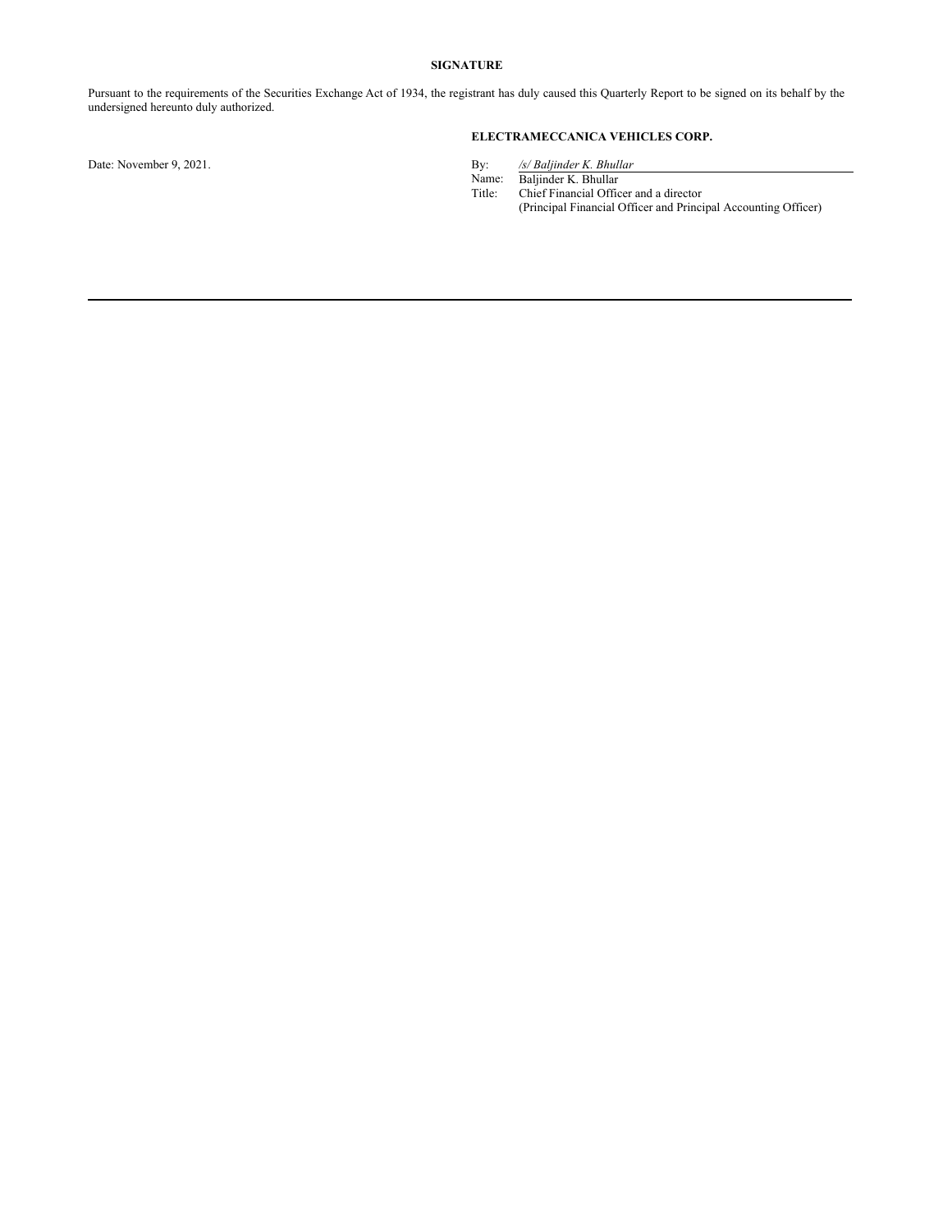**SIGNATURE**

Pursuant to the requirements of the Securities Exchange Act of 1934, the registrant has duly caused this Quarterly Report to be signed on its behalf by the undersigned hereunto duly authorized.

**ELECTRAMECCANICA VEHICLES CORP.**

Date: November 9, 2021.

By: */s/ Baljinder K. Bhullar*
Name: Baljinder K. Bhullar
Title: Chief Financial Officer and a director
(Principal Financial Officer and Principal Accounting Officer)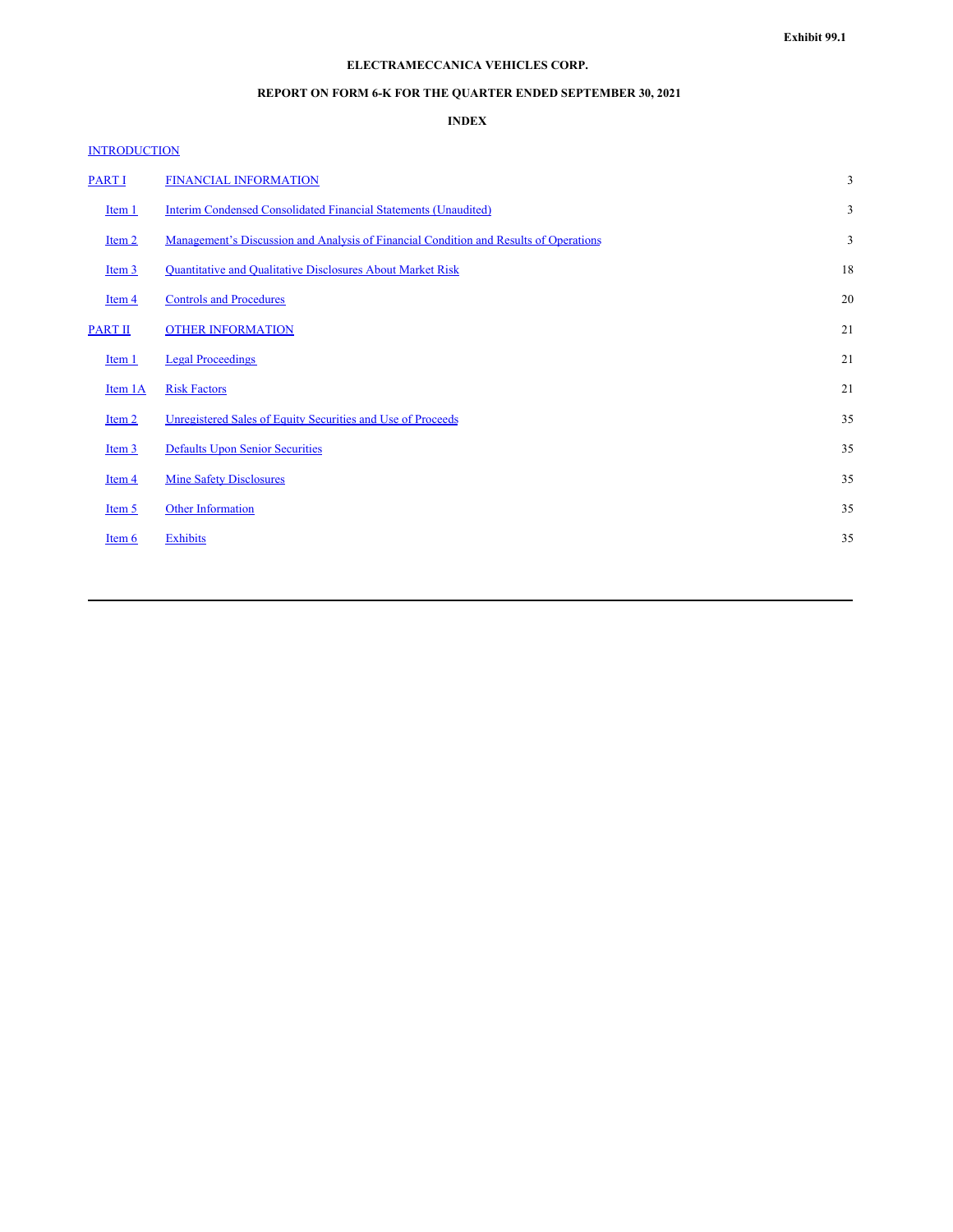Exhibit 99.1

**ELECTRAMECCANICA VEHICLES CORP.**

**REPORT ON FORM 6-K FOR THE QUARTER ENDED SEPTEMBER 30, 2021**

**INDEX**

INTRODUCTION

| | | |
|---|---|---|
| PART I | FINANCIAL INFORMATION | 3 |
| Item 1 | Interim Condensed Consolidated Financial Statements (Unaudited) | 3 |
| Item 2 | Management's Discussion and Analysis of Financial Condition and Results of Operations | 3 |
| Item 3 | Quantitative and Qualitative Disclosures About Market Risk | 18 |
| Item 4 | Controls and Procedures | 20 |
| PART II | OTHER INFORMATION | 21 |
| Item 1 | Legal Proceedings | 21 |
| Item 1A | Risk Factors | 21 |
| Item 2 | Unregistered Sales of Equity Securities and Use of Proceeds | 35 |
| Item 3 | Defaults Upon Senior Securities | 35 |
| Item 4 | Mine Safety Disclosures | 35 |
| Item 5 | Other Information | 35 |
| Item 6 | Exhibits | 35 |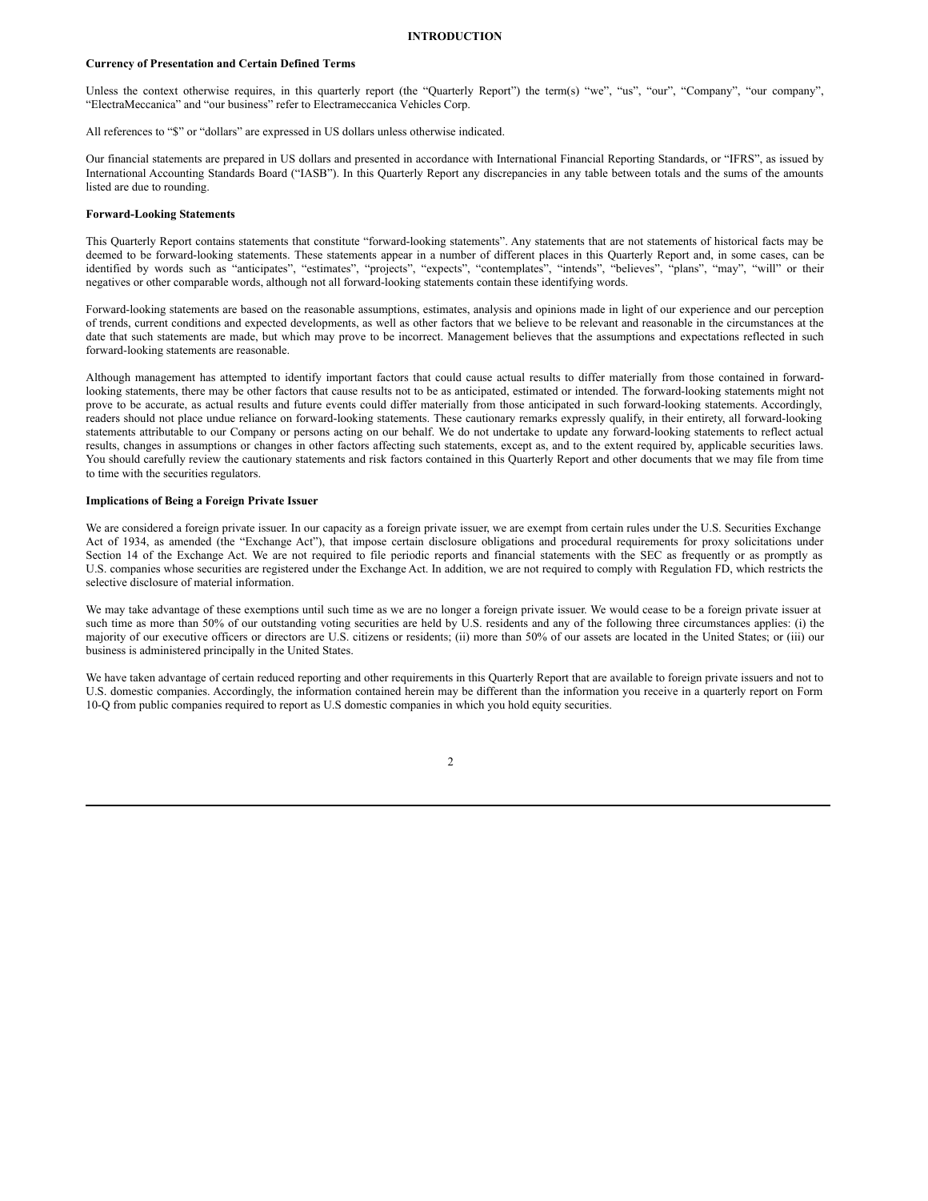# INTRODUCTION

**Currency of Presentation and Certain Defined Terms**

Unless the context otherwise requires, in this quarterly report (the "Quarterly Report") the term(s) "we", "us", "our", "Company", "our company", "ElectraMeccanica" and "our business" refer to Electrameccanica Vehicles Corp.

All references to "$" or "dollars" are expressed in US dollars unless otherwise indicated.

Our financial statements are prepared in US dollars and presented in accordance with International Financial Reporting Standards, or "IFRS", as issued by International Accounting Standards Board ("IASB"). In this Quarterly Report any discrepancies in any table between totals and the sums of the amounts listed are due to rounding.

**Forward-Looking Statements**

This Quarterly Report contains statements that constitute "forward-looking statements". Any statements that are not statements of historical facts may be deemed to be forward-looking statements. These statements appear in a number of different places in this Quarterly Report and, in some cases, can be identified by words such as "anticipates", "estimates", "projects", "expects", "contemplates", "intends", "believes", "plans", "may", "will" or their negatives or other comparable words, although not all forward-looking statements contain these identifying words.

Forward-looking statements are based on the reasonable assumptions, estimates, analysis and opinions made in light of our experience and our perception of trends, current conditions and expected developments, as well as other factors that we believe to be relevant and reasonable in the circumstances at the date that such statements are made, but which may prove to be incorrect. Management believes that the assumptions and expectations reflected in such forward-looking statements are reasonable.

Although management has attempted to identify important factors that could cause actual results to differ materially from those contained in forward-looking statements, there may be other factors that cause results not to be as anticipated, estimated or intended. The forward-looking statements might not prove to be accurate, as actual results and future events could differ materially from those anticipated in such forward-looking statements. Accordingly, readers should not place undue reliance on forward-looking statements. These cautionary remarks expressly qualify, in their entirety, all forward-looking statements attributable to our Company or persons acting on our behalf. We do not undertake to update any forward-looking statements to reflect actual results, changes in assumptions or changes in other factors affecting such statements, except as, and to the extent required by, applicable securities laws. You should carefully review the cautionary statements and risk factors contained in this Quarterly Report and other documents that we may file from time to time with the securities regulators.

**Implications of Being a Foreign Private Issuer**

We are considered a foreign private issuer. In our capacity as a foreign private issuer, we are exempt from certain rules under the U.S. Securities Exchange Act of 1934, as amended (the "Exchange Act"), that impose certain disclosure obligations and procedural requirements for proxy solicitations under Section 14 of the Exchange Act. We are not required to file periodic reports and financial statements with the SEC as frequently or as promptly as U.S. companies whose securities are registered under the Exchange Act. In addition, we are not required to comply with Regulation FD, which restricts the selective disclosure of material information.

We may take advantage of these exemptions until such time as we are no longer a foreign private issuer. We would cease to be a foreign private issuer at such time as more than 50% of our outstanding voting securities are held by U.S. residents and any of the following three circumstances applies: (i) the majority of our executive officers or directors are U.S. citizens or residents; (ii) more than 50% of our assets are located in the United States; or (iii) our business is administered principally in the United States.

We have taken advantage of certain reduced reporting and other requirements in this Quarterly Report that are available to foreign private issuers and not to U.S. domestic companies. Accordingly, the information contained herein may be different than the information you receive in a quarterly report on Form 10-Q from public companies required to report as U.S domestic companies in which you hold equity securities.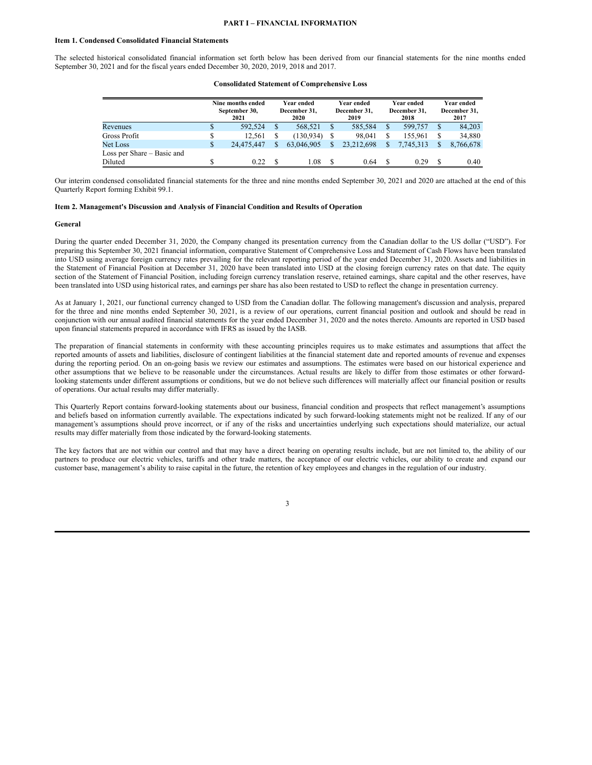**PART I – FINANCIAL INFORMATION**

**Item 1. Condensed Consolidated Financial Statements**

The selected historical consolidated financial information set forth below has been derived from our financial statements for the nine months ended September 30, 2021 and for the fiscal years ended December 30, 2020, 2019, 2018 and 2017.

**Consolidated Statement of Comprehensive Loss**

| | Nine months ended September 30, 2021 | Year ended December 31, 2020 | Year ended December 31, 2019 | Year ended December 31, 2018 | Year ended December 31, 2017 |
|---|---|---|---|---|---|
| Revenues | $ 592,524 | $ 568,521 | $ 585,584 | $ 599,757 | $ 84,203 |
| Gross Profit | $ 12,561 | $ (130,934) | $ 98,041 | $ 155,961 | $ 34,880 |
| Net Loss | $ 24,475,447 | $ 63,046,905 | $ 23,212,698 | $ 7,745,313 | $ 8,766,678 |
| Loss per Share – Basic and Diluted | $ 0.22 | $ 1.08 | $ 0.64 | $ 0.29 | $ 0.40 |

Our interim condensed consolidated financial statements for the three and nine months ended September 30, 2021 and 2020 are attached at the end of this Quarterly Report forming Exhibit 99.1.

**Item 2. Management's Discussion and Analysis of Financial Condition and Results of Operation**

**General**

During the quarter ended December 31, 2020, the Company changed its presentation currency from the Canadian dollar to the US dollar ("USD"). For preparing this September 30, 2021 financial information, comparative Statement of Comprehensive Loss and Statement of Cash Flows have been translated into USD using average foreign currency rates prevailing for the relevant reporting period of the year ended December 31, 2020. Assets and liabilities in the Statement of Financial Position at December 31, 2020 have been translated into USD at the closing foreign currency rates on that date. The equity section of the Statement of Financial Position, including foreign currency translation reserve, retained earnings, share capital and the other reserves, have been translated into USD using historical rates, and earnings per share has also been restated to USD to reflect the change in presentation currency.

As at January 1, 2021, our functional currency changed to USD from the Canadian dollar. The following management's discussion and analysis, prepared for the three and nine months ended September 30, 2021, is a review of our operations, current financial position and outlook and should be read in conjunction with our annual audited financial statements for the year ended December 31, 2020 and the notes thereto. Amounts are reported in USD based upon financial statements prepared in accordance with IFRS as issued by the IASB.

The preparation of financial statements in conformity with these accounting principles requires us to make estimates and assumptions that affect the reported amounts of assets and liabilities, disclosure of contingent liabilities at the financial statement date and reported amounts of revenue and expenses during the reporting period. On an on-going basis we review our estimates and assumptions. The estimates were based on our historical experience and other assumptions that we believe to be reasonable under the circumstances. Actual results are likely to differ from those estimates or other forward-looking statements under different assumptions or conditions, but we do not believe such differences will materially affect our financial position or results of operations. Our actual results may differ materially.

This Quarterly Report contains forward-looking statements about our business, financial condition and prospects that reflect management's assumptions and beliefs based on information currently available. The expectations indicated by such forward-looking statements might not be realized. If any of our management's assumptions should prove incorrect, or if any of the risks and uncertainties underlying such expectations should materialize, our actual results may differ materially from those indicated by the forward-looking statements.

The key factors that are not within our control and that may have a direct bearing on operating results include, but are not limited to, the ability of our partners to produce our electric vehicles, tariffs and other trade matters, the acceptance of our electric vehicles, our ability to create and expand our customer base, management's ability to raise capital in the future, the retention of key employees and changes in the regulation of our industry.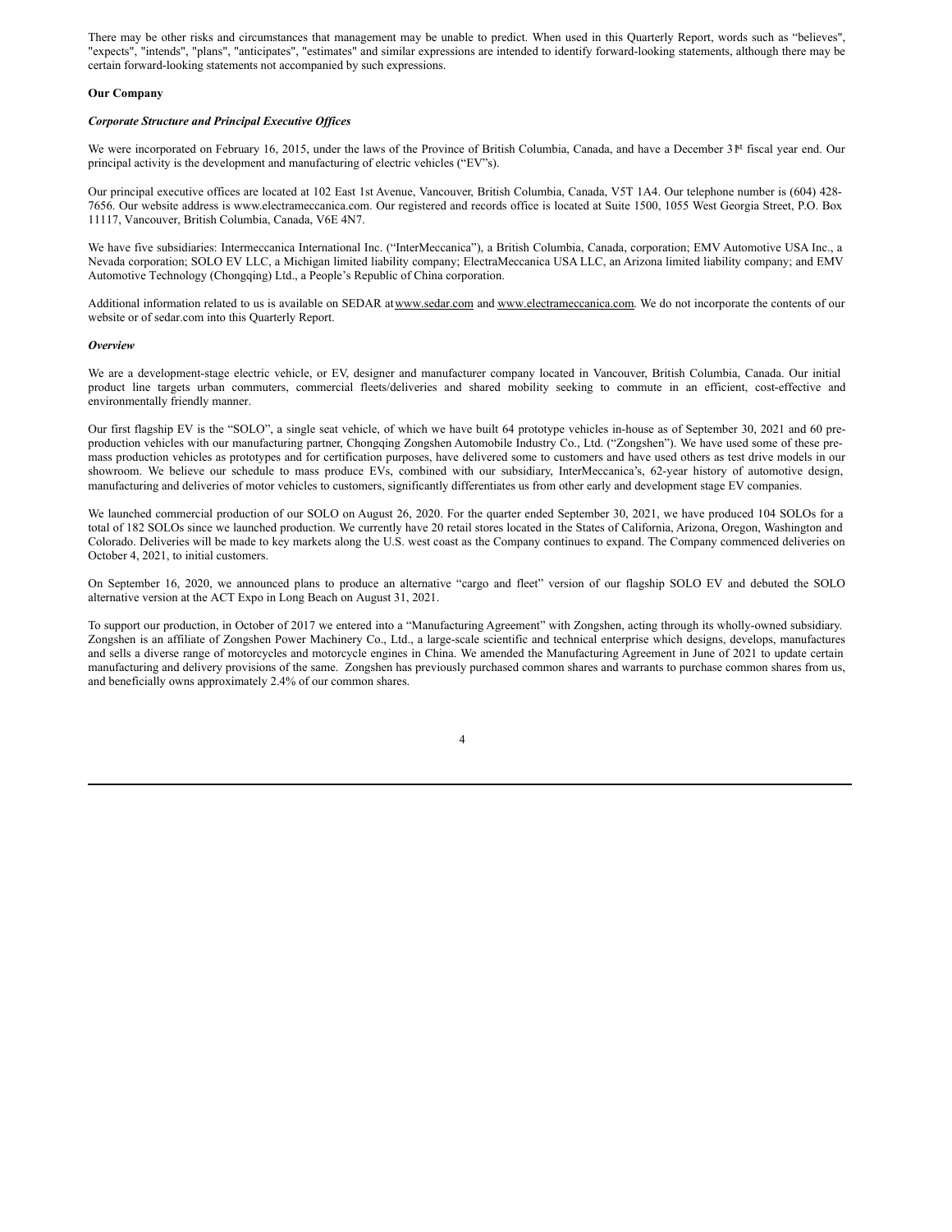There may be other risks and circumstances that management may be unable to predict. When used in this Quarterly Report, words such as "believes", "expects", "intends", "plans", "anticipates", "estimates" and similar expressions are intended to identify forward-looking statements, although there may be certain forward-looking statements not accompanied by such expressions.

**Our Company**

***Corporate Structure and Principal Executive Offices***

We were incorporated on February 16, 2015, under the laws of the Province of British Columbia, Canada, and have a December 31st fiscal year end. Our principal activity is the development and manufacturing of electric vehicles ("EV"s).

Our principal executive offices are located at 102 East 1st Avenue, Vancouver, British Columbia, Canada, V5T 1A4. Our telephone number is (604) 428-7656. Our website address is www.electrameccanica.com. Our registered and records office is located at Suite 1500, 1055 West Georgia Street, P.O. Box 11117, Vancouver, British Columbia, Canada, V6E 4N7.

We have five subsidiaries: Intermeccanica International Inc. ("InterMeccanica"), a British Columbia, Canada, corporation; EMV Automotive USA Inc., a Nevada corporation; SOLO EV LLC, a Michigan limited liability company; ElectraMeccanica USA LLC, an Arizona limited liability company; and EMV Automotive Technology (Chongqing) Ltd., a People's Republic of China corporation.

Additional information related to us is available on SEDAR at www.sedar.com and www.electrameccanica.com. We do not incorporate the contents of our website or of sedar.com into this Quarterly Report.

***Overview***

We are a development-stage electric vehicle, or EV, designer and manufacturer company located in Vancouver, British Columbia, Canada. Our initial product line targets urban commuters, commercial fleets/deliveries and shared mobility seeking to commute in an efficient, cost-effective and environmentally friendly manner.

Our first flagship EV is the "SOLO", a single seat vehicle, of which we have built 64 prototype vehicles in-house as of September 30, 2021 and 60 pre-production vehicles with our manufacturing partner, Chongqing Zongshen Automobile Industry Co., Ltd. ("Zongshen"). We have used some of these pre-mass production vehicles as prototypes and for certification purposes, have delivered some to customers and have used others as test drive models in our showroom. We believe our schedule to mass produce EVs, combined with our subsidiary, InterMeccanica's, 62-year history of automotive design, manufacturing and deliveries of motor vehicles to customers, significantly differentiates us from other early and development stage EV companies.

We launched commercial production of our SOLO on August 26, 2020. For the quarter ended September 30, 2021, we have produced 104 SOLOs for a total of 182 SOLOs since we launched production. We currently have 20 retail stores located in the States of California, Arizona, Oregon, Washington and Colorado. Deliveries will be made to key markets along the U.S. west coast as the Company continues to expand. The Company commenced deliveries on October 4, 2021, to initial customers.

On September 16, 2020, we announced plans to produce an alternative "cargo and fleet" version of our flagship SOLO EV and debuted the SOLO alternative version at the ACT Expo in Long Beach on August 31, 2021.

To support our production, in October of 2017 we entered into a "Manufacturing Agreement" with Zongshen, acting through its wholly-owned subsidiary. Zongshen is an affiliate of Zongshen Power Machinery Co., Ltd., a large-scale scientific and technical enterprise which designs, develops, manufactures and sells a diverse range of motorcycles and motorcycle engines in China. We amended the Manufacturing Agreement in June of 2021 to update certain manufacturing and delivery provisions of the same. Zongshen has previously purchased common shares and warrants to purchase common shares from us, and beneficially owns approximately 2.4% of our common shares.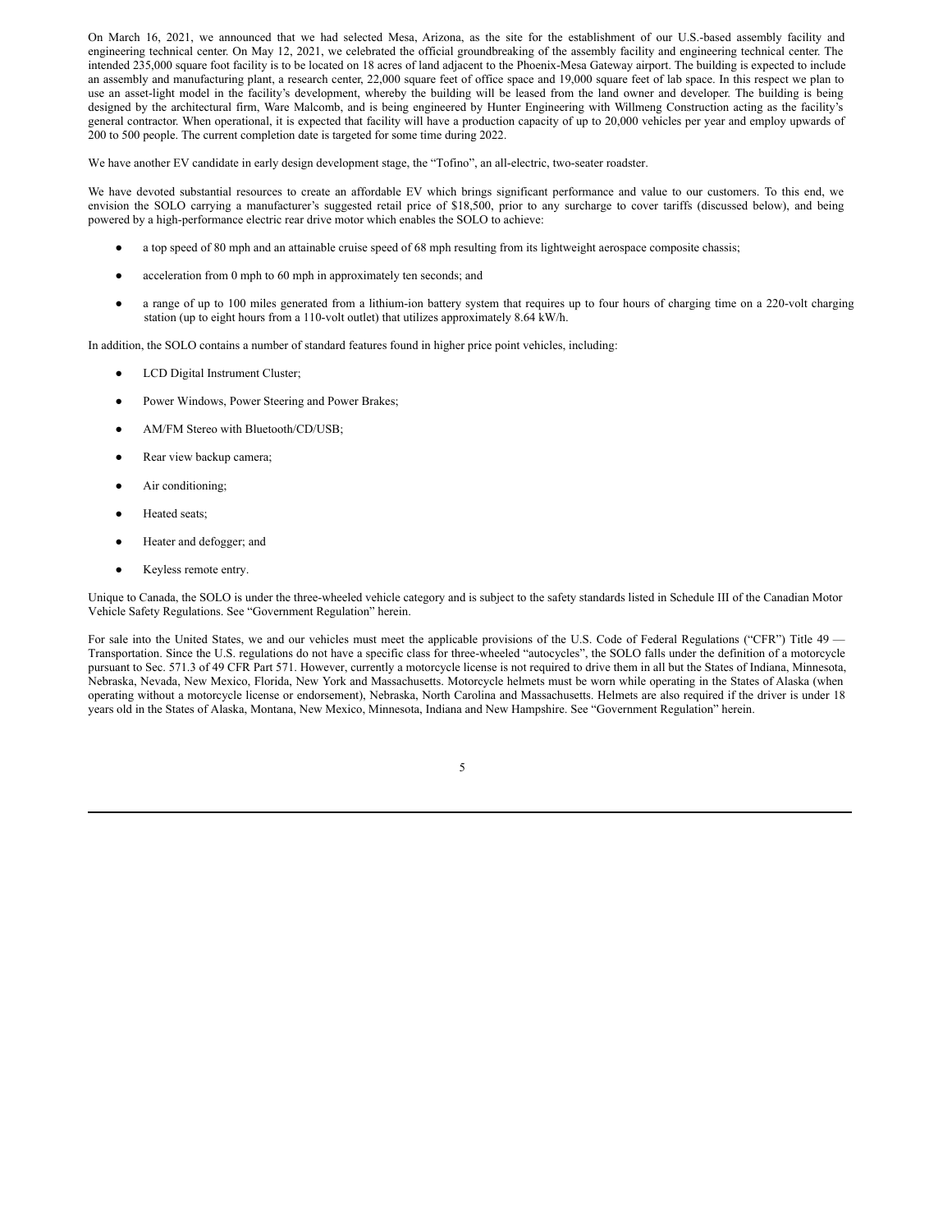On March 16, 2021, we announced that we had selected Mesa, Arizona, as the site for the establishment of our U.S.-based assembly facility and engineering technical center. On May 12, 2021, we celebrated the official groundbreaking of the assembly facility and engineering technical center. The intended 235,000 square foot facility is to be located on 18 acres of land adjacent to the Phoenix-Mesa Gateway airport. The building is expected to include an assembly and manufacturing plant, a research center, 22,000 square feet of office space and 19,000 square feet of lab space. In this respect we plan to use an asset-light model in the facility's development, whereby the building will be leased from the land owner and developer. The building is being designed by the architectural firm, Ware Malcomb, and is being engineered by Hunter Engineering with Willmeng Construction acting as the facility's general contractor. When operational, it is expected that facility will have a production capacity of up to 20,000 vehicles per year and employ upwards of 200 to 500 people. The current completion date is targeted for some time during 2022.

We have another EV candidate in early design development stage, the "Tofino", an all-electric, two-seater roadster.

We have devoted substantial resources to create an affordable EV which brings significant performance and value to our customers. To this end, we envision the SOLO carrying a manufacturer's suggested retail price of $18,500, prior to any surcharge to cover tariffs (discussed below), and being powered by a high-performance electric rear drive motor which enables the SOLO to achieve:

- a top speed of 80 mph and an attainable cruise speed of 68 mph resulting from its lightweight aerospace composite chassis;
- acceleration from 0 mph to 60 mph in approximately ten seconds; and
- a range of up to 100 miles generated from a lithium-ion battery system that requires up to four hours of charging time on a 220-volt charging station (up to eight hours from a 110-volt outlet) that utilizes approximately 8.64 kW/h.

In addition, the SOLO contains a number of standard features found in higher price point vehicles, including:

- LCD Digital Instrument Cluster;
- Power Windows, Power Steering and Power Brakes;
- AM/FM Stereo with Bluetooth/CD/USB;
- Rear view backup camera;
- Air conditioning;
- Heated seats;
- Heater and defogger; and
- Keyless remote entry.

Unique to Canada, the SOLO is under the three-wheeled vehicle category and is subject to the safety standards listed in Schedule III of the Canadian Motor Vehicle Safety Regulations. See "Government Regulation" herein.

For sale into the United States, we and our vehicles must meet the applicable provisions of the U.S. Code of Federal Regulations ("CFR") Title 49 — Transportation. Since the U.S. regulations do not have a specific class for three-wheeled "autocycles", the SOLO falls under the definition of a motorcycle pursuant to Sec. 571.3 of 49 CFR Part 571. However, currently a motorcycle license is not required to drive them in all but the States of Indiana, Minnesota, Nebraska, Nevada, New Mexico, Florida, New York and Massachusetts. Motorcycle helmets must be worn while operating in the States of Alaska (when operating without a motorcycle license or endorsement), Nebraska, North Carolina and Massachusetts. Helmets are also required if the driver is under 18 years old in the States of Alaska, Montana, New Mexico, Minnesota, Indiana and New Hampshire. See "Government Regulation" herein.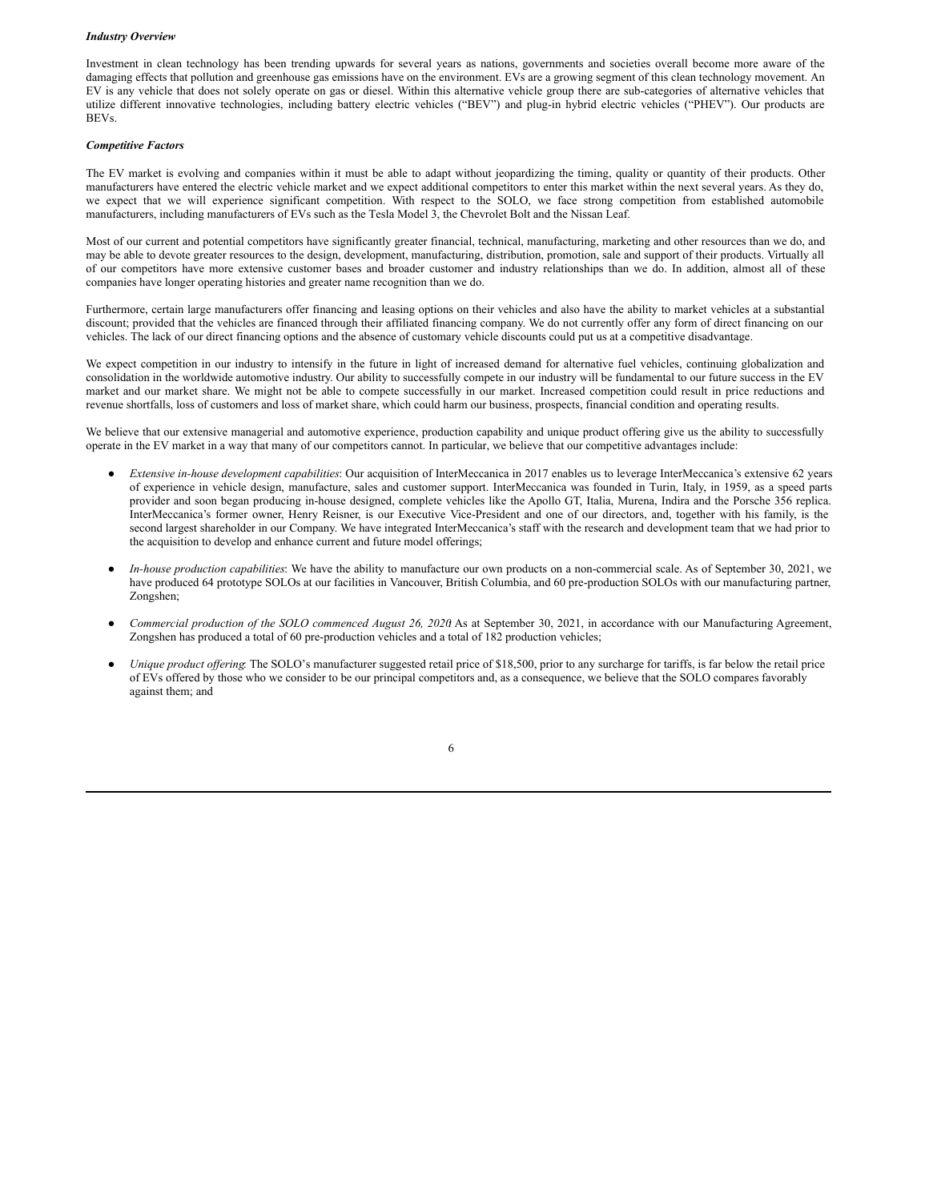***Industry Overview***

Investment in clean technology has been trending upwards for several years as nations, governments and societies overall become more aware of the damaging effects that pollution and greenhouse gas emissions have on the environment. EVs are a growing segment of this clean technology movement. An EV is any vehicle that does not solely operate on gas or diesel. Within this alternative vehicle group there are sub-categories of alternative vehicles that utilize different innovative technologies, including battery electric vehicles ("BEV") and plug-in hybrid electric vehicles ("PHEV"). Our products are BEVs.

***Competitive Factors***

The EV market is evolving and companies within it must be able to adapt without jeopardizing the timing, quality or quantity of their products. Other manufacturers have entered the electric vehicle market and we expect additional competitors to enter this market within the next several years. As they do, we expect that we will experience significant competition. With respect to the SOLO, we face strong competition from established automobile manufacturers, including manufacturers of EVs such as the Tesla Model 3, the Chevrolet Bolt and the Nissan Leaf.

Most of our current and potential competitors have significantly greater financial, technical, manufacturing, marketing and other resources than we do, and may be able to devote greater resources to the design, development, manufacturing, distribution, promotion, sale and support of their products. Virtually all of our competitors have more extensive customer bases and broader customer and industry relationships than we do. In addition, almost all of these companies have longer operating histories and greater name recognition than we do.

Furthermore, certain large manufacturers offer financing and leasing options on their vehicles and also have the ability to market vehicles at a substantial discount; provided that the vehicles are financed through their affiliated financing company. We do not currently offer any form of direct financing on our vehicles. The lack of our direct financing options and the absence of customary vehicle discounts could put us at a competitive disadvantage.

We expect competition in our industry to intensify in the future in light of increased demand for alternative fuel vehicles, continuing globalization and consolidation in the worldwide automotive industry. Our ability to successfully compete in our industry will be fundamental to our future success in the EV market and our market share. We might not be able to compete successfully in our market. Increased competition could result in price reductions and revenue shortfalls, loss of customers and loss of market share, which could harm our business, prospects, financial condition and operating results.

We believe that our extensive managerial and automotive experience, production capability and unique product offering give us the ability to successfully operate in the EV market in a way that many of our competitors cannot. In particular, we believe that our competitive advantages include:

- *Extensive in-house development capabilities*: Our acquisition of InterMeccanica in 2017 enables us to leverage InterMeccanica's extensive 62 years of experience in vehicle design, manufacture, sales and customer support. InterMeccanica was founded in Turin, Italy, in 1959, as a speed parts provider and soon began producing in-house designed, complete vehicles like the Apollo GT, Italia, Murena, Indira and the Porsche 356 replica. InterMeccanica's former owner, Henry Reisner, is our Executive Vice-President and one of our directors, and, together with his family, is the second largest shareholder in our Company. We have integrated InterMeccanica's staff with the research and development team that we had prior to the acquisition to develop and enhance current and future model offerings;

- *In-house production capabilities*: We have the ability to manufacture our own products on a non-commercial scale. As of September 30, 2021, we have produced 64 prototype SOLOs at our facilities in Vancouver, British Columbia, and 60 pre-production SOLOs with our manufacturing partner, Zongshen;

- *Commercial production of the SOLO commenced August 26, 2020*: As at September 30, 2021, in accordance with our Manufacturing Agreement, Zongshen has produced a total of 60 pre-production vehicles and a total of 182 production vehicles;

- *Unique product offering*: The SOLO's manufacturer suggested retail price of $18,500, prior to any surcharge for tariffs, is far below the retail price of EVs offered by those who we consider to be our principal competitors and, as a consequence, we believe that the SOLO compares favorably against them; and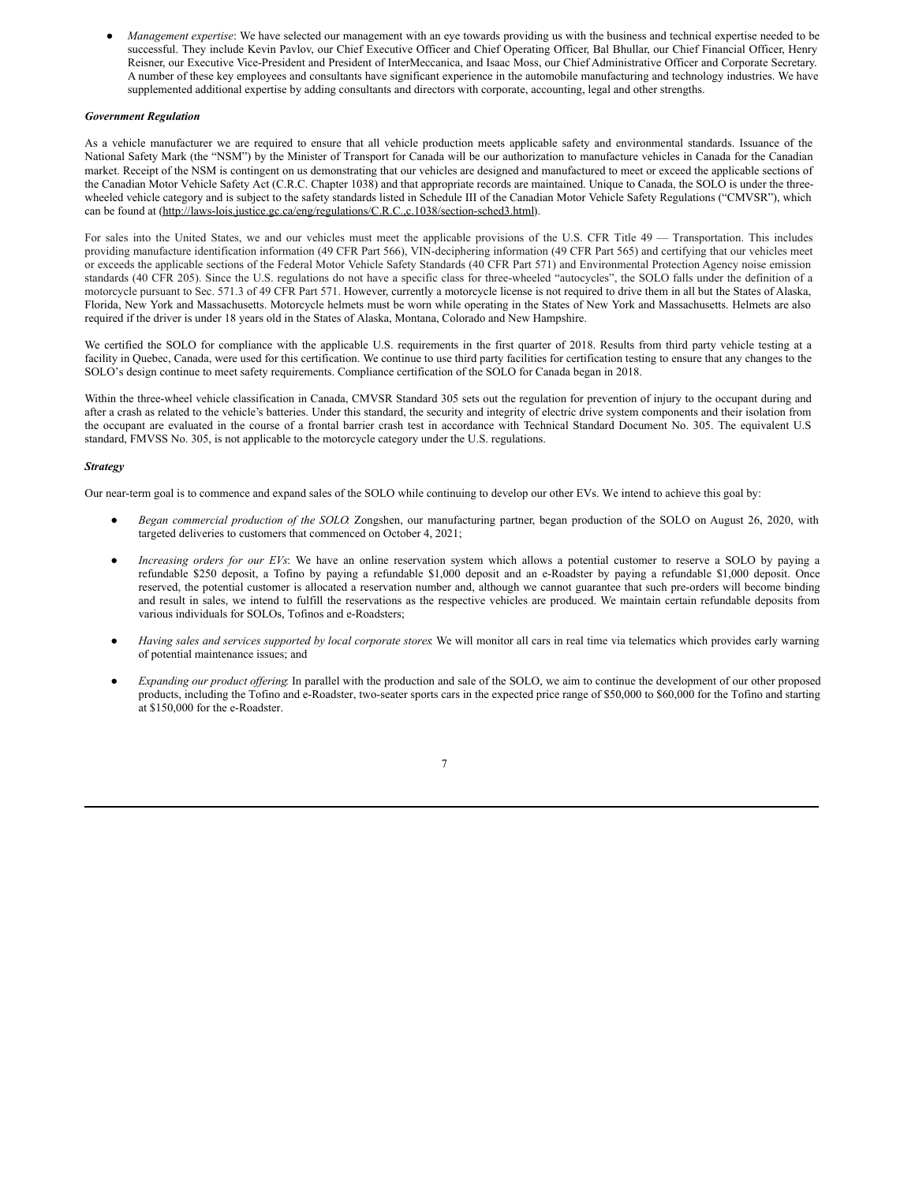- *Management expertise*: We have selected our management with an eye towards providing us with the business and technical expertise needed to be successful. They include Kevin Pavlov, our Chief Executive Officer and Chief Operating Officer, Bal Bhullar, our Chief Financial Officer, Henry Reisner, our Executive Vice-President and President of InterMeccanica, and Isaac Moss, our Chief Administrative Officer and Corporate Secretary. A number of these key employees and consultants have significant experience in the automobile manufacturing and technology industries. We have supplemented additional expertise by adding consultants and directors with corporate, accounting, legal and other strengths.

***Government Regulation***

As a vehicle manufacturer we are required to ensure that all vehicle production meets applicable safety and environmental standards. Issuance of the National Safety Mark (the "NSM") by the Minister of Transport for Canada will be our authorization to manufacture vehicles in Canada for the Canadian market. Receipt of the NSM is contingent on us demonstrating that our vehicles are designed and manufactured to meet or exceed the applicable sections of the Canadian Motor Vehicle Safety Act (C.R.C. Chapter 1038) and that appropriate records are maintained. Unique to Canada, the SOLO is under the three-wheeled vehicle category and is subject to the safety standards listed in Schedule III of the Canadian Motor Vehicle Safety Regulations ("CMVSR"), which can be found at (http://laws-lois.justice.gc.ca/eng/regulations/C.R.C.,c.1038/section-sched3.html).

For sales into the United States, we and our vehicles must meet the applicable provisions of the U.S. CFR Title 49 — Transportation. This includes providing manufacture identification information (49 CFR Part 566), VIN-deciphering information (49 CFR Part 565) and certifying that our vehicles meet or exceeds the applicable sections of the Federal Motor Vehicle Safety Standards (40 CFR Part 571) and Environmental Protection Agency noise emission standards (40 CFR 205). Since the U.S. regulations do not have a specific class for three-wheeled "autocycles", the SOLO falls under the definition of a motorcycle pursuant to Sec. 571.3 of 49 CFR Part 571. However, currently a motorcycle license is not required to drive them in all but the States of Alaska, Florida, New York and Massachusetts. Motorcycle helmets must be worn while operating in the States of New York and Massachusetts. Helmets are also required if the driver is under 18 years old in the States of Alaska, Montana, Colorado and New Hampshire.

We certified the SOLO for compliance with the applicable U.S. requirements in the first quarter of 2018. Results from third party vehicle testing at a facility in Quebec, Canada, were used for this certification. We continue to use third party facilities for certification testing to ensure that any changes to the SOLO's design continue to meet safety requirements. Compliance certification of the SOLO for Canada began in 2018.

Within the three-wheel vehicle classification in Canada, CMVSR Standard 305 sets out the regulation for prevention of injury to the occupant during and after a crash as related to the vehicle's batteries. Under this standard, the security and integrity of electric drive system components and their isolation from the occupant are evaluated in the course of a frontal barrier crash test in accordance with Technical Standard Document No. 305. The equivalent U.S standard, FMVSS No. 305, is not applicable to the motorcycle category under the U.S. regulations.

***Strategy***

Our near-term goal is to commence and expand sales of the SOLO while continuing to develop our other EVs. We intend to achieve this goal by:

- *Began commercial production of the SOLO*: Zongshen, our manufacturing partner, began production of the SOLO on August 26, 2020, with targeted deliveries to customers that commenced on October 4, 2021;

- *Increasing orders for our EVs*: We have an online reservation system which allows a potential customer to reserve a SOLO by paying a refundable $250 deposit, a Tofino by paying a refundable $1,000 deposit and an e-Roadster by paying a refundable $1,000 deposit. Once reserved, the potential customer is allocated a reservation number and, although we cannot guarantee that such pre-orders will become binding and result in sales, we intend to fulfill the reservations as the respective vehicles are produced. We maintain certain refundable deposits from various individuals for SOLOs, Tofinos and e-Roadsters;

- *Having sales and services supported by local corporate stores*: We will monitor all cars in real time via telematics which provides early warning of potential maintenance issues; and

- *Expanding our product offering*: In parallel with the production and sale of the SOLO, we aim to continue the development of our other proposed products, including the Tofino and e-Roadster, two-seater sports cars in the expected price range of $50,000 to $60,000 for the Tofino and starting at $150,000 for the e-Roadster.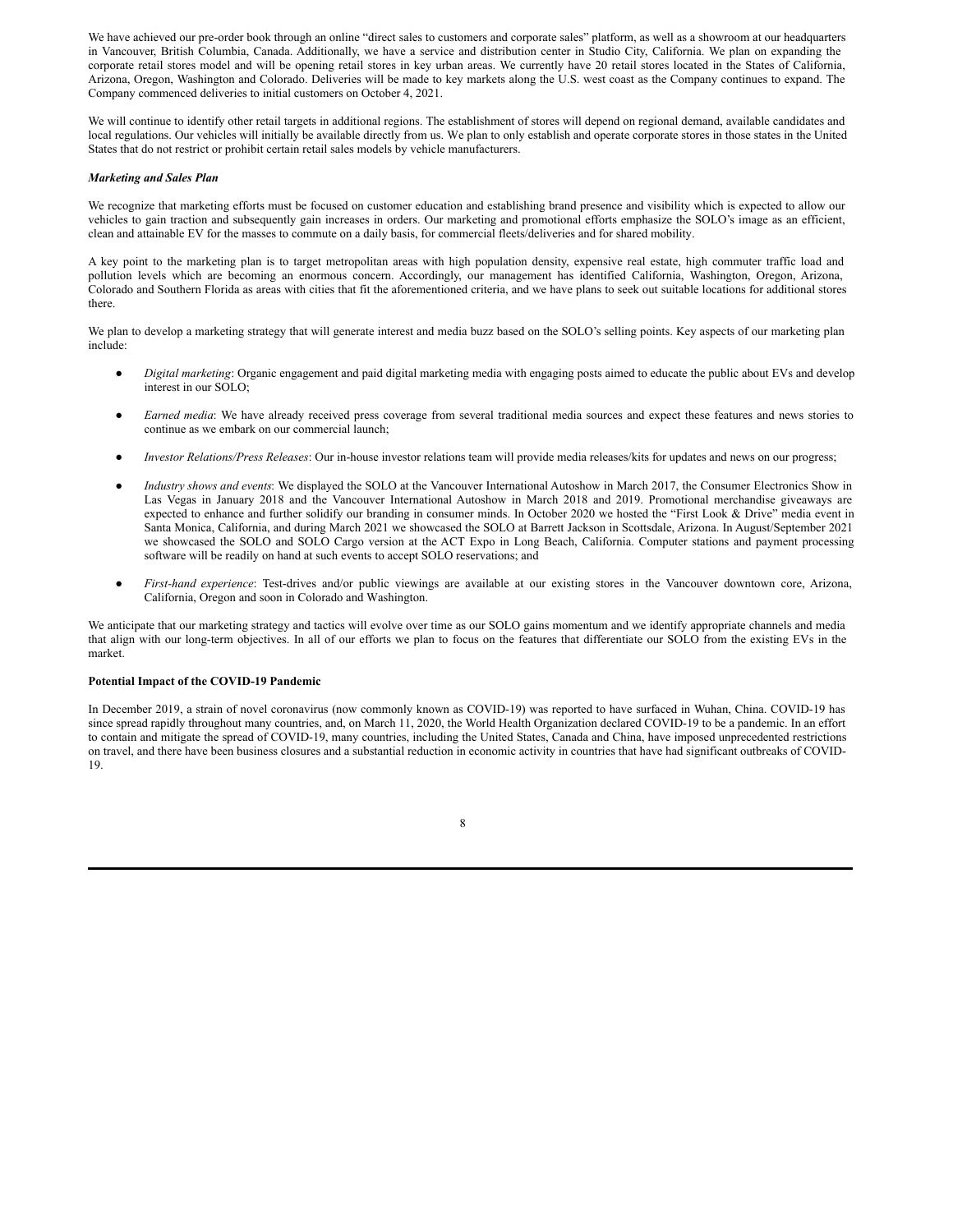We have achieved our pre-order book through an online "direct sales to customers and corporate sales" platform, as well as a showroom at our headquarters in Vancouver, British Columbia, Canada. Additionally, we have a service and distribution center in Studio City, California. We plan on expanding the corporate retail stores model and will be opening retail stores in key urban areas. We currently have 20 retail stores located in the States of California, Arizona, Oregon, Washington and Colorado. Deliveries will be made to key markets along the U.S. west coast as the Company continues to expand. The Company commenced deliveries to initial customers on October 4, 2021.

We will continue to identify other retail targets in additional regions. The establishment of stores will depend on regional demand, available candidates and local regulations. Our vehicles will initially be available directly from us. We plan to only establish and operate corporate stores in those states in the United States that do not restrict or prohibit certain retail sales models by vehicle manufacturers.

***Marketing and Sales Plan***

We recognize that marketing efforts must be focused on customer education and establishing brand presence and visibility which is expected to allow our vehicles to gain traction and subsequently gain increases in orders. Our marketing and promotional efforts emphasize the SOLO's image as an efficient, clean and attainable EV for the masses to commute on a daily basis, for commercial fleets/deliveries and for shared mobility.

A key point to the marketing plan is to target metropolitan areas with high population density, expensive real estate, high commuter traffic load and pollution levels which are becoming an enormous concern. Accordingly, our management has identified California, Washington, Oregon, Arizona, Colorado and Southern Florida as areas with cities that fit the aforementioned criteria, and we have plans to seek out suitable locations for additional stores there.

We plan to develop a marketing strategy that will generate interest and media buzz based on the SOLO's selling points. Key aspects of our marketing plan include:

- *Digital marketing*: Organic engagement and paid digital marketing media with engaging posts aimed to educate the public about EVs and develop interest in our SOLO;
- *Earned media*: We have already received press coverage from several traditional media sources and expect these features and news stories to continue as we embark on our commercial launch;
- *Investor Relations/Press Releases*: Our in-house investor relations team will provide media releases/kits for updates and news on our progress;
- *Industry shows and events*: We displayed the SOLO at the Vancouver International Autoshow in March 2017, the Consumer Electronics Show in Las Vegas in January 2018 and the Vancouver International Autoshow in March 2018 and 2019. Promotional merchandise giveaways are expected to enhance and further solidify our branding in consumer minds. In October 2020 we hosted the "First Look & Drive" media event in Santa Monica, California, and during March 2021 we showcased the SOLO at Barrett Jackson in Scottsdale, Arizona. In August/September 2021 we showcased the SOLO and SOLO Cargo version at the ACT Expo in Long Beach, California. Computer stations and payment processing software will be readily on hand at such events to accept SOLO reservations; and
- *First-hand experience*: Test-drives and/or public viewings are available at our existing stores in the Vancouver downtown core, Arizona, California, Oregon and soon in Colorado and Washington.

We anticipate that our marketing strategy and tactics will evolve over time as our SOLO gains momentum and we identify appropriate channels and media that align with our long-term objectives. In all of our efforts we plan to focus on the features that differentiate our SOLO from the existing EVs in the market.

**Potential Impact of the COVID-19 Pandemic**

In December 2019, a strain of novel coronavirus (now commonly known as COVID-19) was reported to have surfaced in Wuhan, China. COVID-19 has since spread rapidly throughout many countries, and, on March 11, 2020, the World Health Organization declared COVID-19 to be a pandemic. In an effort to contain and mitigate the spread of COVID-19, many countries, including the United States, Canada and China, have imposed unprecedented restrictions on travel, and there have been business closures and a substantial reduction in economic activity in countries that have had significant outbreaks of COVID-19.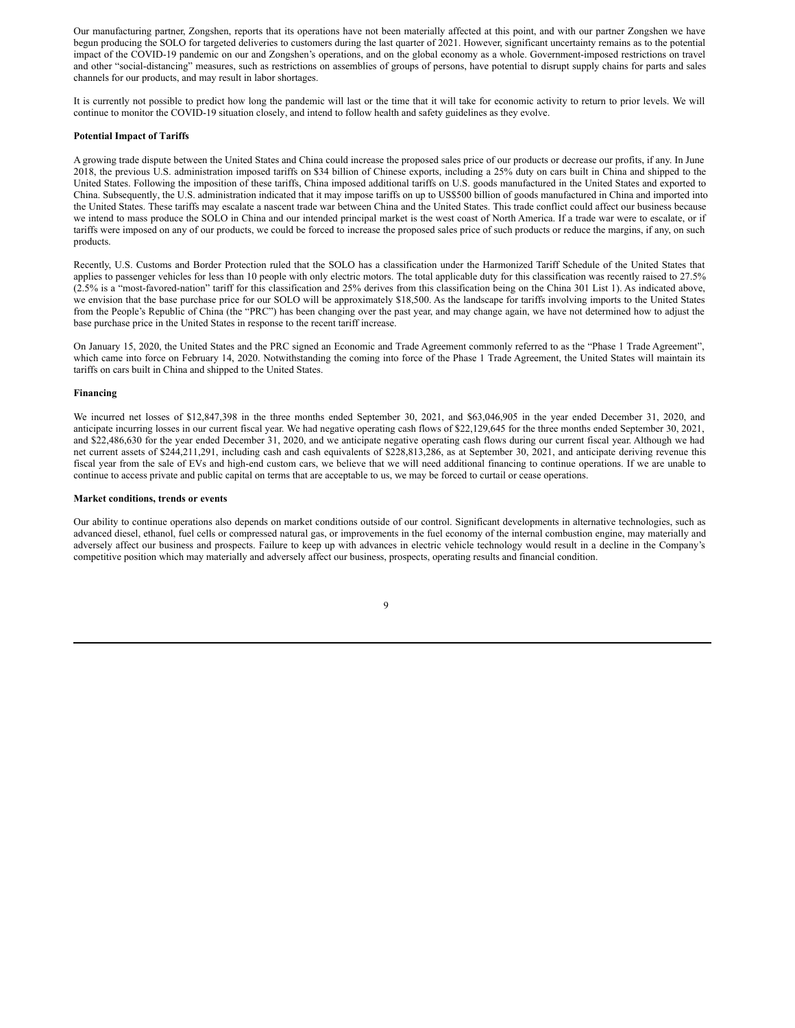Our manufacturing partner, Zongshen, reports that its operations have not been materially affected at this point, and with our partner Zongshen we have begun producing the SOLO for targeted deliveries to customers during the last quarter of 2021. However, significant uncertainty remains as to the potential impact of the COVID-19 pandemic on our and Zongshen's operations, and on the global economy as a whole. Government-imposed restrictions on travel and other "social-distancing" measures, such as restrictions on assemblies of groups of persons, have potential to disrupt supply chains for parts and sales channels for our products, and may result in labor shortages.

It is currently not possible to predict how long the pandemic will last or the time that it will take for economic activity to return to prior levels. We will continue to monitor the COVID-19 situation closely, and intend to follow health and safety guidelines as they evolve.

**Potential Impact of Tariffs**

A growing trade dispute between the United States and China could increase the proposed sales price of our products or decrease our profits, if any. In June 2018, the previous U.S. administration imposed tariffs on $34 billion of Chinese exports, including a 25% duty on cars built in China and shipped to the United States. Following the imposition of these tariffs, China imposed additional tariffs on U.S. goods manufactured in the United States and exported to China. Subsequently, the U.S. administration indicated that it may impose tariffs on up to US$500 billion of goods manufactured in China and imported into the United States. These tariffs may escalate a nascent trade war between China and the United States. This trade conflict could affect our business because we intend to mass produce the SOLO in China and our intended principal market is the west coast of North America. If a trade war were to escalate, or if tariffs were imposed on any of our products, we could be forced to increase the proposed sales price of such products or reduce the margins, if any, on such products.

Recently, U.S. Customs and Border Protection ruled that the SOLO has a classification under the Harmonized Tariff Schedule of the United States that applies to passenger vehicles for less than 10 people with only electric motors. The total applicable duty for this classification was recently raised to 27.5% (2.5% is a "most-favored-nation" tariff for this classification and 25% derives from this classification being on the China 301 List 1). As indicated above, we envision that the base purchase price for our SOLO will be approximately $18,500. As the landscape for tariffs involving imports to the United States from the People's Republic of China (the "PRC") has been changing over the past year, and may change again, we have not determined how to adjust the base purchase price in the United States in response to the recent tariff increase.

On January 15, 2020, the United States and the PRC signed an Economic and Trade Agreement commonly referred to as the "Phase 1 Trade Agreement", which came into force on February 14, 2020. Notwithstanding the coming into force of the Phase 1 Trade Agreement, the United States will maintain its tariffs on cars built in China and shipped to the United States.

**Financing**

We incurred net losses of $12,847,398 in the three months ended September 30, 2021, and $63,046,905 in the year ended December 31, 2020, and anticipate incurring losses in our current fiscal year. We had negative operating cash flows of $22,129,645 for the three months ended September 30, 2021, and $22,486,630 for the year ended December 31, 2020, and we anticipate negative operating cash flows during our current fiscal year. Although we had net current assets of $244,211,291, including cash and cash equivalents of $228,813,286, as at September 30, 2021, and anticipate deriving revenue this fiscal year from the sale of EVs and high-end custom cars, we believe that we will need additional financing to continue operations. If we are unable to continue to access private and public capital on terms that are acceptable to us, we may be forced to curtail or cease operations.

**Market conditions, trends or events**

Our ability to continue operations also depends on market conditions outside of our control. Significant developments in alternative technologies, such as advanced diesel, ethanol, fuel cells or compressed natural gas, or improvements in the fuel economy of the internal combustion engine, may materially and adversely affect our business and prospects. Failure to keep up with advances in electric vehicle technology would result in a decline in the Company's competitive position which may materially and adversely affect our business, prospects, operating results and financial condition.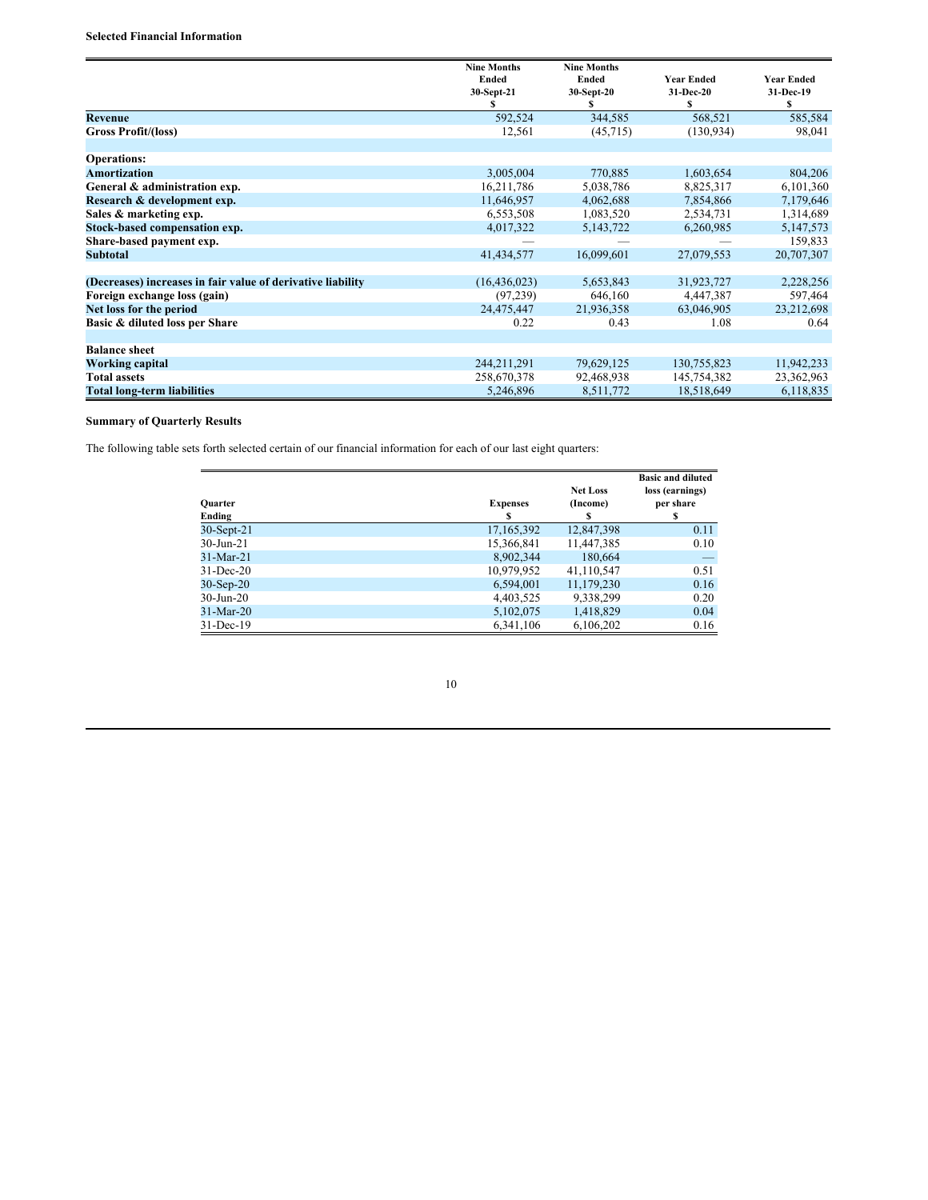**Selected Financial Information**

| | Nine Months Ended 30-Sept-21 $ | Nine Months Ended 30-Sept-20 $ | Year Ended 31-Dec-20 $ | Year Ended 31-Dec-19 $ |
|---|---|---|---|---|
| **Revenue** | 592,524 | 344,585 | 568,521 | 585,584 |
| **Gross Profit/(loss)** | 12,561 | (45,715) | (130,934) | 98,041 |
| | | | | |
| **Operations:** | | | | |
| **Amortization** | 3,005,004 | 770,885 | 1,603,654 | 804,206 |
| **General & administration exp.** | 16,211,786 | 5,038,786 | 8,825,317 | 6,101,360 |
| **Research & development exp.** | 11,646,957 | 4,062,688 | 7,854,866 | 7,179,646 |
| **Sales & marketing exp.** | 6,553,508 | 1,083,520 | 2,534,731 | 1,314,689 |
| **Stock-based compensation exp.** | 4,017,322 | 5,143,722 | 6,260,985 | 5,147,573 |
| **Share-based payment exp.** | — | — | — | 159,833 |
| **Subtotal** | 41,434,577 | 16,099,601 | 27,079,553 | 20,707,307 |
| | | | | |
| **(Decreases) increases in fair value of derivative liability** | (16,436,023) | 5,653,843 | 31,923,727 | 2,228,256 |
| **Foreign exchange loss (gain)** | (97,239) | 646,160 | 4,447,387 | 597,464 |
| **Net loss for the period** | 24,475,447 | 21,936,358 | 63,046,905 | 23,212,698 |
| **Basic & diluted loss per Share** | 0.22 | 0.43 | 1.08 | 0.64 |
| | | | | |
| **Balance sheet** | | | | |
| **Working capital** | 244,211,291 | 79,629,125 | 130,755,823 | 11,942,233 |
| **Total assets** | 258,670,378 | 92,468,938 | 145,754,382 | 23,362,963 |
| **Total long-term liabilities** | 5,246,896 | 8,511,772 | 18,518,649 | 6,118,835 |

**Summary of Quarterly Results**

The following table sets forth selected certain of our financial information for each of our last eight quarters:

| Quarter Ending | Expenses $ | Net Loss (Income) $ | Basic and diluted loss (earnings) per share $ |
|---|---|---|---|
| 30-Sept-21 | 17,165,392 | 12,847,398 | 0.11 |
| 30-Jun-21 | 15,366,841 | 11,447,385 | 0.10 |
| 31-Mar-21 | 8,902,344 | 180,664 | — |
| 31-Dec-20 | 10,979,952 | 41,110,547 | 0.51 |
| 30-Sep-20 | 6,594,001 | 11,179,230 | 0.16 |
| 30-Jun-20 | 4,403,525 | 9,338,299 | 0.20 |
| 31-Mar-20 | 5,102,075 | 1,418,829 | 0.04 |
| 31-Dec-19 | 6,341,106 | 6,106,202 | 0.16 |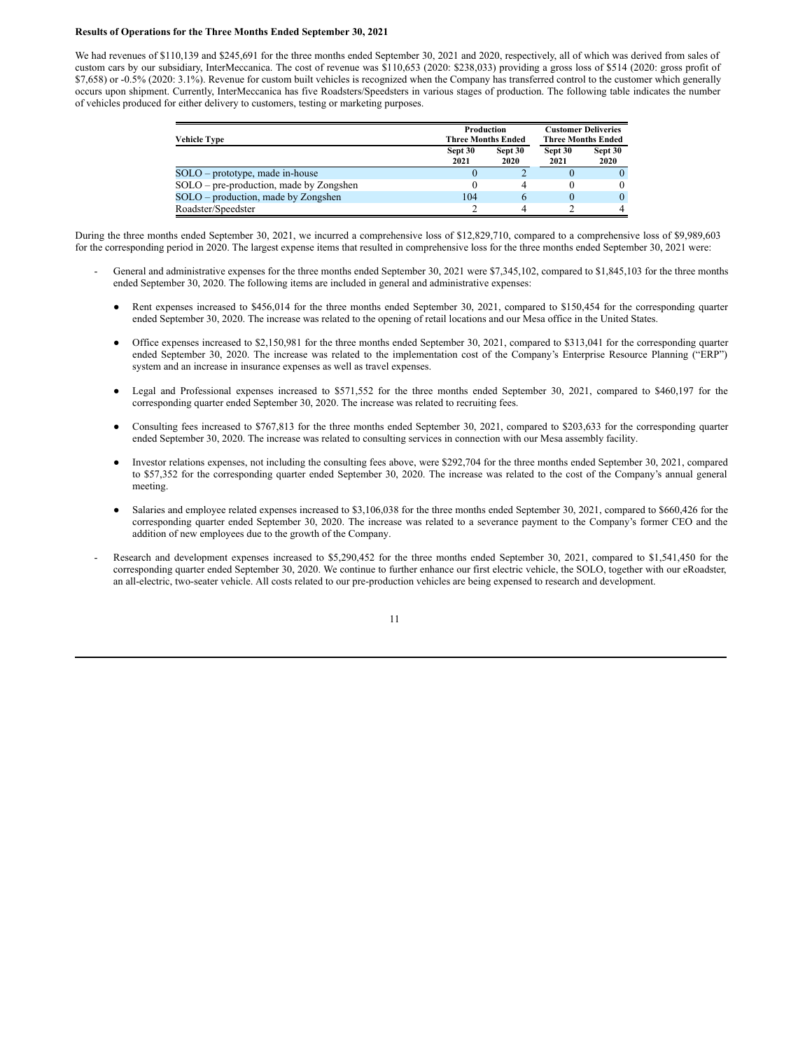**Results of Operations for the Three Months Ended September 30, 2021**

We had revenues of $110,139 and $245,691 for the three months ended September 30, 2021 and 2020, respectively, all of which was derived from sales of custom cars by our subsidiary, InterMeccanica. The cost of revenue was $110,653 (2020: $238,033) providing a gross loss of $514 (2020: gross profit of $7,658) or -0.5% (2020: 3.1%). Revenue for custom built vehicles is recognized when the Company has transferred control to the customer which generally occurs upon shipment. Currently, InterMeccanica has five Roadsters/Speedsters in various stages of production. The following table indicates the number of vehicles produced for either delivery to customers, testing or marketing purposes.

| Vehicle Type | Production Three Months Ended | | Customer Deliveries Three Months Ended | |
|---|---|---|---|---|
| | Sept 30 2021 | Sept 30 2020 | Sept 30 2021 | Sept 30 2020 |
| SOLO – prototype, made in-house | 0 | 2 | 0 | 0 |
| SOLO – pre-production, made by Zongshen | 0 | 4 | 0 | 0 |
| SOLO – production, made by Zongshen | 104 | 6 | 0 | 0 |
| Roadster/Speedster | 2 | 4 | 2 | 4 |

During the three months ended September 30, 2021, we incurred a comprehensive loss of $12,829,710, compared to a comprehensive loss of $9,989,603 for the corresponding period in 2020. The largest expense items that resulted in comprehensive loss for the three months ended September 30, 2021 were:

- General and administrative expenses for the three months ended September 30, 2021 were $7,345,102, compared to $1,845,103 for the three months ended September 30, 2020. The following items are included in general and administrative expenses:

  - Rent expenses increased to $456,014 for the three months ended September 30, 2021, compared to $150,454 for the corresponding quarter ended September 30, 2020. The increase was related to the opening of retail locations and our Mesa office in the United States.

  - Office expenses increased to $2,150,981 for the three months ended September 30, 2021, compared to $313,041 for the corresponding quarter ended September 30, 2020. The increase was related to the implementation cost of the Company's Enterprise Resource Planning ("ERP") system and an increase in insurance expenses as well as travel expenses.

  - Legal and Professional expenses increased to $571,552 for the three months ended September 30, 2021, compared to $460,197 for the corresponding quarter ended September 30, 2020. The increase was related to recruiting fees.

  - Consulting fees increased to $767,813 for the three months ended September 30, 2021, compared to $203,633 for the corresponding quarter ended September 30, 2020. The increase was related to consulting services in connection with our Mesa assembly facility.

  - Investor relations expenses, not including the consulting fees above, were $292,704 for the three months ended September 30, 2021, compared to $57,352 for the corresponding quarter ended September 30, 2020. The increase was related to the cost of the Company's annual general meeting.

  - Salaries and employee related expenses increased to $3,106,038 for the three months ended September 30, 2021, compared to $660,426 for the corresponding quarter ended September 30, 2020. The increase was related to a severance payment to the Company's former CEO and the addition of new employees due to the growth of the Company.

- Research and development expenses increased to $5,290,452 for the three months ended September 30, 2021, compared to $1,541,450 for the corresponding quarter ended September 30, 2020. We continue to further enhance our first electric vehicle, the SOLO, together with our eRoadster, an all-electric, two-seater vehicle. All costs related to our pre-production vehicles are being expensed to research and development.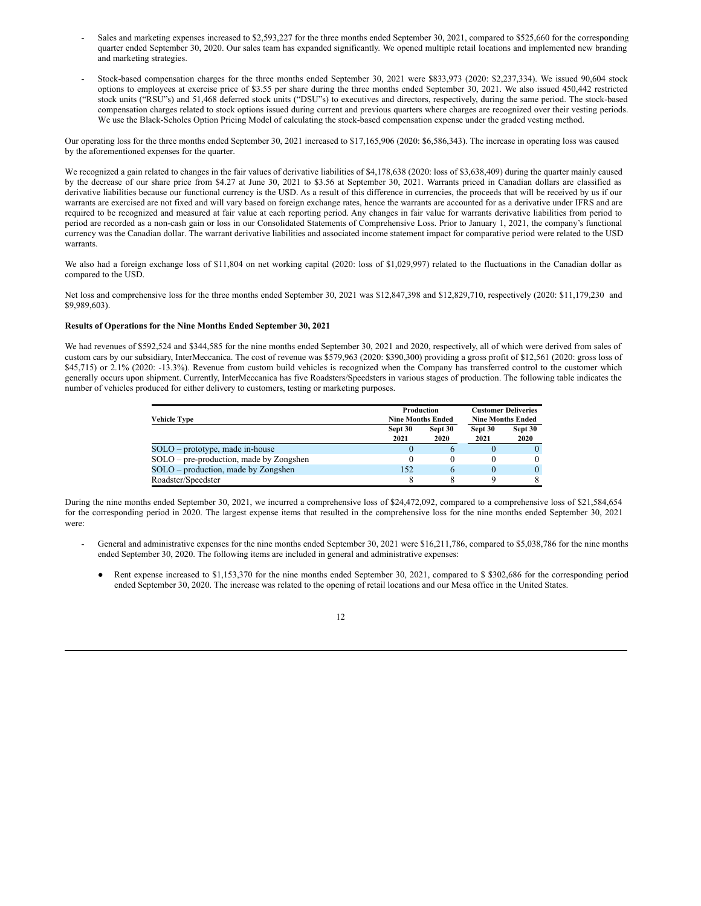- Sales and marketing expenses increased to $2,593,227 for the three months ended September 30, 2021, compared to $525,660 for the corresponding quarter ended September 30, 2020. Our sales team has expanded significantly. We opened multiple retail locations and implemented new branding and marketing strategies.

- Stock-based compensation charges for the three months ended September 30, 2021 were $833,973 (2020: $2,237,334). We issued 90,604 stock options to employees at exercise price of $3.55 per share during the three months ended September 30, 2021. We also issued 450,442 restricted stock units ("RSU"s) and 51,468 deferred stock units ("DSU"s) to executives and directors, respectively, during the same period. The stock-based compensation charges related to stock options issued during current and previous quarters where charges are recognized over their vesting periods. We use the Black-Scholes Option Pricing Model of calculating the stock-based compensation expense under the graded vesting method.

Our operating loss for the three months ended September 30, 2021 increased to $17,165,906 (2020: $6,586,343). The increase in operating loss was caused by the aforementioned expenses for the quarter.

We recognized a gain related to changes in the fair values of derivative liabilities of $4,178,638 (2020: loss of $3,638,409) during the quarter mainly caused by the decrease of our share price from $4.27 at June 30, 2021 to $3.56 at September 30, 2021. Warrants priced in Canadian dollars are classified as derivative liabilities because our functional currency is the USD. As a result of this difference in currencies, the proceeds that will be received by us if our warrants are exercised are not fixed and will vary based on foreign exchange rates, hence the warrants are accounted for as a derivative under IFRS and are required to be recognized and measured at fair value at each reporting period. Any changes in fair value for warrants derivative liabilities from period to period are recorded as a non-cash gain or loss in our Consolidated Statements of Comprehensive Loss. Prior to January 1, 2021, the company's functional currency was the Canadian dollar. The warrant derivative liabilities and associated income statement impact for comparative period were related to the USD warrants.

We also had a foreign exchange loss of $11,804 on net working capital (2020: loss of $1,029,997) related to the fluctuations in the Canadian dollar as compared to the USD.

Net loss and comprehensive loss for the three months ended September 30, 2021 was $12,847,398 and $12,829,710, respectively (2020: $11,179,230 and $9,989,603).

**Results of Operations for the Nine Months Ended September 30, 2021**

We had revenues of $592,524 and $344,585 for the nine months ended September 30, 2021 and 2020, respectively, all of which were derived from sales of custom cars by our subsidiary, InterMeccanica. The cost of revenue was $579,963 (2020: $390,300) providing a gross profit of $12,561 (2020: gross loss of $45,715) or 2.1% (2020: -13.3%). Revenue from custom build vehicles is recognized when the Company has transferred control to the customer which generally occurs upon shipment. Currently, InterMeccanica has five Roadsters/Speedsters in various stages of production. The following table indicates the number of vehicles produced for either delivery to customers, testing or marketing purposes.

| Vehicle Type | Production Nine Months Ended | | Customer Deliveries Nine Months Ended | |
|---|---|---|---|---|
| | Sept 30 2021 | Sept 30 2020 | Sept 30 2021 | Sept 30 2020 |
| SOLO – prototype, made in-house | 0 | 6 | 0 | 0 |
| SOLO – pre-production, made by Zongshen | 0 | 0 | 0 | 0 |
| SOLO – production, made by Zongshen | 152 | 6 | 0 | 0 |
| Roadster/Speedster | 8 | 8 | 9 | 8 |

During the nine months ended September 30, 2021, we incurred a comprehensive loss of $24,472,092, compared to a comprehensive loss of $21,584,654 for the corresponding period in 2020. The largest expense items that resulted in the comprehensive loss for the nine months ended September 30, 2021 were:

- General and administrative expenses for the nine months ended September 30, 2021 were $16,211,786, compared to $5,038,786 for the nine months ended September 30, 2020. The following items are included in general and administrative expenses:

  - Rent expense increased to $1,153,370 for the nine months ended September 30, 2021, compared to $ $302,686 for the corresponding period ended September 30, 2020. The increase was related to the opening of retail locations and our Mesa office in the United States.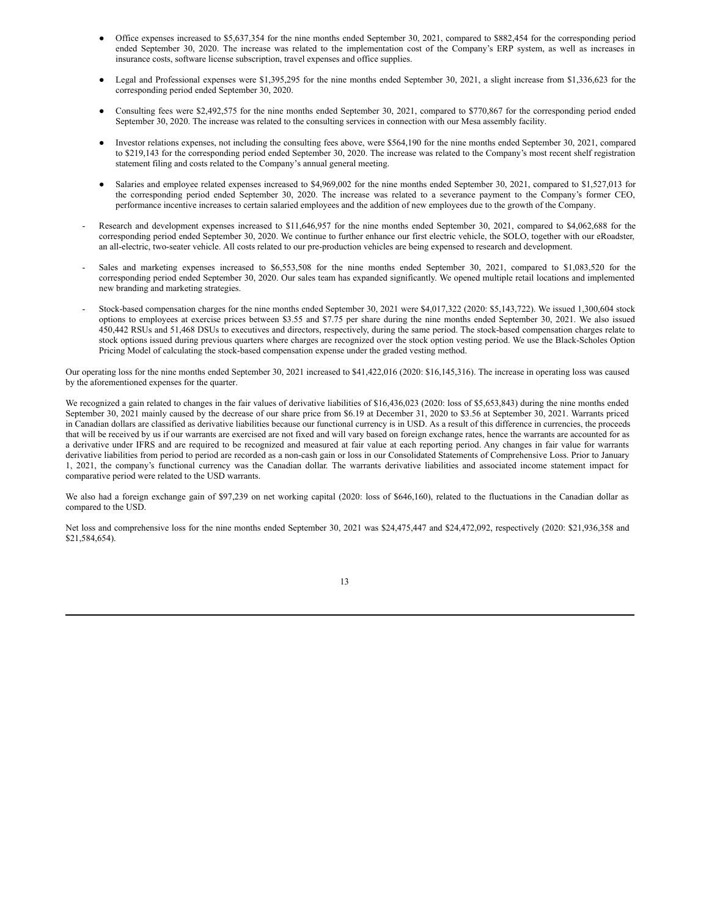- Office expenses increased to $5,637,354 for the nine months ended September 30, 2021, compared to $882,454 for the corresponding period ended September 30, 2020. The increase was related to the implementation cost of the Company's ERP system, as well as increases in insurance costs, software license subscription, travel expenses and office supplies.

  - Legal and Professional expenses were $1,395,295 for the nine months ended September 30, 2021, a slight increase from $1,336,623 for the corresponding period ended September 30, 2020.

  - Consulting fees were $2,492,575 for the nine months ended September 30, 2021, compared to $770,867 for the corresponding period ended September 30, 2020. The increase was related to the consulting services in connection with our Mesa assembly facility.

  - Investor relations expenses, not including the consulting fees above, were $564,190 for the nine months ended September 30, 2021, compared to $219,143 for the corresponding period ended September 30, 2020. The increase was related to the Company's most recent shelf registration statement filing and costs related to the Company's annual general meeting.

  - Salaries and employee related expenses increased to $4,969,002 for the nine months ended September 30, 2021, compared to $1,527,013 for the corresponding period ended September 30, 2020. The increase was related to a severance payment to the Company's former CEO, performance incentive increases to certain salaried employees and the addition of new employees due to the growth of the Company.

- Research and development expenses increased to $11,646,957 for the nine months ended September 30, 2021, compared to $4,062,688 for the corresponding period ended September 30, 2020. We continue to further enhance our first electric vehicle, the SOLO, together with our eRoadster, an all-electric, two-seater vehicle. All costs related to our pre-production vehicles are being expensed to research and development.

- Sales and marketing expenses increased to $6,553,508 for the nine months ended September 30, 2021, compared to $1,083,520 for the corresponding period ended September 30, 2020. Our sales team has expanded significantly. We opened multiple retail locations and implemented new branding and marketing strategies.

- Stock-based compensation charges for the nine months ended September 30, 2021 were $4,017,322 (2020: $5,143,722). We issued 1,300,604 stock options to employees at exercise prices between $3.55 and $7.75 per share during the nine months ended September 30, 2021. We also issued 450,442 RSUs and 51,468 DSUs to executives and directors, respectively, during the same period. The stock-based compensation charges relate to stock options issued during previous quarters where charges are recognized over the stock option vesting period. We use the Black-Scholes Option Pricing Model of calculating the stock-based compensation expense under the graded vesting method.

Our operating loss for the nine months ended September 30, 2021 increased to $41,422,016 (2020: $16,145,316). The increase in operating loss was caused by the aforementioned expenses for the quarter.

We recognized a gain related to changes in the fair values of derivative liabilities of $16,436,023 (2020: loss of $5,653,843) during the nine months ended September 30, 2021 mainly caused by the decrease of our share price from $6.19 at December 31, 2020 to $3.56 at September 30, 2021. Warrants priced in Canadian dollars are classified as derivative liabilities because our functional currency is in USD. As a result of this difference in currencies, the proceeds that will be received by us if our warrants are exercised are not fixed and will vary based on foreign exchange rates, hence the warrants are accounted for as a derivative under IFRS and are required to be recognized and measured at fair value at each reporting period. Any changes in fair value for warrants derivative liabilities from period to period are recorded as a non-cash gain or loss in our Consolidated Statements of Comprehensive Loss. Prior to January 1, 2021, the company's functional currency was the Canadian dollar. The warrants derivative liabilities and associated income statement impact for comparative period were related to the USD warrants.

We also had a foreign exchange gain of $97,239 on net working capital (2020: loss of $646,160), related to the fluctuations in the Canadian dollar as compared to the USD.

Net loss and comprehensive loss for the nine months ended September 30, 2021 was $24,475,447 and $24,472,092, respectively (2020: $21,936,358 and $21,584,654).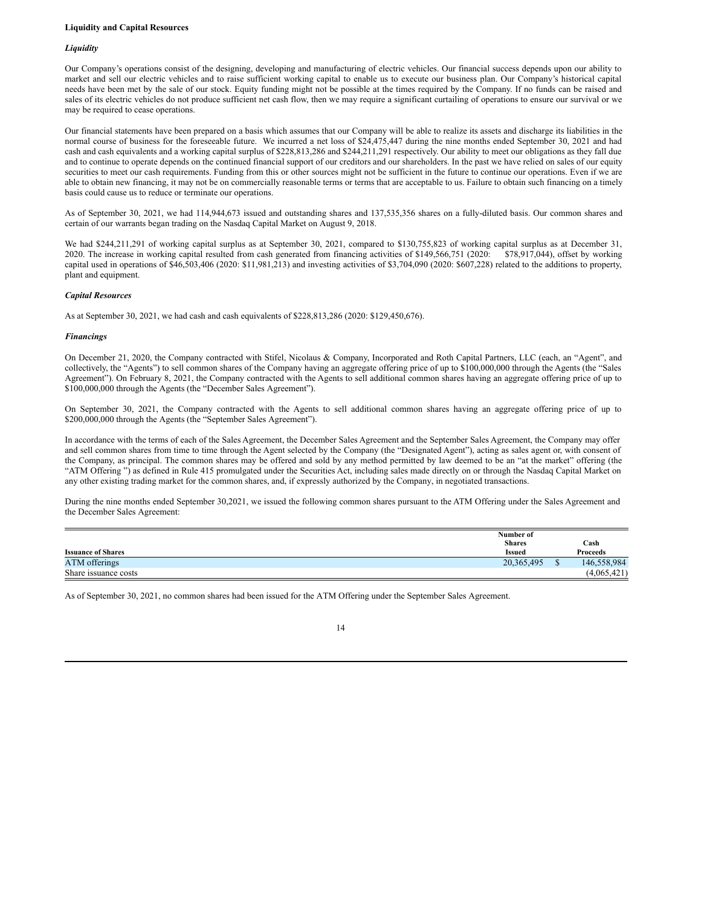**Liquidity and Capital Resources**

***Liquidity***

Our Company's operations consist of the designing, developing and manufacturing of electric vehicles. Our financial success depends upon our ability to market and sell our electric vehicles and to raise sufficient working capital to enable us to execute our business plan. Our Company's historical capital needs have been met by the sale of our stock. Equity funding might not be possible at the times required by the Company. If no funds can be raised and sales of its electric vehicles do not produce sufficient net cash flow, then we may require a significant curtailing of operations to ensure our survival or we may be required to cease operations.

Our financial statements have been prepared on a basis which assumes that our Company will be able to realize its assets and discharge its liabilities in the normal course of business for the foreseeable future. We incurred a net loss of $24,475,447 during the nine months ended September 30, 2021 and had cash and cash equivalents and a working capital surplus of $228,813,286 and $244,211,291 respectively. Our ability to meet our obligations as they fall due and to continue to operate depends on the continued financial support of our creditors and our shareholders. In the past we have relied on sales of our equity securities to meet our cash requirements. Funding from this or other sources might not be sufficient in the future to continue our operations. Even if we are able to obtain new financing, it may not be on commercially reasonable terms or terms that are acceptable to us. Failure to obtain such financing on a timely basis could cause us to reduce or terminate our operations.

As of September 30, 2021, we had 114,944,673 issued and outstanding shares and 137,535,356 shares on a fully-diluted basis. Our common shares and certain of our warrants began trading on the Nasdaq Capital Market on August 9, 2018.

We had $244,211,291 of working capital surplus as at September 30, 2021, compared to $130,755,823 of working capital surplus as at December 31, 2020. The increase in working capital resulted from cash generated from financing activities of $149,566,751 (2020: $78,917,044), offset by working capital used in operations of $46,503,406 (2020: $11,981,213) and investing activities of $3,704,090 (2020: $607,228) related to the additions to property, plant and equipment.

***Capital Resources***

As at September 30, 2021, we had cash and cash equivalents of $228,813,286 (2020: $129,450,676).

***Financings***

On December 21, 2020, the Company contracted with Stifel, Nicolaus & Company, Incorporated and Roth Capital Partners, LLC (each, an "Agent", and collectively, the "Agents") to sell common shares of the Company having an aggregate offering price of up to $100,000,000 through the Agents (the "Sales Agreement"). On February 8, 2021, the Company contracted with the Agents to sell additional common shares having an aggregate offering price of up to $100,000,000 through the Agents (the "December Sales Agreement").

On September 30, 2021, the Company contracted with the Agents to sell additional common shares having an aggregate offering price of up to $200,000,000 through the Agents (the "September Sales Agreement").

In accordance with the terms of each of the Sales Agreement, the December Sales Agreement and the September Sales Agreement, the Company may offer and sell common shares from time to time through the Agent selected by the Company (the "Designated Agent"), acting as sales agent or, with consent of the Company, as principal. The common shares may be offered and sold by any method permitted by law deemed to be an "at the market" offering (the "ATM Offering ") as defined in Rule 415 promulgated under the Securities Act, including sales made directly on or through the Nasdaq Capital Market on any other existing trading market for the common shares, and, if expressly authorized by the Company, in negotiated transactions.

During the nine months ended September 30,2021, we issued the following common shares pursuant to the ATM Offering under the Sales Agreement and the December Sales Agreement:

| Issuance of Shares | Number of Shares Issued | | Cash Proceeds |
|---|---|---|---|
| ATM offerings | 20,365,495 | $ | 146,558,984 |
| Share issuance costs | | | (4,065,421) |

As of September 30, 2021, no common shares had been issued for the ATM Offering under the September Sales Agreement.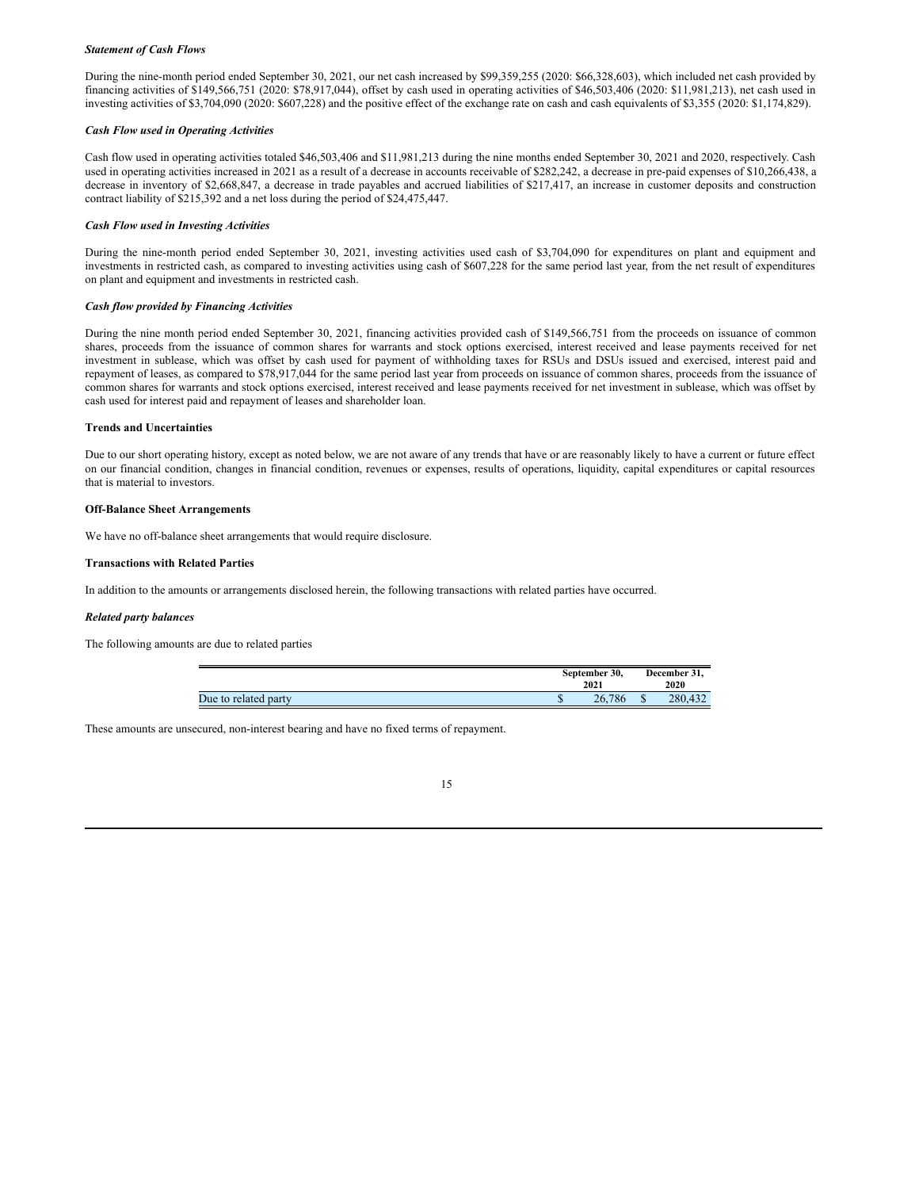***Statement of Cash Flows***

During the nine-month period ended September 30, 2021, our net cash increased by $99,359,255 (2020: $66,328,603), which included net cash provided by financing activities of $149,566,751 (2020: $78,917,044), offset by cash used in operating activities of $46,503,406 (2020: $11,981,213), net cash used in investing activities of $3,704,090 (2020: $607,228) and the positive effect of the exchange rate on cash and cash equivalents of $3,355 (2020: $1,174,829).

***Cash Flow used in Operating Activities***

Cash flow used in operating activities totaled $46,503,406 and $11,981,213 during the nine months ended September 30, 2021 and 2020, respectively. Cash used in operating activities increased in 2021 as a result of a decrease in accounts receivable of $282,242, a decrease in pre-paid expenses of $10,266,438, a decrease in inventory of $2,668,847, a decrease in trade payables and accrued liabilities of $217,417, an increase in customer deposits and construction contract liability of $215,392 and a net loss during the period of $24,475,447.

***Cash Flow used in Investing Activities***

During the nine-month period ended September 30, 2021, investing activities used cash of $3,704,090 for expenditures on plant and equipment and investments in restricted cash, as compared to investing activities using cash of $607,228 for the same period last year, from the net result of expenditures on plant and equipment and investments in restricted cash.

***Cash flow provided by Financing Activities***

During the nine month period ended September 30, 2021, financing activities provided cash of $149,566,751 from the proceeds on issuance of common shares, proceeds from the issuance of common shares for warrants and stock options exercised, interest received and lease payments received for net investment in sublease, which was offset by cash used for payment of withholding taxes for RSUs and DSUs issued and exercised, interest paid and repayment of leases, as compared to $78,917,044 for the same period last year from proceeds on issuance of common shares, proceeds from the issuance of common shares for warrants and stock options exercised, interest received and lease payments received for net investment in sublease, which was offset by cash used for interest paid and repayment of leases and shareholder loan.

**Trends and Uncertainties**

Due to our short operating history, except as noted below, we are not aware of any trends that have or are reasonably likely to have a current or future effect on our financial condition, changes in financial condition, revenues or expenses, results of operations, liquidity, capital expenditures or capital resources that is material to investors.

**Off-Balance Sheet Arrangements**

We have no off-balance sheet arrangements that would require disclosure.

**Transactions with Related Parties**

In addition to the amounts or arrangements disclosed herein, the following transactions with related parties have occurred.

***Related party balances***

The following amounts are due to related parties

| | September 30, 2021 | December 31, 2020 |
|---|---|---|
| Due to related party | $ 26,786 | $ 280,432 |

These amounts are unsecured, non-interest bearing and have no fixed terms of repayment.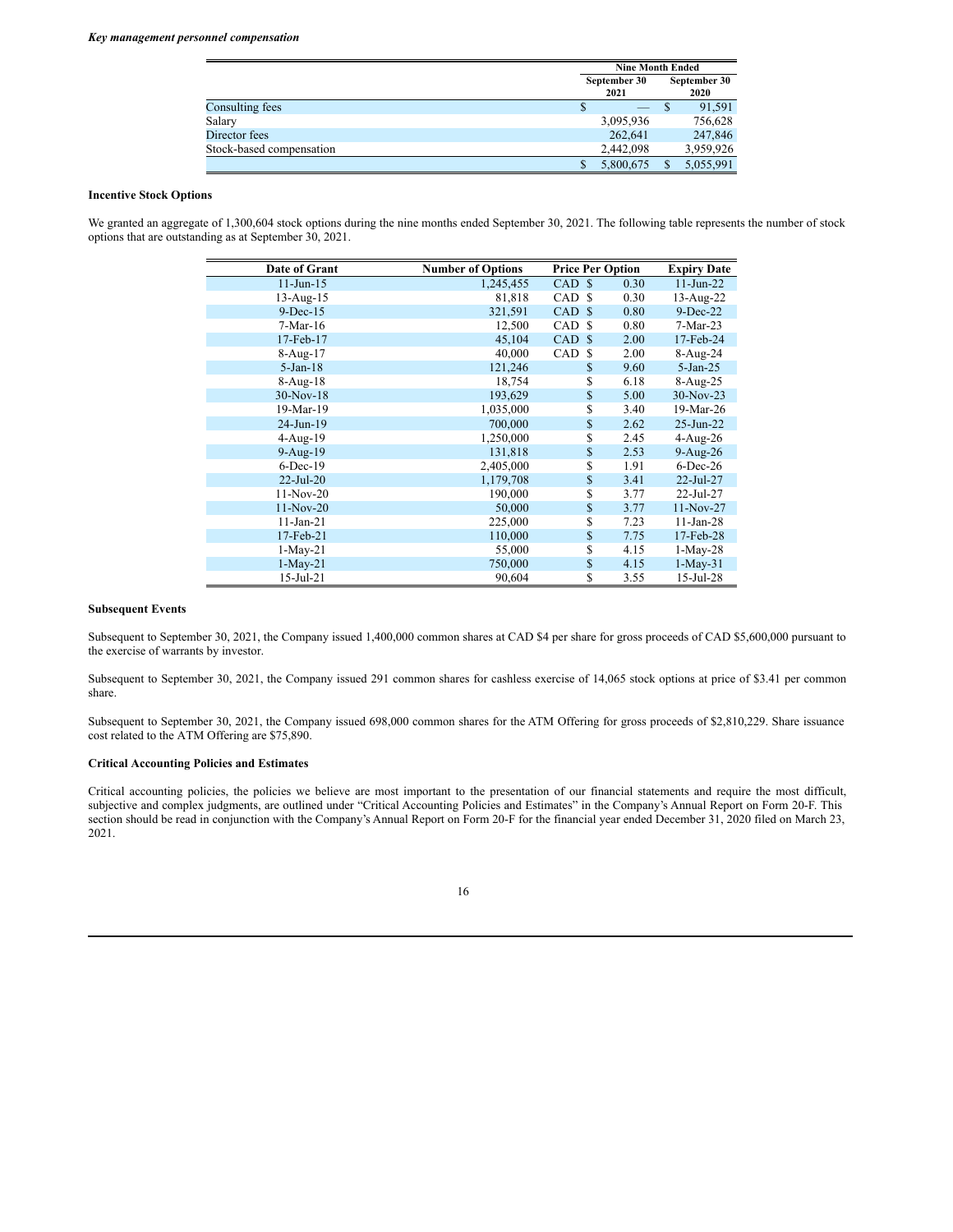***Key management personnel compensation***

| | Nine Month Ended | |
|---|---|---|
| | September 30 2021 | September 30 2020 |
| Consulting fees | $ — | $ 91,591 |
| Salary | 3,095,936 | 756,628 |
| Director fees | 262,641 | 247,846 |
| Stock-based compensation | 2,442,098 | 3,959,926 |
| | $ 5,800,675 | $ 5,055,991 |

**Incentive Stock Options**

We granted an aggregate of 1,300,604 stock options during the nine months ended September 30, 2021. The following table represents the number of stock options that are outstanding as at September 30, 2021.

| Date of Grant | Number of Options | Price Per Option | Expiry Date |
|---|---|---|---|
| 11-Jun-15 | 1,245,455 | CAD $ 0.30 | 11-Jun-22 |
| 13-Aug-15 | 81,818 | CAD $ 0.30 | 13-Aug-22 |
| 9-Dec-15 | 321,591 | CAD $ 0.80 | 9-Dec-22 |
| 7-Mar-16 | 12,500 | CAD $ 0.80 | 7-Mar-23 |
| 17-Feb-17 | 45,104 | CAD $ 2.00 | 17-Feb-24 |
| 8-Aug-17 | 40,000 | CAD $ 2.00 | 8-Aug-24 |
| 5-Jan-18 | 121,246 | $ 9.60 | 5-Jan-25 |
| 8-Aug-18 | 18,754 | $ 6.18 | 8-Aug-25 |
| 30-Nov-18 | 193,629 | $ 5.00 | 30-Nov-23 |
| 19-Mar-19 | 1,035,000 | $ 3.40 | 19-Mar-26 |
| 24-Jun-19 | 700,000 | $ 2.62 | 25-Jun-22 |
| 4-Aug-19 | 1,250,000 | $ 2.45 | 4-Aug-26 |
| 9-Aug-19 | 131,818 | $ 2.53 | 9-Aug-26 |
| 6-Dec-19 | 2,405,000 | $ 1.91 | 6-Dec-26 |
| 22-Jul-20 | 1,179,708 | $ 3.41 | 22-Jul-27 |
| 11-Nov-20 | 190,000 | $ 3.77 | 22-Jul-27 |
| 11-Nov-20 | 50,000 | $ 3.77 | 11-Nov-27 |
| 11-Jan-21 | 225,000 | $ 7.23 | 11-Jan-28 |
| 17-Feb-21 | 110,000 | $ 7.75 | 17-Feb-28 |
| 1-May-21 | 55,000 | $ 4.15 | 1-May-28 |
| 1-May-21 | 750,000 | $ 4.15 | 1-May-31 |
| 15-Jul-21 | 90,604 | $ 3.55 | 15-Jul-28 |

**Subsequent Events**

Subsequent to September 30, 2021, the Company issued 1,400,000 common shares at CAD $4 per share for gross proceeds of CAD $5,600,000 pursuant to the exercise of warrants by investor.

Subsequent to September 30, 2021, the Company issued 291 common shares for cashless exercise of 14,065 stock options at price of $3.41 per common share.

Subsequent to September 30, 2021, the Company issued 698,000 common shares for the ATM Offering for gross proceeds of $2,810,229. Share issuance cost related to the ATM Offering are $75,890.

**Critical Accounting Policies and Estimates**

Critical accounting policies, the policies we believe are most important to the presentation of our financial statements and require the most difficult, subjective and complex judgments, are outlined under "Critical Accounting Policies and Estimates" in the Company's Annual Report on Form 20-F. This section should be read in conjunction with the Company's Annual Report on Form 20-F for the financial year ended December 31, 2020 filed on March 23, 2021.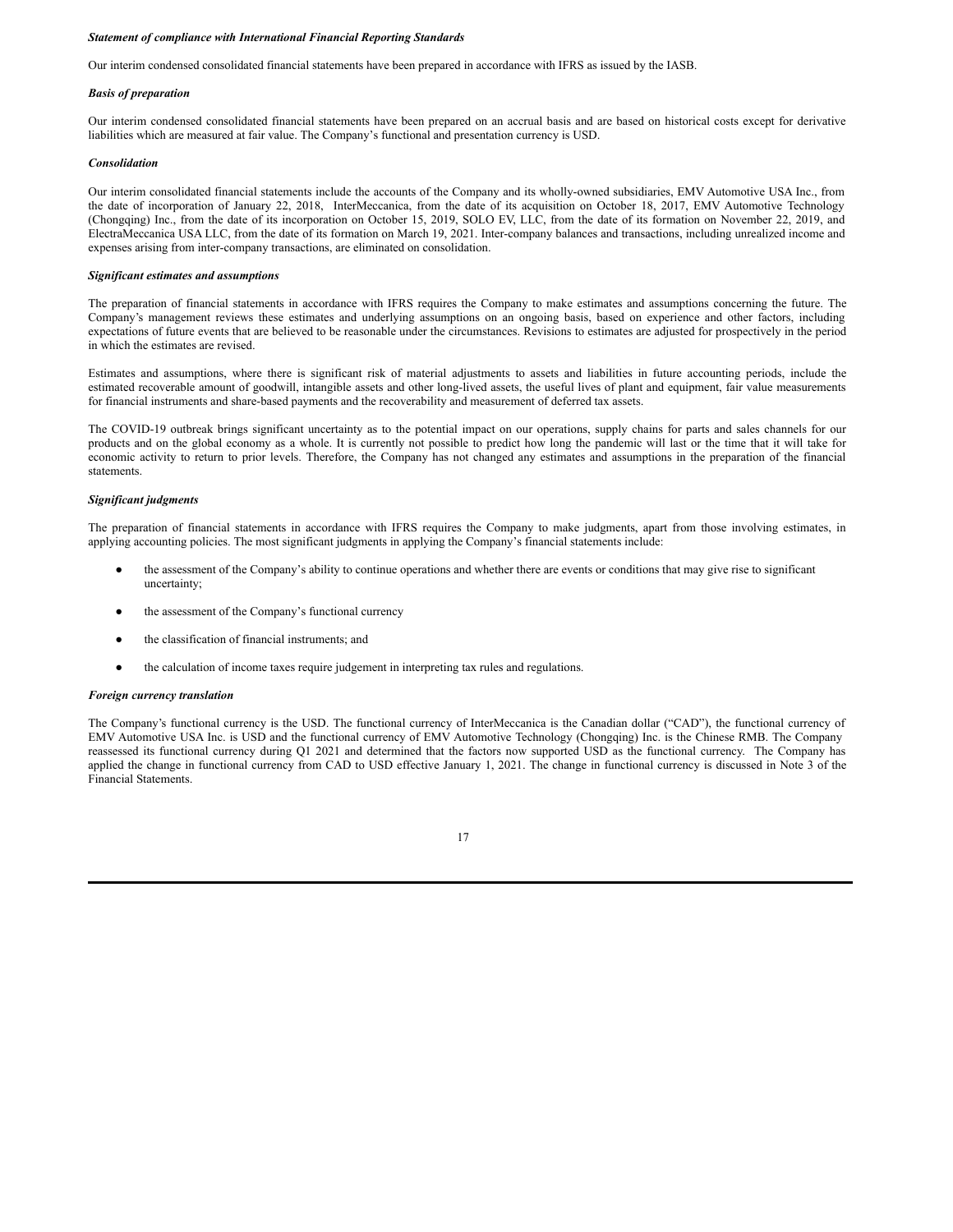***Statement of compliance with International Financial Reporting Standards***

Our interim condensed consolidated financial statements have been prepared in accordance with IFRS as issued by the IASB.

***Basis of preparation***

Our interim condensed consolidated financial statements have been prepared on an accrual basis and are based on historical costs except for derivative liabilities which are measured at fair value. The Company's functional and presentation currency is USD.

***Consolidation***

Our interim consolidated financial statements include the accounts of the Company and its wholly-owned subsidiaries, EMV Automotive USA Inc., from the date of incorporation of January 22, 2018, InterMeccanica, from the date of its acquisition on October 18, 2017, EMV Automotive Technology (Chongqing) Inc., from the date of its incorporation on October 15, 2019, SOLO EV, LLC, from the date of its formation on November 22, 2019, and ElectraMeccanica USA LLC, from the date of its formation on March 19, 2021. Inter-company balances and transactions, including unrealized income and expenses arising from inter-company transactions, are eliminated on consolidation.

***Significant estimates and assumptions***

The preparation of financial statements in accordance with IFRS requires the Company to make estimates and assumptions concerning the future. The Company's management reviews these estimates and underlying assumptions on an ongoing basis, based on experience and other factors, including expectations of future events that are believed to be reasonable under the circumstances. Revisions to estimates are adjusted for prospectively in the period in which the estimates are revised.

Estimates and assumptions, where there is significant risk of material adjustments to assets and liabilities in future accounting periods, include the estimated recoverable amount of goodwill, intangible assets and other long-lived assets, the useful lives of plant and equipment, fair value measurements for financial instruments and share-based payments and the recoverability and measurement of deferred tax assets.

The COVID-19 outbreak brings significant uncertainty as to the potential impact on our operations, supply chains for parts and sales channels for our products and on the global economy as a whole. It is currently not possible to predict how long the pandemic will last or the time that it will take for economic activity to return to prior levels. Therefore, the Company has not changed any estimates and assumptions in the preparation of the financial statements.

***Significant judgments***

The preparation of financial statements in accordance with IFRS requires the Company to make judgments, apart from those involving estimates, in applying accounting policies. The most significant judgments in applying the Company's financial statements include:

- the assessment of the Company's ability to continue operations and whether there are events or conditions that may give rise to significant uncertainty;
- the assessment of the Company's functional currency
- the classification of financial instruments; and
- the calculation of income taxes require judgement in interpreting tax rules and regulations.

***Foreign currency translation***

The Company's functional currency is the USD. The functional currency of InterMeccanica is the Canadian dollar ("CAD"), the functional currency of EMV Automotive USA Inc. is USD and the functional currency of EMV Automotive Technology (Chongqing) Inc. is the Chinese RMB. The Company reassessed its functional currency during Q1 2021 and determined that the factors now supported USD as the functional currency. The Company has applied the change in functional currency from CAD to USD effective January 1, 2021. The change in functional currency is discussed in Note 3 of the Financial Statements.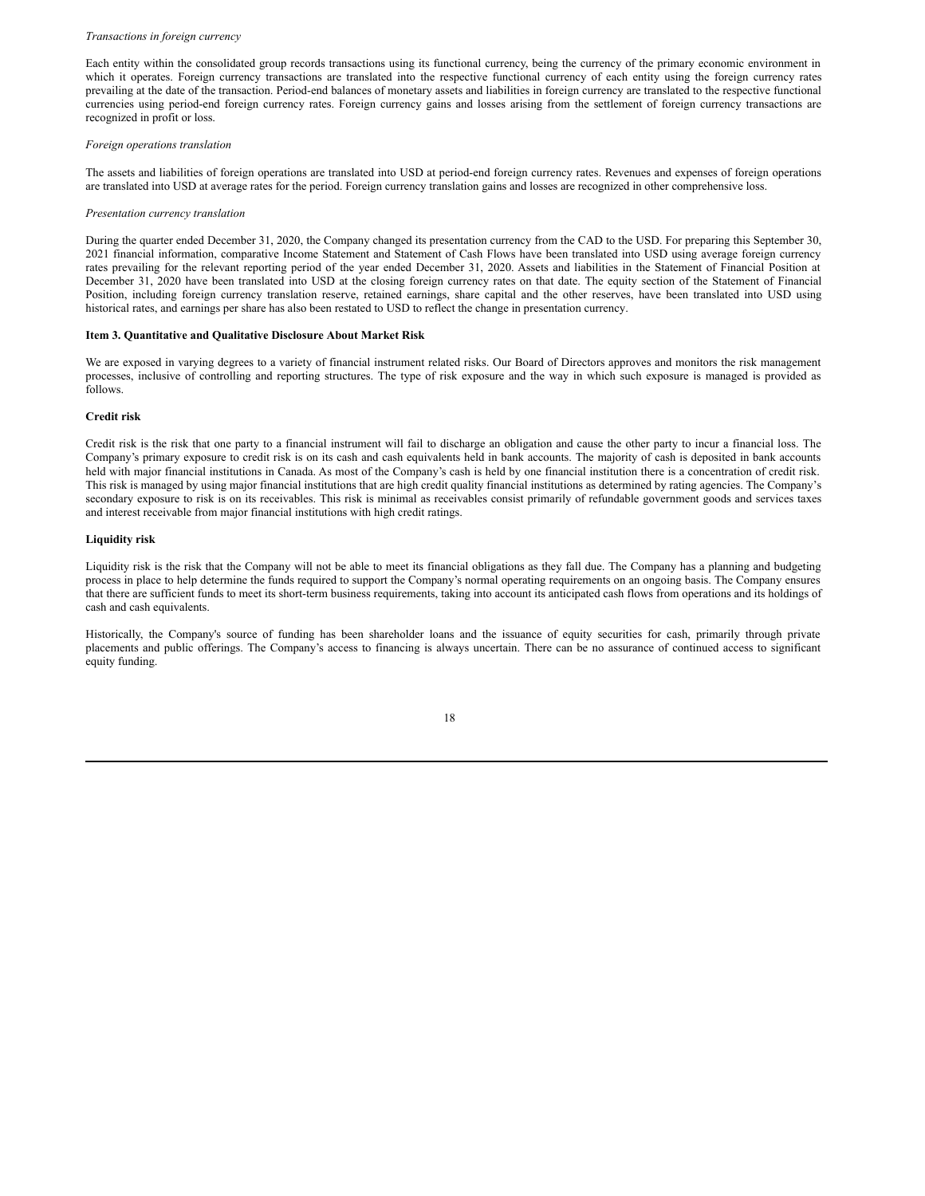*Transactions in foreign currency*

Each entity within the consolidated group records transactions using its functional currency, being the currency of the primary economic environment in which it operates. Foreign currency transactions are translated into the respective functional currency of each entity using the foreign currency rates prevailing at the date of the transaction. Period-end balances of monetary assets and liabilities in foreign currency are translated to the respective functional currencies using period-end foreign currency rates. Foreign currency gains and losses arising from the settlement of foreign currency transactions are recognized in profit or loss.

*Foreign operations translation*

The assets and liabilities of foreign operations are translated into USD at period-end foreign currency rates. Revenues and expenses of foreign operations are translated into USD at average rates for the period. Foreign currency translation gains and losses are recognized in other comprehensive loss.

*Presentation currency translation*

During the quarter ended December 31, 2020, the Company changed its presentation currency from the CAD to the USD. For preparing this September 30, 2021 financial information, comparative Income Statement and Statement of Cash Flows have been translated into USD using average foreign currency rates prevailing for the relevant reporting period of the year ended December 31, 2020. Assets and liabilities in the Statement of Financial Position at December 31, 2020 have been translated into USD at the closing foreign currency rates on that date. The equity section of the Statement of Financial Position, including foreign currency translation reserve, retained earnings, share capital and the other reserves, have been translated into USD using historical rates, and earnings per share has also been restated to USD to reflect the change in presentation currency.

**Item 3. Quantitative and Qualitative Disclosure About Market Risk**

We are exposed in varying degrees to a variety of financial instrument related risks. Our Board of Directors approves and monitors the risk management processes, inclusive of controlling and reporting structures. The type of risk exposure and the way in which such exposure is managed is provided as follows.

**Credit risk**

Credit risk is the risk that one party to a financial instrument will fail to discharge an obligation and cause the other party to incur a financial loss. The Company's primary exposure to credit risk is on its cash and cash equivalents held in bank accounts. The majority of cash is deposited in bank accounts held with major financial institutions in Canada. As most of the Company's cash is held by one financial institution there is a concentration of credit risk. This risk is managed by using major financial institutions that are high credit quality financial institutions as determined by rating agencies. The Company's secondary exposure to risk is on its receivables. This risk is minimal as receivables consist primarily of refundable government goods and services taxes and interest receivable from major financial institutions with high credit ratings.

**Liquidity risk**

Liquidity risk is the risk that the Company will not be able to meet its financial obligations as they fall due. The Company has a planning and budgeting process in place to help determine the funds required to support the Company's normal operating requirements on an ongoing basis. The Company ensures that there are sufficient funds to meet its short-term business requirements, taking into account its anticipated cash flows from operations and its holdings of cash and cash equivalents.

Historically, the Company's source of funding has been shareholder loans and the issuance of equity securities for cash, primarily through private placements and public offerings. The Company's access to financing is always uncertain. There can be no assurance of continued access to significant equity funding.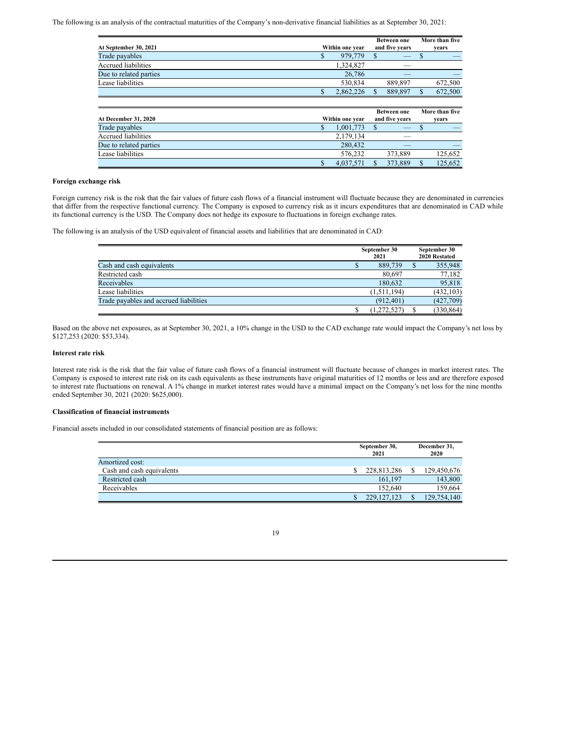The following is an analysis of the contractual maturities of the Company's non-derivative financial liabilities as at September 30, 2021:

| At September 30, 2021 | Within one year | Between one and five years | More than five years |
|---|---|---|---|
| Trade payables | $ 979,779 | $ — | $ — |
| Accrued liabilities | 1,324,827 | — | |
| Due to related parties | 26,786 | — | — |
| Lease liabilities | 530,834 | 889,897 | 672,500 |
| | $ 2,862,226 | $ 889,897 | $ 672,500 |

| At December 31, 2020 | Within one year | Between one and five years | More than five years |
|---|---|---|---|
| Trade payables | $ 1,001,773 | $ — | $ — |
| Accrued liabilities | 2,179,134 | — | |
| Due to related parties | 280,432 | — | — |
| Lease liabilities | 576,232 | 373,889 | 125,652 |
| | $ 4,037,571 | $ 373,889 | $ 125,652 |

**Foreign exchange risk**

Foreign currency risk is the risk that the fair values of future cash flows of a financial instrument will fluctuate because they are denominated in currencies that differ from the respective functional currency. The Company is exposed to currency risk as it incurs expenditures that are denominated in CAD while its functional currency is the USD. The Company does not hedge its exposure to fluctuations in foreign exchange rates.

The following is an analysis of the USD equivalent of financial assets and liabilities that are denominated in CAD:

| | September 30 2021 | September 30 2020 Restated |
|---|---|---|
| Cash and cash equivalents | $ 889,739 | $ 355,948 |
| Restricted cash | 80,697 | 77,182 |
| Receivables | 180,632 | 95,818 |
| Lease liabilities | (1,511,194) | (432,103) |
| Trade payables and accrued liabilities | (912,401) | (427,709) |
| | $ (1,272,527) | $ (330,864) |

Based on the above net exposures, as at September 30, 2021, a 10% change in the USD to the CAD exchange rate would impact the Company's net loss by \$127,253 (2020: \$53,334).

**Interest rate risk**

Interest rate risk is the risk that the fair value of future cash flows of a financial instrument will fluctuate because of changes in market interest rates. The Company is exposed to interest rate risk on its cash equivalents as these instruments have original maturities of 12 months or less and are therefore exposed to interest rate fluctuations on renewal. A 1% change in market interest rates would have a minimal impact on the Company's net loss for the nine months ended September 30, 2021 (2020: \$625,000).

**Classification of financial instruments**

Financial assets included in our consolidated statements of financial position are as follows:

| | September 30, 2021 | December 31, 2020 |
|---|---|---|
| Amortized cost: | | |
| Cash and cash equivalents | $ 228,813,286 | $ 129,450,676 |
| Restricted cash | 161,197 | 143,800 |
| Receivables | 152,640 | 159,664 |
| | $ 229,127,123 | $ 129,754,140 |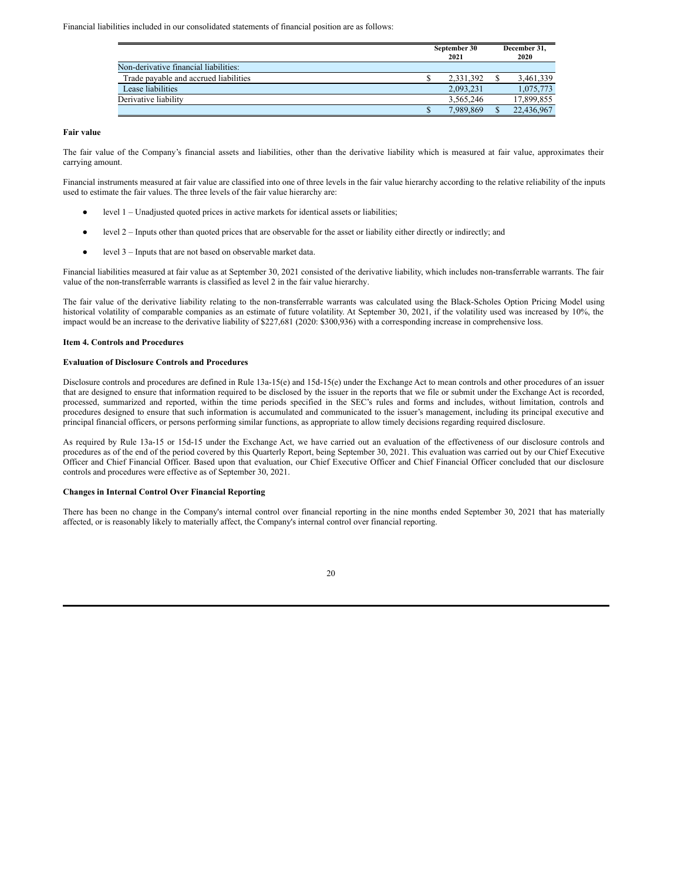Financial liabilities included in our consolidated statements of financial position are as follows:

| | September 30 2021 | December 31, 2020 |
|---|---|---|
| Non-derivative financial liabilities: | | |
| Trade payable and accrued liabilities | $ 2,331,392 | $ 3,461,339 |
| Lease liabilities | 2,093,231 | 1,075,773 |
| Derivative liability | 3,565,246 | 17,899,855 |
| | $ 7,989,869 | $ 22,436,967 |

**Fair value**

The fair value of the Company's financial assets and liabilities, other than the derivative liability which is measured at fair value, approximates their carrying amount.

Financial instruments measured at fair value are classified into one of three levels in the fair value hierarchy according to the relative reliability of the inputs used to estimate the fair values. The three levels of the fair value hierarchy are:

- level 1 – Unadjusted quoted prices in active markets for identical assets or liabilities;
- level 2 – Inputs other than quoted prices that are observable for the asset or liability either directly or indirectly; and
- level 3 – Inputs that are not based on observable market data.

Financial liabilities measured at fair value as at September 30, 2021 consisted of the derivative liability, which includes non-transferrable warrants. The fair value of the non-transferrable warrants is classified as level 2 in the fair value hierarchy.

The fair value of the derivative liability relating to the non-transferrable warrants was calculated using the Black-Scholes Option Pricing Model using historical volatility of comparable companies as an estimate of future volatility. At September 30, 2021, if the volatility used was increased by 10%, the impact would be an increase to the derivative liability of $227,681 (2020: $300,936) with a corresponding increase in comprehensive loss.

**Item 4. Controls and Procedures**

**Evaluation of Disclosure Controls and Procedures**

Disclosure controls and procedures are defined in Rule 13a-15(e) and 15d-15(e) under the Exchange Act to mean controls and other procedures of an issuer that are designed to ensure that information required to be disclosed by the issuer in the reports that we file or submit under the Exchange Act is recorded, processed, summarized and reported, within the time periods specified in the SEC's rules and forms and includes, without limitation, controls and procedures designed to ensure that such information is accumulated and communicated to the issuer's management, including its principal executive and principal financial officers, or persons performing similar functions, as appropriate to allow timely decisions regarding required disclosure.

As required by Rule 13a-15 or 15d-15 under the Exchange Act, we have carried out an evaluation of the effectiveness of our disclosure controls and procedures as of the end of the period covered by this Quarterly Report, being September 30, 2021. This evaluation was carried out by our Chief Executive Officer and Chief Financial Officer. Based upon that evaluation, our Chief Executive Officer and Chief Financial Officer concluded that our disclosure controls and procedures were effective as of September 30, 2021.

**Changes in Internal Control Over Financial Reporting**

There has been no change in the Company's internal control over financial reporting in the nine months ended September 30, 2021 that has materially affected, or is reasonably likely to materially affect, the Company's internal control over financial reporting.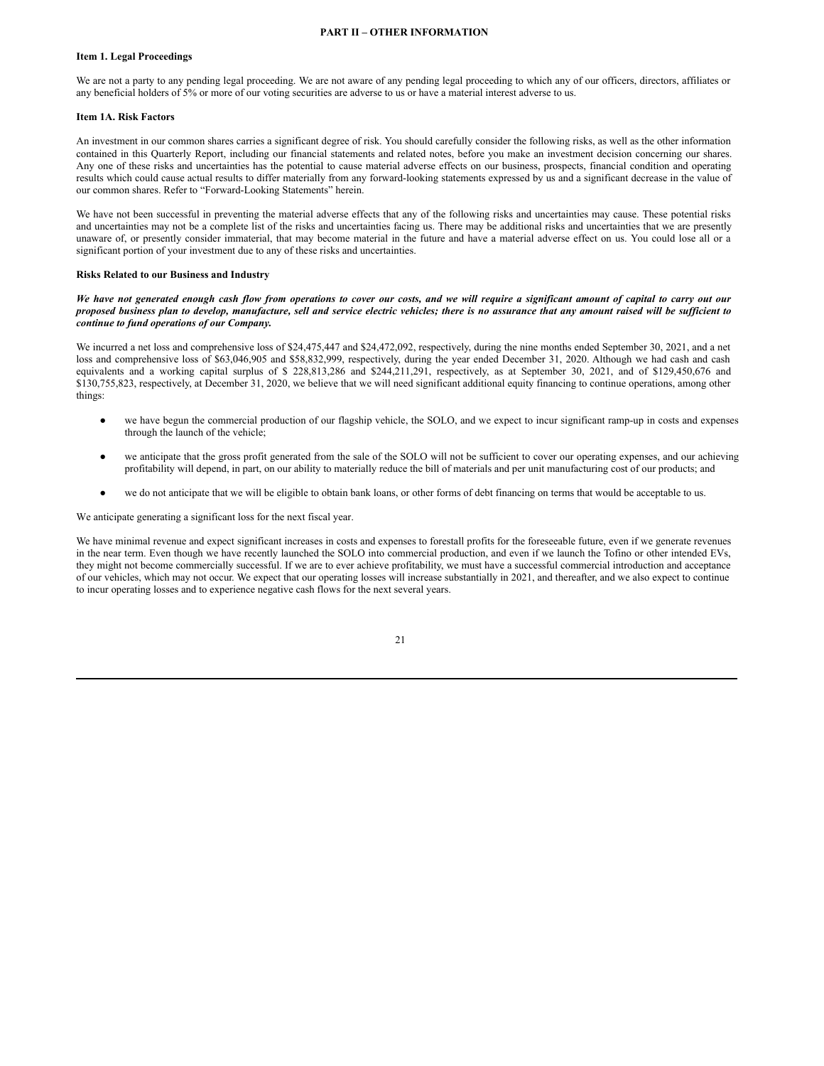## PART II – OTHER INFORMATION

### Item 1. Legal Proceedings

We are not a party to any pending legal proceeding. We are not aware of any pending legal proceeding to which any of our officers, directors, affiliates or any beneficial holders of 5% or more of our voting securities are adverse to us or have a material interest adverse to us.

### Item 1A. Risk Factors

An investment in our common shares carries a significant degree of risk. You should carefully consider the following risks, as well as the other information contained in this Quarterly Report, including our financial statements and related notes, before you make an investment decision concerning our shares. Any one of these risks and uncertainties has the potential to cause material adverse effects on our business, prospects, financial condition and operating results which could cause actual results to differ materially from any forward-looking statements expressed by us and a significant decrease in the value of our common shares. Refer to "Forward-Looking Statements" herein.

We have not been successful in preventing the material adverse effects that any of the following risks and uncertainties may cause. These potential risks and uncertainties may not be a complete list of the risks and uncertainties facing us. There may be additional risks and uncertainties that we are presently unaware of, or presently consider immaterial, that may become material in the future and have a material adverse effect on us. You could lose all or a significant portion of your investment due to any of these risks and uncertainties.

**Risks Related to our Business and Industry**

***We have not generated enough cash flow from operations to cover our costs, and we will require a significant amount of capital to carry out our proposed business plan to develop, manufacture, sell and service electric vehicles; there is no assurance that any amount raised will be sufficient to continue to fund operations of our Company.***

We incurred a net loss and comprehensive loss of $24,475,447 and $24,472,092, respectively, during the nine months ended September 30, 2021, and a net loss and comprehensive loss of $63,046,905 and $58,832,999, respectively, during the year ended December 31, 2020. Although we had cash and cash equivalents and a working capital surplus of $ 228,813,286 and $244,211,291, respectively, as at September 30, 2021, and of $129,450,676 and $130,755,823, respectively, at December 31, 2020, we believe that we will need significant additional equity financing to continue operations, among other things:

- we have begun the commercial production of our flagship vehicle, the SOLO, and we expect to incur significant ramp-up in costs and expenses through the launch of the vehicle;
- we anticipate that the gross profit generated from the sale of the SOLO will not be sufficient to cover our operating expenses, and our achieving profitability will depend, in part, on our ability to materially reduce the bill of materials and per unit manufacturing cost of our products; and
- we do not anticipate that we will be eligible to obtain bank loans, or other forms of debt financing on terms that would be acceptable to us.

We anticipate generating a significant loss for the next fiscal year.

We have minimal revenue and expect significant increases in costs and expenses to forestall profits for the foreseeable future, even if we generate revenues in the near term. Even though we have recently launched the SOLO into commercial production, and even if we launch the Tofino or other intended EVs, they might not become commercially successful. If we are to ever achieve profitability, we must have a successful commercial introduction and acceptance of our vehicles, which may not occur. We expect that our operating losses will increase substantially in 2021, and thereafter, and we also expect to continue to incur operating losses and to experience negative cash flows for the next several years.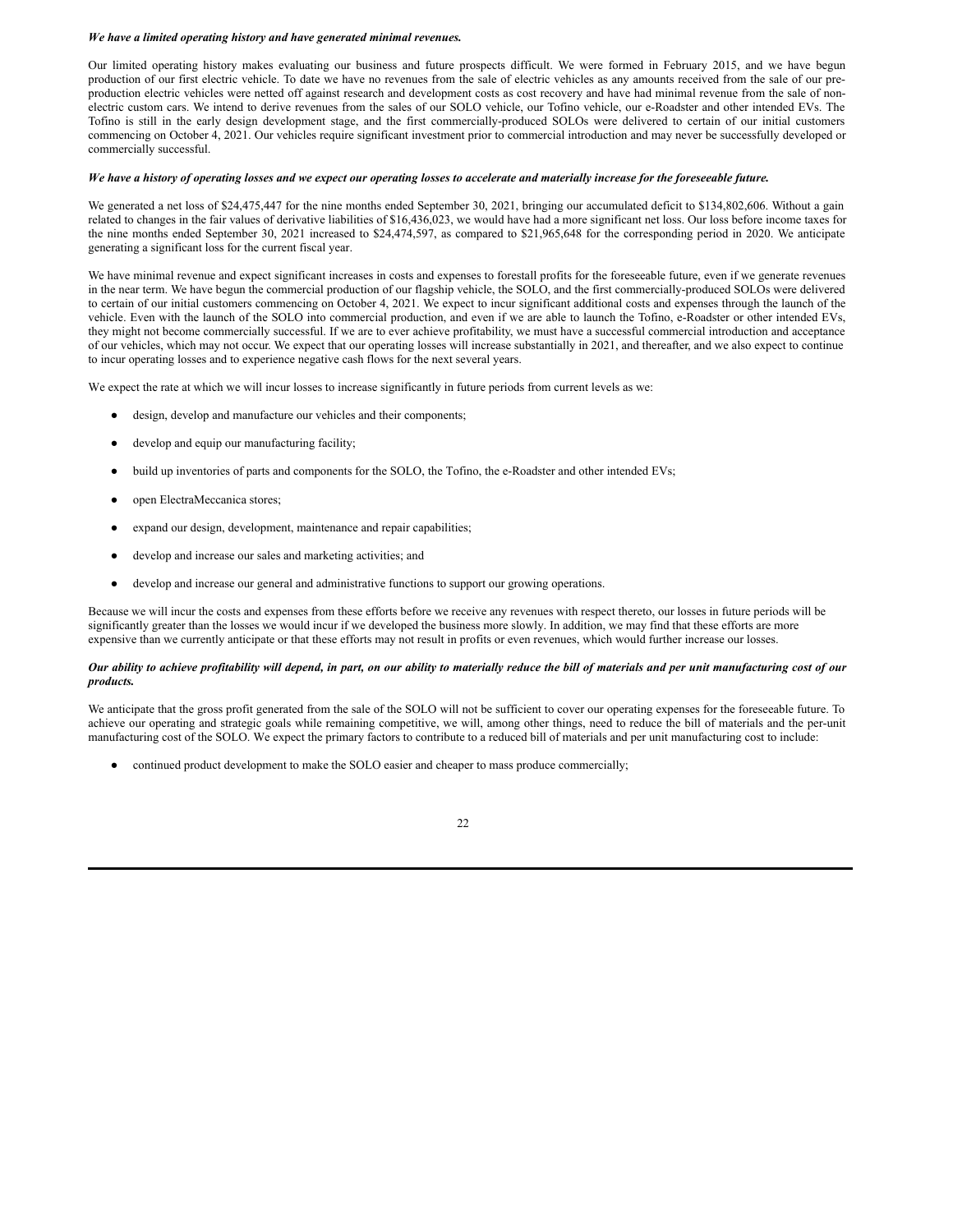***We have a limited operating history and have generated minimal revenues.***

Our limited operating history makes evaluating our business and future prospects difficult. We were formed in February 2015, and we have begun production of our first electric vehicle. To date we have no revenues from the sale of electric vehicles as any amounts received from the sale of our pre-production electric vehicles were netted off against research and development costs as cost recovery and have had minimal revenue from the sale of non-electric custom cars. We intend to derive revenues from the sales of our SOLO vehicle, our Tofino vehicle, our e-Roadster and other intended EVs. The Tofino is still in the early design development stage, and the first commercially-produced SOLOs were delivered to certain of our initial customers commencing on October 4, 2021. Our vehicles require significant investment prior to commercial introduction and may never be successfully developed or commercially successful.

***We have a history of operating losses and we expect our operating losses to accelerate and materially increase for the foreseeable future.***

We generated a net loss of $24,475,447 for the nine months ended September 30, 2021, bringing our accumulated deficit to $134,802,606. Without a gain related to changes in the fair values of derivative liabilities of $16,436,023, we would have had a more significant net loss. Our loss before income taxes for the nine months ended September 30, 2021 increased to $24,474,597, as compared to $21,965,648 for the corresponding period in 2020. We anticipate generating a significant loss for the current fiscal year.

We have minimal revenue and expect significant increases in costs and expenses to forestall profits for the foreseeable future, even if we generate revenues in the near term. We have begun the commercial production of our flagship vehicle, the SOLO, and the first commercially-produced SOLOs were delivered to certain of our initial customers commencing on October 4, 2021. We expect to incur significant additional costs and expenses through the launch of the vehicle. Even with the launch of the SOLO into commercial production, and even if we are able to launch the Tofino, e-Roadster or other intended EVs, they might not become commercially successful. If we are to ever achieve profitability, we must have a successful commercial introduction and acceptance of our vehicles, which may not occur. We expect that our operating losses will increase substantially in 2021, and thereafter, and we also expect to continue to incur operating losses and to experience negative cash flows for the next several years.

We expect the rate at which we will incur losses to increase significantly in future periods from current levels as we:

- design, develop and manufacture our vehicles and their components;
- develop and equip our manufacturing facility;
- build up inventories of parts and components for the SOLO, the Tofino, the e-Roadster and other intended EVs;
- open ElectraMeccanica stores;
- expand our design, development, maintenance and repair capabilities;
- develop and increase our sales and marketing activities; and
- develop and increase our general and administrative functions to support our growing operations.

Because we will incur the costs and expenses from these efforts before we receive any revenues with respect thereto, our losses in future periods will be significantly greater than the losses we would incur if we developed the business more slowly. In addition, we may find that these efforts are more expensive than we currently anticipate or that these efforts may not result in profits or even revenues, which would further increase our losses.

***Our ability to achieve profitability will depend, in part, on our ability to materially reduce the bill of materials and per unit manufacturing cost of our products.***

We anticipate that the gross profit generated from the sale of the SOLO will not be sufficient to cover our operating expenses for the foreseeable future. To achieve our operating and strategic goals while remaining competitive, we will, among other things, need to reduce the bill of materials and the per-unit manufacturing cost of the SOLO. We expect the primary factors to contribute to a reduced bill of materials and per unit manufacturing cost to include:

- continued product development to make the SOLO easier and cheaper to mass produce commercially;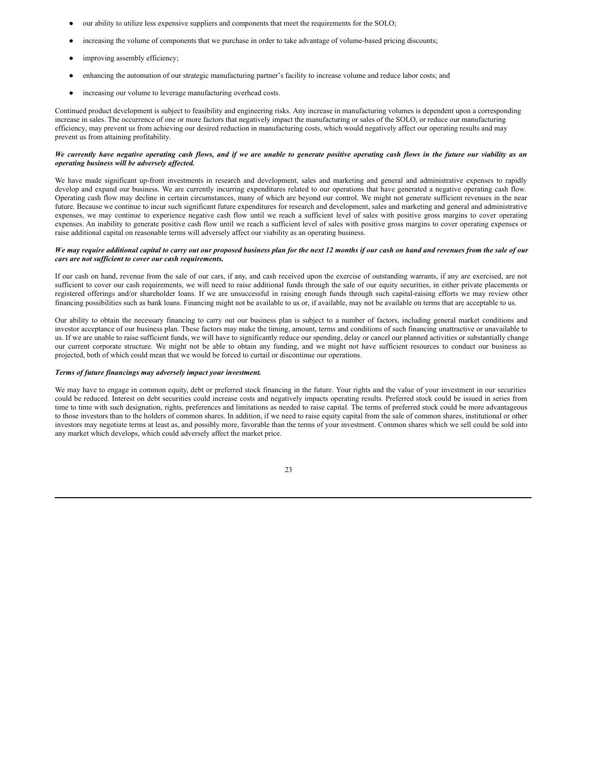- our ability to utilize less expensive suppliers and components that meet the requirements for the SOLO;
- increasing the volume of components that we purchase in order to take advantage of volume-based pricing discounts;
- improving assembly efficiency;
- enhancing the automation of our strategic manufacturing partner's facility to increase volume and reduce labor costs; and
- increasing our volume to leverage manufacturing overhead costs.

Continued product development is subject to feasibility and engineering risks. Any increase in manufacturing volumes is dependent upon a corresponding increase in sales. The occurrence of one or more factors that negatively impact the manufacturing or sales of the SOLO, or reduce our manufacturing efficiency, may prevent us from achieving our desired reduction in manufacturing costs, which would negatively affect our operating results and may prevent us from attaining profitability.

***We currently have negative operating cash flows, and if we are unable to generate positive operating cash flows in the future our viability as an operating business will be adversely affected.***

We have made significant up-front investments in research and development, sales and marketing and general and administrative expenses to rapidly develop and expand our business. We are currently incurring expenditures related to our operations that have generated a negative operating cash flow. Operating cash flow may decline in certain circumstances, many of which are beyond our control. We might not generate sufficient revenues in the near future. Because we continue to incur such significant future expenditures for research and development, sales and marketing and general and administrative expenses, we may continue to experience negative cash flow until we reach a sufficient level of sales with positive gross margins to cover operating expenses. An inability to generate positive cash flow until we reach a sufficient level of sales with positive gross margins to cover operating expenses or raise additional capital on reasonable terms will adversely affect our viability as an operating business.

***We may require additional capital to carry out our proposed business plan for the next 12 months if our cash on hand and revenues from the sale of our cars are not sufficient to cover our cash requirements.***

If our cash on hand, revenue from the sale of our cars, if any, and cash received upon the exercise of outstanding warrants, if any are exercised, are not sufficient to cover our cash requirements, we will need to raise additional funds through the sale of our equity securities, in either private placements or registered offerings and/or shareholder loans. If we are unsuccessful in raising enough funds through such capital-raising efforts we may review other financing possibilities such as bank loans. Financing might not be available to us or, if available, may not be available on terms that are acceptable to us.

Our ability to obtain the necessary financing to carry out our business plan is subject to a number of factors, including general market conditions and investor acceptance of our business plan. These factors may make the timing, amount, terms and conditions of such financing unattractive or unavailable to us. If we are unable to raise sufficient funds, we will have to significantly reduce our spending, delay or cancel our planned activities or substantially change our current corporate structure. We might not be able to obtain any funding, and we might not have sufficient resources to conduct our business as projected, both of which could mean that we would be forced to curtail or discontinue our operations.

***Terms of future financings may adversely impact your investment.***

We may have to engage in common equity, debt or preferred stock financing in the future. Your rights and the value of your investment in our securities could be reduced. Interest on debt securities could increase costs and negatively impacts operating results. Preferred stock could be issued in series from time to time with such designation, rights, preferences and limitations as needed to raise capital. The terms of preferred stock could be more advantageous to those investors than to the holders of common shares. In addition, if we need to raise equity capital from the sale of common shares, institutional or other investors may negotiate terms at least as, and possibly more, favorable than the terms of your investment. Common shares which we sell could be sold into any market which develops, which could adversely affect the market price.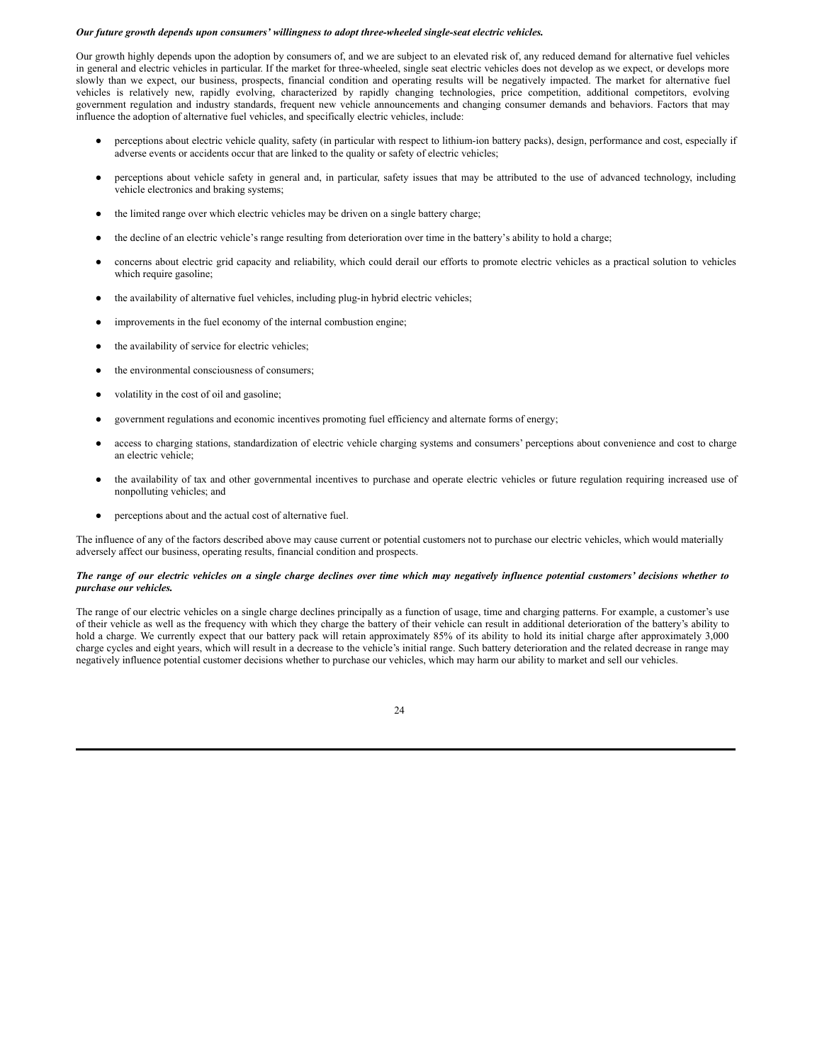***Our future growth depends upon consumers' willingness to adopt three-wheeled single-seat electric vehicles.***

Our growth highly depends upon the adoption by consumers of, and we are subject to an elevated risk of, any reduced demand for alternative fuel vehicles in general and electric vehicles in particular. If the market for three-wheeled, single seat electric vehicles does not develop as we expect, or develops more slowly than we expect, our business, prospects, financial condition and operating results will be negatively impacted. The market for alternative fuel vehicles is relatively new, rapidly evolving, characterized by rapidly changing technologies, price competition, additional competitors, evolving government regulation and industry standards, frequent new vehicle announcements and changing consumer demands and behaviors. Factors that may influence the adoption of alternative fuel vehicles, and specifically electric vehicles, include:

- perceptions about electric vehicle quality, safety (in particular with respect to lithium-ion battery packs), design, performance and cost, especially if adverse events or accidents occur that are linked to the quality or safety of electric vehicles;
- perceptions about vehicle safety in general and, in particular, safety issues that may be attributed to the use of advanced technology, including vehicle electronics and braking systems;
- the limited range over which electric vehicles may be driven on a single battery charge;
- the decline of an electric vehicle's range resulting from deterioration over time in the battery's ability to hold a charge;
- concerns about electric grid capacity and reliability, which could derail our efforts to promote electric vehicles as a practical solution to vehicles which require gasoline;
- the availability of alternative fuel vehicles, including plug-in hybrid electric vehicles;
- improvements in the fuel economy of the internal combustion engine;
- the availability of service for electric vehicles;
- the environmental consciousness of consumers;
- volatility in the cost of oil and gasoline;
- government regulations and economic incentives promoting fuel efficiency and alternate forms of energy;
- access to charging stations, standardization of electric vehicle charging systems and consumers' perceptions about convenience and cost to charge an electric vehicle;
- the availability of tax and other governmental incentives to purchase and operate electric vehicles or future regulation requiring increased use of nonpolluting vehicles; and
- perceptions about and the actual cost of alternative fuel.

The influence of any of the factors described above may cause current or potential customers not to purchase our electric vehicles, which would materially adversely affect our business, operating results, financial condition and prospects.

***The range of our electric vehicles on a single charge declines over time which may negatively influence potential customers' decisions whether to purchase our vehicles.***

The range of our electric vehicles on a single charge declines principally as a function of usage, time and charging patterns. For example, a customer's use of their vehicle as well as the frequency with which they charge the battery of their vehicle can result in additional deterioration of the battery's ability to hold a charge. We currently expect that our battery pack will retain approximately 85% of its ability to hold its initial charge after approximately 3,000 charge cycles and eight years, which will result in a decrease to the vehicle's initial range. Such battery deterioration and the related decrease in range may negatively influence potential customer decisions whether to purchase our vehicles, which may harm our ability to market and sell our vehicles.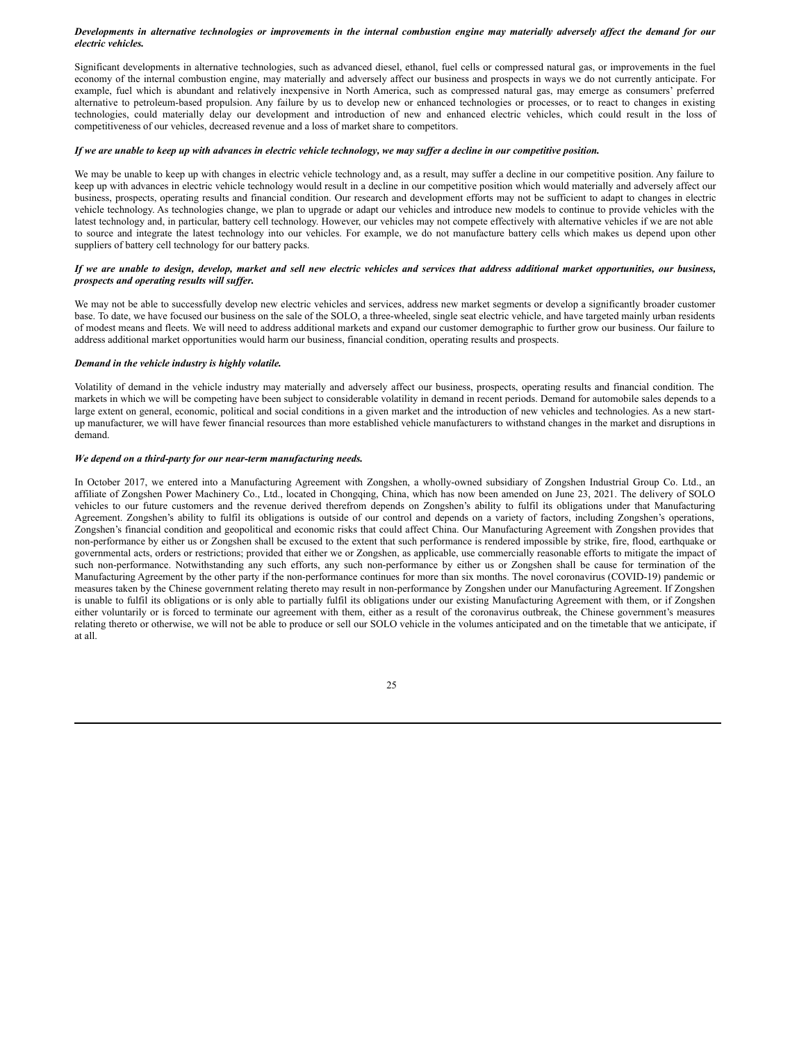***Developments in alternative technologies or improvements in the internal combustion engine may materially adversely affect the demand for our electric vehicles.***

Significant developments in alternative technologies, such as advanced diesel, ethanol, fuel cells or compressed natural gas, or improvements in the fuel economy of the internal combustion engine, may materially and adversely affect our business and prospects in ways we do not currently anticipate. For example, fuel which is abundant and relatively inexpensive in North America, such as compressed natural gas, may emerge as consumers' preferred alternative to petroleum-based propulsion. Any failure by us to develop new or enhanced technologies or processes, or to react to changes in existing technologies, could materially delay our development and introduction of new and enhanced electric vehicles, which could result in the loss of competitiveness of our vehicles, decreased revenue and a loss of market share to competitors.

***If we are unable to keep up with advances in electric vehicle technology, we may suffer a decline in our competitive position.***

We may be unable to keep up with changes in electric vehicle technology and, as a result, may suffer a decline in our competitive position. Any failure to keep up with advances in electric vehicle technology would result in a decline in our competitive position which would materially and adversely affect our business, prospects, operating results and financial condition. Our research and development efforts may not be sufficient to adapt to changes in electric vehicle technology. As technologies change, we plan to upgrade or adapt our vehicles and introduce new models to continue to provide vehicles with the latest technology and, in particular, battery cell technology. However, our vehicles may not compete effectively with alternative vehicles if we are not able to source and integrate the latest technology into our vehicles. For example, we do not manufacture battery cells which makes us depend upon other suppliers of battery cell technology for our battery packs.

***If we are unable to design, develop, market and sell new electric vehicles and services that address additional market opportunities, our business, prospects and operating results will suffer.***

We may not be able to successfully develop new electric vehicles and services, address new market segments or develop a significantly broader customer base. To date, we have focused our business on the sale of the SOLO, a three-wheeled, single seat electric vehicle, and have targeted mainly urban residents of modest means and fleets. We will need to address additional markets and expand our customer demographic to further grow our business. Our failure to address additional market opportunities would harm our business, financial condition, operating results and prospects.

***Demand in the vehicle industry is highly volatile.***

Volatility of demand in the vehicle industry may materially and adversely affect our business, prospects, operating results and financial condition. The markets in which we will be competing have been subject to considerable volatility in demand in recent periods. Demand for automobile sales depends to a large extent on general, economic, political and social conditions in a given market and the introduction of new vehicles and technologies. As a new start-up manufacturer, we will have fewer financial resources than more established vehicle manufacturers to withstand changes in the market and disruptions in demand.

***We depend on a third-party for our near-term manufacturing needs.***

In October 2017, we entered into a Manufacturing Agreement with Zongshen, a wholly-owned subsidiary of Zongshen Industrial Group Co. Ltd., an affiliate of Zongshen Power Machinery Co., Ltd., located in Chongqing, China, which has now been amended on June 23, 2021. The delivery of SOLO vehicles to our future customers and the revenue derived therefrom depends on Zongshen's ability to fulfil its obligations under that Manufacturing Agreement. Zongshen's ability to fulfil its obligations is outside of our control and depends on a variety of factors, including Zongshen's operations, Zongshen's financial condition and geopolitical and economic risks that could affect China. Our Manufacturing Agreement with Zongshen provides that non-performance by either us or Zongshen shall be excused to the extent that such performance is rendered impossible by strike, fire, flood, earthquake or governmental acts, orders or restrictions; provided that either we or Zongshen, as applicable, use commercially reasonable efforts to mitigate the impact of such non-performance. Notwithstanding any such efforts, any such non-performance by either us or Zongshen shall be cause for termination of the Manufacturing Agreement by the other party if the non-performance continues for more than six months. The novel coronavirus (COVID-19) pandemic or measures taken by the Chinese government relating thereto may result in non-performance by Zongshen under our Manufacturing Agreement. If Zongshen is unable to fulfil its obligations or is only able to partially fulfil its obligations under our existing Manufacturing Agreement with them, or if Zongshen either voluntarily or is forced to terminate our agreement with them, either as a result of the coronavirus outbreak, the Chinese government's measures relating thereto or otherwise, we will not be able to produce or sell our SOLO vehicle in the volumes anticipated and on the timetable that we anticipate, if at all.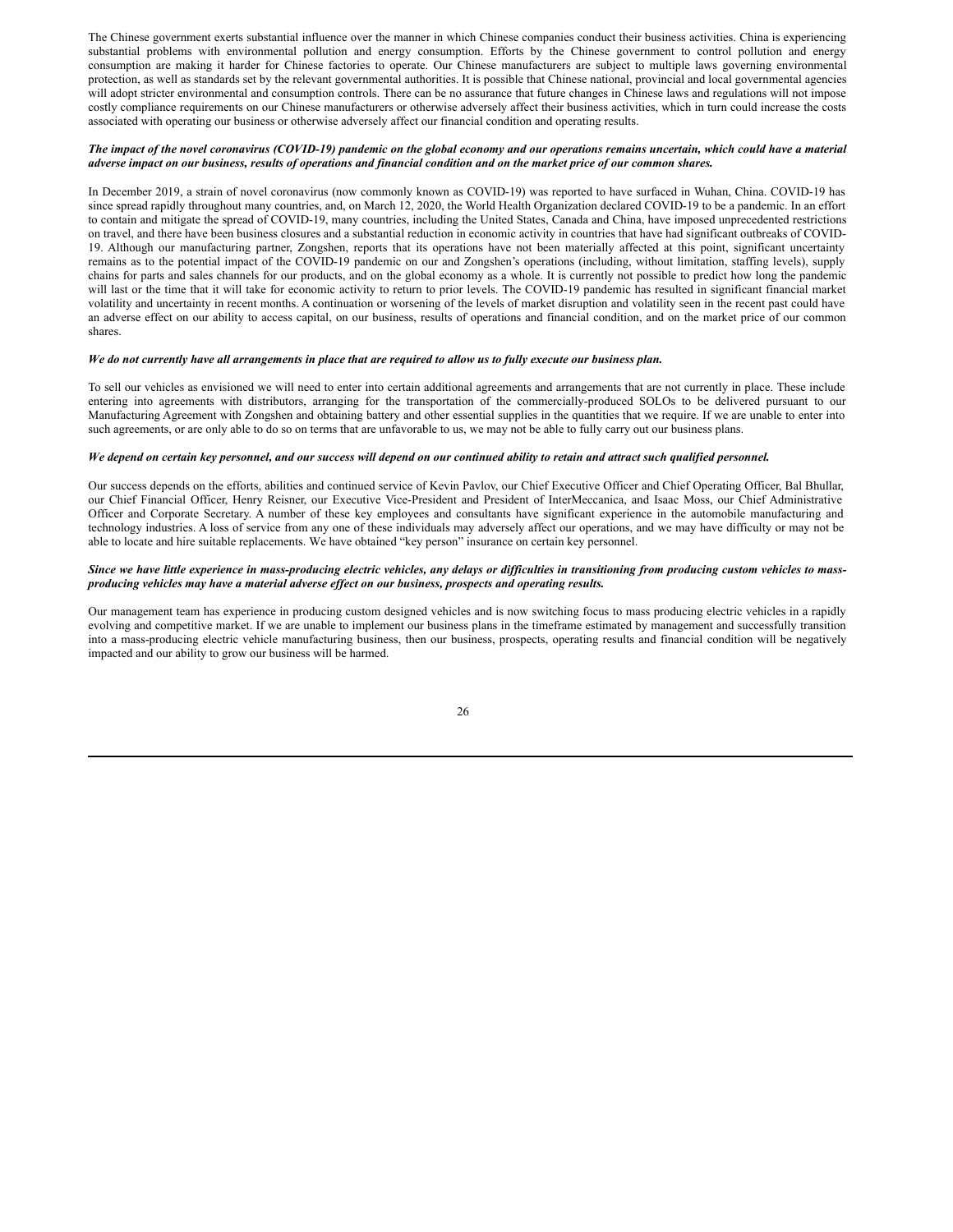The Chinese government exerts substantial influence over the manner in which Chinese companies conduct their business activities. China is experiencing substantial problems with environmental pollution and energy consumption. Efforts by the Chinese government to control pollution and energy consumption are making it harder for Chinese factories to operate. Our Chinese manufacturers are subject to multiple laws governing environmental protection, as well as standards set by the relevant governmental authorities. It is possible that Chinese national, provincial and local governmental agencies will adopt stricter environmental and consumption controls. There can be no assurance that future changes in Chinese laws and regulations will not impose costly compliance requirements on our Chinese manufacturers or otherwise adversely affect their business activities, which in turn could increase the costs associated with operating our business or otherwise adversely affect our financial condition and operating results.

***The impact of the novel coronavirus (COVID-19) pandemic on the global economy and our operations remains uncertain, which could have a material adverse impact on our business, results of operations and financial condition and on the market price of our common shares.***

In December 2019, a strain of novel coronavirus (now commonly known as COVID-19) was reported to have surfaced in Wuhan, China. COVID-19 has since spread rapidly throughout many countries, and, on March 12, 2020, the World Health Organization declared COVID-19 to be a pandemic. In an effort to contain and mitigate the spread of COVID-19, many countries, including the United States, Canada and China, have imposed unprecedented restrictions on travel, and there have been business closures and a substantial reduction in economic activity in countries that have had significant outbreaks of COVID-19. Although our manufacturing partner, Zongshen, reports that its operations have not been materially affected at this point, significant uncertainty remains as to the potential impact of the COVID-19 pandemic on our and Zongshen's operations (including, without limitation, staffing levels), supply chains for parts and sales channels for our products, and on the global economy as a whole. It is currently not possible to predict how long the pandemic will last or the time that it will take for economic activity to return to prior levels. The COVID-19 pandemic has resulted in significant financial market volatility and uncertainty in recent months. A continuation or worsening of the levels of market disruption and volatility seen in the recent past could have an adverse effect on our ability to access capital, on our business, results of operations and financial condition, and on the market price of our common shares.

***We do not currently have all arrangements in place that are required to allow us to fully execute our business plan.***

To sell our vehicles as envisioned we will need to enter into certain additional agreements and arrangements that are not currently in place. These include entering into agreements with distributors, arranging for the transportation of the commercially-produced SOLOs to be delivered pursuant to our Manufacturing Agreement with Zongshen and obtaining battery and other essential supplies in the quantities that we require. If we are unable to enter into such agreements, or are only able to do so on terms that are unfavorable to us, we may not be able to fully carry out our business plans.

***We depend on certain key personnel, and our success will depend on our continued ability to retain and attract such qualified personnel.***

Our success depends on the efforts, abilities and continued service of Kevin Pavlov, our Chief Executive Officer and Chief Operating Officer, Bal Bhullar, our Chief Financial Officer, Henry Reisner, our Executive Vice-President and President of InterMeccanica, and Isaac Moss, our Chief Administrative Officer and Corporate Secretary. A number of these key employees and consultants have significant experience in the automobile manufacturing and technology industries. A loss of service from any one of these individuals may adversely affect our operations, and we may have difficulty or may not be able to locate and hire suitable replacements. We have obtained "key person" insurance on certain key personnel.

***Since we have little experience in mass-producing electric vehicles, any delays or difficulties in transitioning from producing custom vehicles to mass-producing vehicles may have a material adverse effect on our business, prospects and operating results.***

Our management team has experience in producing custom designed vehicles and is now switching focus to mass producing electric vehicles in a rapidly evolving and competitive market. If we are unable to implement our business plans in the timeframe estimated by management and successfully transition into a mass-producing electric vehicle manufacturing business, then our business, prospects, operating results and financial condition will be negatively impacted and our ability to grow our business will be harmed.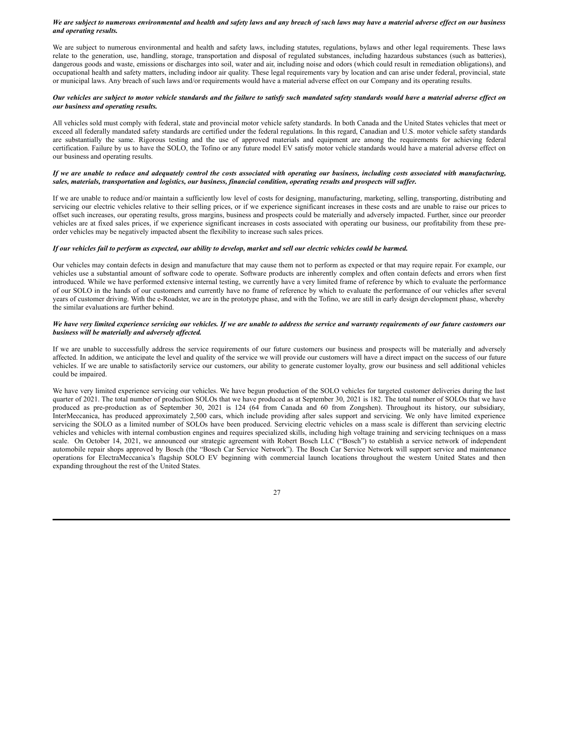***We are subject to numerous environmental and health and safety laws and any breach of such laws may have a material adverse effect on our business and operating results.***

We are subject to numerous environmental and health and safety laws, including statutes, regulations, bylaws and other legal requirements. These laws relate to the generation, use, handling, storage, transportation and disposal of regulated substances, including hazardous substances (such as batteries), dangerous goods and waste, emissions or discharges into soil, water and air, including noise and odors (which could result in remediation obligations), and occupational health and safety matters, including indoor air quality. These legal requirements vary by location and can arise under federal, provincial, state or municipal laws. Any breach of such laws and/or requirements would have a material adverse effect on our Company and its operating results.

***Our vehicles are subject to motor vehicle standards and the failure to satisfy such mandated safety standards would have a material adverse effect on our business and operating results.***

All vehicles sold must comply with federal, state and provincial motor vehicle safety standards. In both Canada and the United States vehicles that meet or exceed all federally mandated safety standards are certified under the federal regulations. In this regard, Canadian and U.S. motor vehicle safety standards are substantially the same. Rigorous testing and the use of approved materials and equipment are among the requirements for achieving federal certification. Failure by us to have the SOLO, the Tofino or any future model EV satisfy motor vehicle standards would have a material adverse effect on our business and operating results.

***If we are unable to reduce and adequately control the costs associated with operating our business, including costs associated with manufacturing, sales, materials, transportation and logistics, our business, financial condition, operating results and prospects will suffer.***

If we are unable to reduce and/or maintain a sufficiently low level of costs for designing, manufacturing, marketing, selling, transporting, distributing and servicing our electric vehicles relative to their selling prices, or if we experience significant increases in these costs and are unable to raise our prices to offset such increases, our operating results, gross margins, business and prospects could be materially and adversely impacted. Further, since our preorder vehicles are at fixed sales prices, if we experience significant increases in costs associated with operating our business, our profitability from these pre-order vehicles may be negatively impacted absent the flexibility to increase such sales prices.

***If our vehicles fail to perform as expected, our ability to develop, market and sell our electric vehicles could be harmed.***

Our vehicles may contain defects in design and manufacture that may cause them not to perform as expected or that may require repair. For example, our vehicles use a substantial amount of software code to operate. Software products are inherently complex and often contain defects and errors when first introduced. While we have performed extensive internal testing, we currently have a very limited frame of reference by which to evaluate the performance of our SOLO in the hands of our customers and currently have no frame of reference by which to evaluate the performance of our vehicles after several years of customer driving. With the e-Roadster, we are in the prototype phase, and with the Tofino, we are still in early design development phase, whereby the similar evaluations are further behind.

***We have very limited experience servicing our vehicles. If we are unable to address the service and warranty requirements of our future customers our business will be materially and adversely affected.***

If we are unable to successfully address the service requirements of our future customers our business and prospects will be materially and adversely affected. In addition, we anticipate the level and quality of the service we will provide our customers will have a direct impact on the success of our future vehicles. If we are unable to satisfactorily service our customers, our ability to generate customer loyalty, grow our business and sell additional vehicles could be impaired.

We have very limited experience servicing our vehicles. We have begun production of the SOLO vehicles for targeted customer deliveries during the last quarter of 2021. The total number of production SOLOs that we have produced as at September 30, 2021 is 182. The total number of SOLOs that we have produced as pre-production as of September 30, 2021 is 124 (64 from Canada and 60 from Zongshen). Throughout its history, our subsidiary, InterMeccanica, has produced approximately 2,500 cars, which include providing after sales support and servicing. We only have limited experience servicing the SOLO as a limited number of SOLOs have been produced. Servicing electric vehicles on a mass scale is different than servicing electric vehicles and vehicles with internal combustion engines and requires specialized skills, including high voltage training and servicing techniques on a mass scale. On October 14, 2021, we announced our strategic agreement with Robert Bosch LLC ("Bosch") to establish a service network of independent automobile repair shops approved by Bosch (the "Bosch Car Service Network"). The Bosch Car Service Network will support service and maintenance operations for ElectraMeccanica's flagship SOLO EV beginning with commercial launch locations throughout the western United States and then expanding throughout the rest of the United States.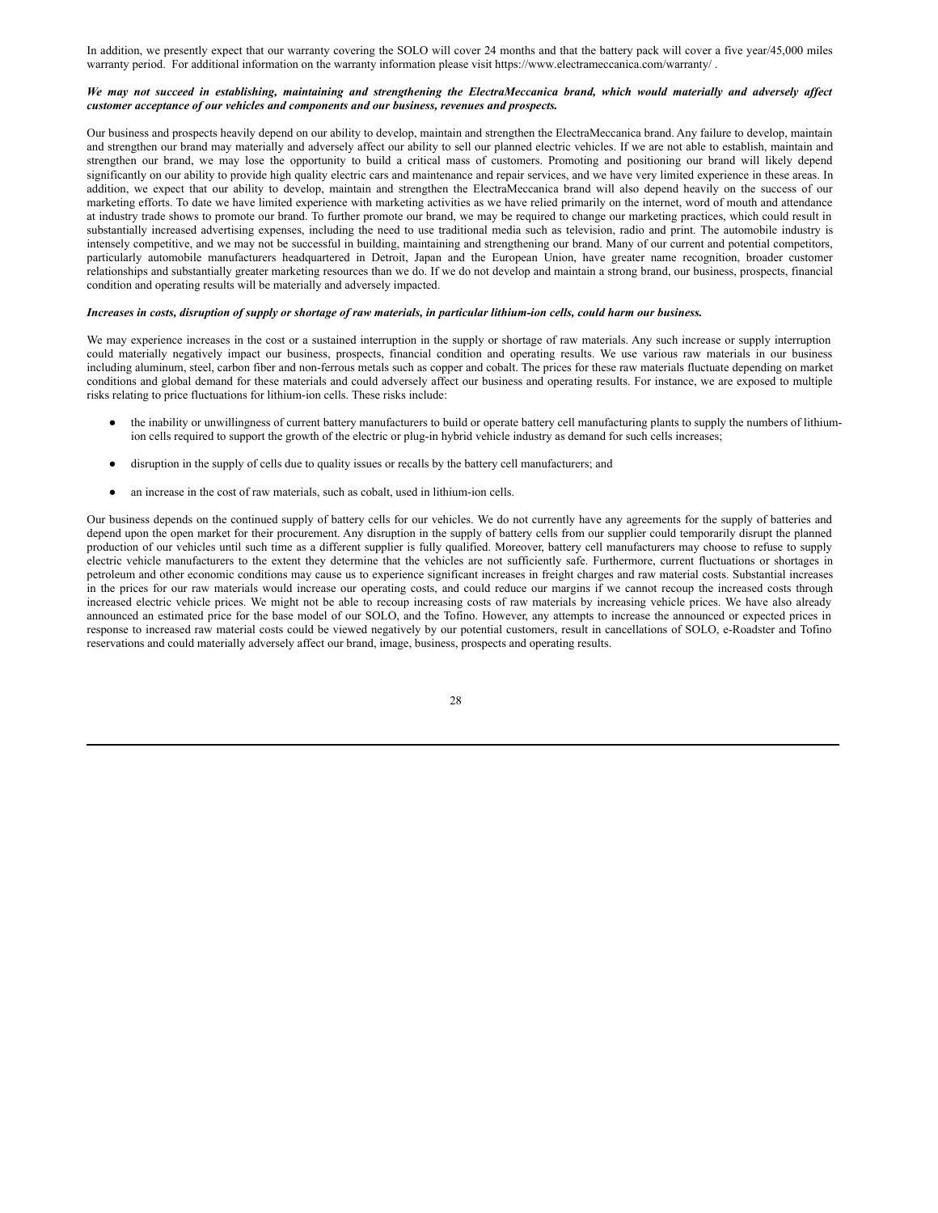In addition, we presently expect that our warranty covering the SOLO will cover 24 months and that the battery pack will cover a five year/45,000 miles warranty period. For additional information on the warranty information please visit https://www.electrameccanica.com/warranty/ .

***We may not succeed in establishing, maintaining and strengthening the ElectraMeccanica brand, which would materially and adversely affect customer acceptance of our vehicles and components and our business, revenues and prospects.***

Our business and prospects heavily depend on our ability to develop, maintain and strengthen the ElectraMeccanica brand. Any failure to develop, maintain and strengthen our brand may materially and adversely affect our ability to sell our planned electric vehicles. If we are not able to establish, maintain and strengthen our brand, we may lose the opportunity to build a critical mass of customers. Promoting and positioning our brand will likely depend significantly on our ability to provide high quality electric cars and maintenance and repair services, and we have very limited experience in these areas. In addition, we expect that our ability to develop, maintain and strengthen the ElectraMeccanica brand will also depend heavily on the success of our marketing efforts. To date we have limited experience with marketing activities as we have relied primarily on the internet, word of mouth and attendance at industry trade shows to promote our brand. To further promote our brand, we may be required to change our marketing practices, which could result in substantially increased advertising expenses, including the need to use traditional media such as television, radio and print. The automobile industry is intensely competitive, and we may not be successful in building, maintaining and strengthening our brand. Many of our current and potential competitors, particularly automobile manufacturers headquartered in Detroit, Japan and the European Union, have greater name recognition, broader customer relationships and substantially greater marketing resources than we do. If we do not develop and maintain a strong brand, our business, prospects, financial condition and operating results will be materially and adversely impacted.

***Increases in costs, disruption of supply or shortage of raw materials, in particular lithium-ion cells, could harm our business.***

We may experience increases in the cost or a sustained interruption in the supply or shortage of raw materials. Any such increase or supply interruption could materially negatively impact our business, prospects, financial condition and operating results. We use various raw materials in our business including aluminum, steel, carbon fiber and non-ferrous metals such as copper and cobalt. The prices for these raw materials fluctuate depending on market conditions and global demand for these materials and could adversely affect our business and operating results. For instance, we are exposed to multiple risks relating to price fluctuations for lithium-ion cells. These risks include:

- the inability or unwillingness of current battery manufacturers to build or operate battery cell manufacturing plants to supply the numbers of lithium-ion cells required to support the growth of the electric or plug-in hybrid vehicle industry as demand for such cells increases;
- disruption in the supply of cells due to quality issues or recalls by the battery cell manufacturers; and
- an increase in the cost of raw materials, such as cobalt, used in lithium-ion cells.

Our business depends on the continued supply of battery cells for our vehicles. We do not currently have any agreements for the supply of batteries and depend upon the open market for their procurement. Any disruption in the supply of battery cells from our supplier could temporarily disrupt the planned production of our vehicles until such time as a different supplier is fully qualified. Moreover, battery cell manufacturers may choose to refuse to supply electric vehicle manufacturers to the extent they determine that the vehicles are not sufficiently safe. Furthermore, current fluctuations or shortages in petroleum and other economic conditions may cause us to experience significant increases in freight charges and raw material costs. Substantial increases in the prices for our raw materials would increase our operating costs, and could reduce our margins if we cannot recoup the increased costs through increased electric vehicle prices. We might not be able to recoup increasing costs of raw materials by increasing vehicle prices. We have also already announced an estimated price for the base model of our SOLO, and the Tofino. However, any attempts to increase the announced or expected prices in response to increased raw material costs could be viewed negatively by our potential customers, result in cancellations of SOLO, e-Roadster and Tofino reservations and could materially adversely affect our brand, image, business, prospects and operating results.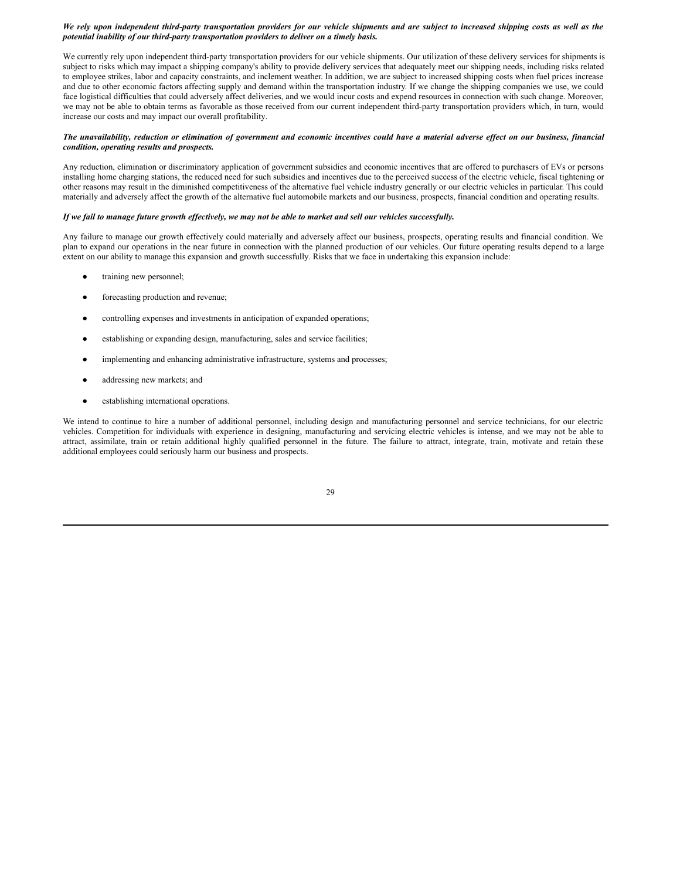***We rely upon independent third-party transportation providers for our vehicle shipments and are subject to increased shipping costs as well as the potential inability of our third-party transportation providers to deliver on a timely basis.***

We currently rely upon independent third-party transportation providers for our vehicle shipments. Our utilization of these delivery services for shipments is subject to risks which may impact a shipping company's ability to provide delivery services that adequately meet our shipping needs, including risks related to employee strikes, labor and capacity constraints, and inclement weather. In addition, we are subject to increased shipping costs when fuel prices increase and due to other economic factors affecting supply and demand within the transportation industry. If we change the shipping companies we use, we could face logistical difficulties that could adversely affect deliveries, and we would incur costs and expend resources in connection with such change. Moreover, we may not be able to obtain terms as favorable as those received from our current independent third-party transportation providers which, in turn, would increase our costs and may impact our overall profitability.

***The unavailability, reduction or elimination of government and economic incentives could have a material adverse effect on our business, financial condition, operating results and prospects.***

Any reduction, elimination or discriminatory application of government subsidies and economic incentives that are offered to purchasers of EVs or persons installing home charging stations, the reduced need for such subsidies and incentives due to the perceived success of the electric vehicle, fiscal tightening or other reasons may result in the diminished competitiveness of the alternative fuel vehicle industry generally or our electric vehicles in particular. This could materially and adversely affect the growth of the alternative fuel automobile markets and our business, prospects, financial condition and operating results.

***If we fail to manage future growth effectively, we may not be able to market and sell our vehicles successfully.***

Any failure to manage our growth effectively could materially and adversely affect our business, prospects, operating results and financial condition. We plan to expand our operations in the near future in connection with the planned production of our vehicles. Our future operating results depend to a large extent on our ability to manage this expansion and growth successfully. Risks that we face in undertaking this expansion include:

- training new personnel;
- forecasting production and revenue;
- controlling expenses and investments in anticipation of expanded operations;
- establishing or expanding design, manufacturing, sales and service facilities;
- implementing and enhancing administrative infrastructure, systems and processes;
- addressing new markets; and
- establishing international operations.

We intend to continue to hire a number of additional personnel, including design and manufacturing personnel and service technicians, for our electric vehicles. Competition for individuals with experience in designing, manufacturing and servicing electric vehicles is intense, and we may not be able to attract, assimilate, train or retain additional highly qualified personnel in the future. The failure to attract, integrate, train, motivate and retain these additional employees could seriously harm our business and prospects.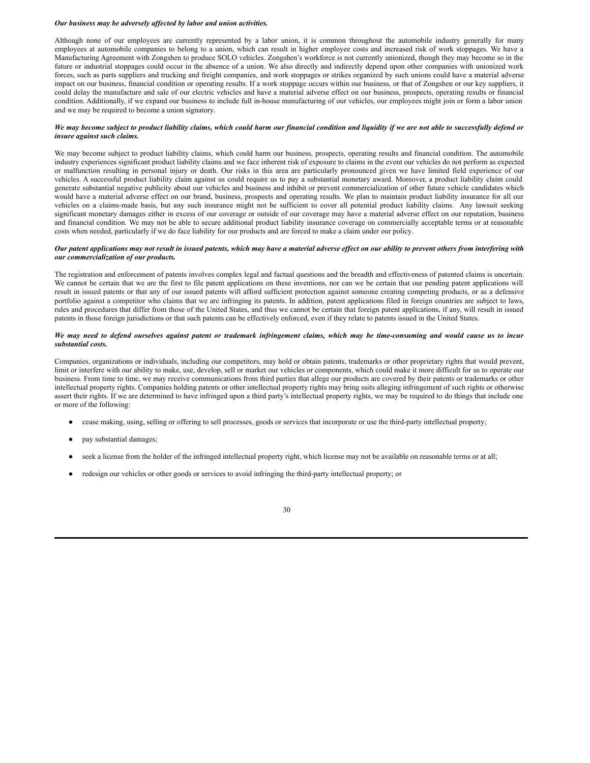***Our business may be adversely affected by labor and union activities.***

Although none of our employees are currently represented by a labor union, it is common throughout the automobile industry generally for many employees at automobile companies to belong to a union, which can result in higher employee costs and increased risk of work stoppages. We have a Manufacturing Agreement with Zongshen to produce SOLO vehicles. Zongshen's workforce is not currently unionized, though they may become so in the future or industrial stoppages could occur in the absence of a union. We also directly and indirectly depend upon other companies with unionized work forces, such as parts suppliers and trucking and freight companies, and work stoppages or strikes organized by such unions could have a material adverse impact on our business, financial condition or operating results. If a work stoppage occurs within our business, or that of Zongshen or our key suppliers, it could delay the manufacture and sale of our electric vehicles and have a material adverse effect on our business, prospects, operating results or financial condition. Additionally, if we expand our business to include full in-house manufacturing of our vehicles, our employees might join or form a labor union and we may be required to become a union signatory.

***We may become subject to product liability claims, which could harm our financial condition and liquidity if we are not able to successfully defend or insure against such claims.***

We may become subject to product liability claims, which could harm our business, prospects, operating results and financial condition. The automobile industry experiences significant product liability claims and we face inherent risk of exposure to claims in the event our vehicles do not perform as expected or malfunction resulting in personal injury or death. Our risks in this area are particularly pronounced given we have limited field experience of our vehicles. A successful product liability claim against us could require us to pay a substantial monetary award. Moreover, a product liability claim could generate substantial negative publicity about our vehicles and business and inhibit or prevent commercialization of other future vehicle candidates which would have a material adverse effect on our brand, business, prospects and operating results. We plan to maintain product liability insurance for all our vehicles on a claims-made basis, but any such insurance might not be sufficient to cover all potential product liability claims. Any lawsuit seeking significant monetary damages either in excess of our coverage or outside of our coverage may have a material adverse effect on our reputation, business and financial condition. We may not be able to secure additional product liability insurance coverage on commercially acceptable terms or at reasonable costs when needed, particularly if we do face liability for our products and are forced to make a claim under our policy.

***Our patent applications may not result in issued patents, which may have a material adverse effect on our ability to prevent others from interfering with our commercialization of our products.***

The registration and enforcement of patents involves complex legal and factual questions and the breadth and effectiveness of patented claims is uncertain. We cannot be certain that we are the first to file patent applications on these inventions, nor can we be certain that our pending patent applications will result in issued patents or that any of our issued patents will afford sufficient protection against someone creating competing products, or as a defensive portfolio against a competitor who claims that we are infringing its patents. In addition, patent applications filed in foreign countries are subject to laws, rules and procedures that differ from those of the United States, and thus we cannot be certain that foreign patent applications, if any, will result in issued patents in those foreign jurisdictions or that such patents can be effectively enforced, even if they relate to patents issued in the United States.

***We may need to defend ourselves against patent or trademark infringement claims, which may be time-consuming and would cause us to incur substantial costs.***

Companies, organizations or individuals, including our competitors, may hold or obtain patents, trademarks or other proprietary rights that would prevent, limit or interfere with our ability to make, use, develop, sell or market our vehicles or components, which could make it more difficult for us to operate our business. From time to time, we may receive communications from third parties that allege our products are covered by their patents or trademarks or other intellectual property rights. Companies holding patents or other intellectual property rights may bring suits alleging infringement of such rights or otherwise assert their rights. If we are determined to have infringed upon a third party's intellectual property rights, we may be required to do things that include one or more of the following:

- cease making, using, selling or offering to sell processes, goods or services that incorporate or use the third-party intellectual property;
- pay substantial damages;
- seek a license from the holder of the infringed intellectual property right, which license may not be available on reasonable terms or at all;
- redesign our vehicles or other goods or services to avoid infringing the third-party intellectual property; or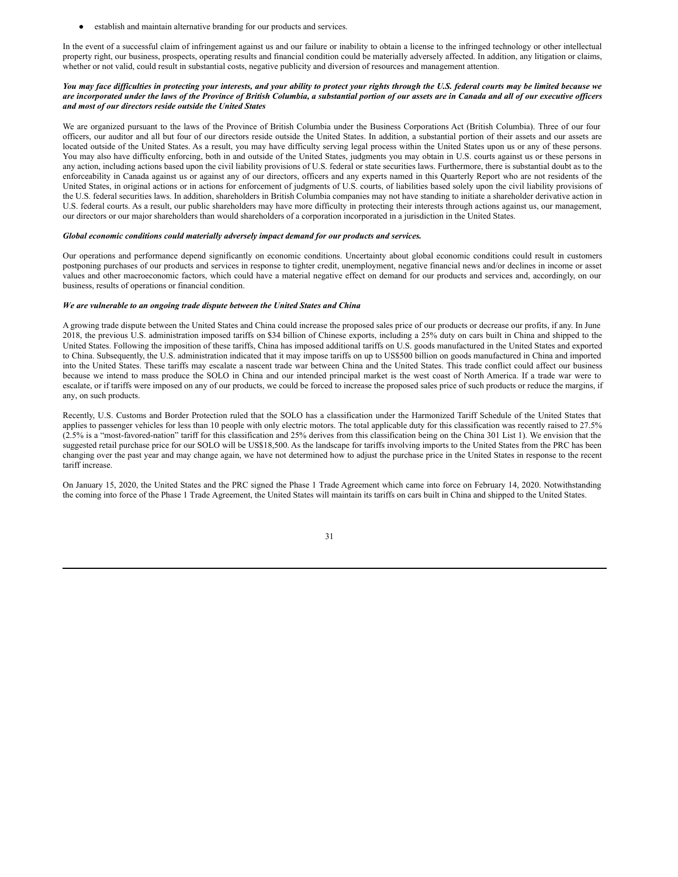- establish and maintain alternative branding for our products and services.

In the event of a successful claim of infringement against us and our failure or inability to obtain a license to the infringed technology or other intellectual property right, our business, prospects, operating results and financial condition could be materially adversely affected. In addition, any litigation or claims, whether or not valid, could result in substantial costs, negative publicity and diversion of resources and management attention.

***You may face difficulties in protecting your interests, and your ability to protect your rights through the U.S. federal courts may be limited because we are incorporated under the laws of the Province of British Columbia, a substantial portion of our assets are in Canada and all of our executive officers and most of our directors reside outside the United States***

We are organized pursuant to the laws of the Province of British Columbia under the Business Corporations Act (British Columbia). Three of our four officers, our auditor and all but four of our directors reside outside the United States. In addition, a substantial portion of their assets and our assets are located outside of the United States. As a result, you may have difficulty serving legal process within the United States upon us or any of these persons. You may also have difficulty enforcing, both in and outside of the United States, judgments you may obtain in U.S. courts against us or these persons in any action, including actions based upon the civil liability provisions of U.S. federal or state securities laws. Furthermore, there is substantial doubt as to the enforceability in Canada against us or against any of our directors, officers and any experts named in this Quarterly Report who are not residents of the United States, in original actions or in actions for enforcement of judgments of U.S. courts, of liabilities based solely upon the civil liability provisions of the U.S. federal securities laws. In addition, shareholders in British Columbia companies may not have standing to initiate a shareholder derivative action in U.S. federal courts. As a result, our public shareholders may have more difficulty in protecting their interests through actions against us, our management, our directors or our major shareholders than would shareholders of a corporation incorporated in a jurisdiction in the United States.

***Global economic conditions could materially adversely impact demand for our products and services.***

Our operations and performance depend significantly on economic conditions. Uncertainty about global economic conditions could result in customers postponing purchases of our products and services in response to tighter credit, unemployment, negative financial news and/or declines in income or asset values and other macroeconomic factors, which could have a material negative effect on demand for our products and services and, accordingly, on our business, results of operations or financial condition.

***We are vulnerable to an ongoing trade dispute between the United States and China***

A growing trade dispute between the United States and China could increase the proposed sales price of our products or decrease our profits, if any. In June 2018, the previous U.S. administration imposed tariffs on $34 billion of Chinese exports, including a 25% duty on cars built in China and shipped to the United States. Following the imposition of these tariffs, China has imposed additional tariffs on U.S. goods manufactured in the United States and exported to China. Subsequently, the U.S. administration indicated that it may impose tariffs on up to US$500 billion on goods manufactured in China and imported into the United States. These tariffs may escalate a nascent trade war between China and the United States. This trade conflict could affect our business because we intend to mass produce the SOLO in China and our intended principal market is the west coast of North America. If a trade war were to escalate, or if tariffs were imposed on any of our products, we could be forced to increase the proposed sales price of such products or reduce the margins, if any, on such products.

Recently, U.S. Customs and Border Protection ruled that the SOLO has a classification under the Harmonized Tariff Schedule of the United States that applies to passenger vehicles for less than 10 people with only electric motors. The total applicable duty for this classification was recently raised to 27.5% (2.5% is a "most-favored-nation" tariff for this classification and 25% derives from this classification being on the China 301 List 1). We envision that the suggested retail purchase price for our SOLO will be US$18,500. As the landscape for tariffs involving imports to the United States from the PRC has been changing over the past year and may change again, we have not determined how to adjust the purchase price in the United States in response to the recent tariff increase.

On January 15, 2020, the United States and the PRC signed the Phase 1 Trade Agreement which came into force on February 14, 2020. Notwithstanding the coming into force of the Phase 1 Trade Agreement, the United States will maintain its tariffs on cars built in China and shipped to the United States.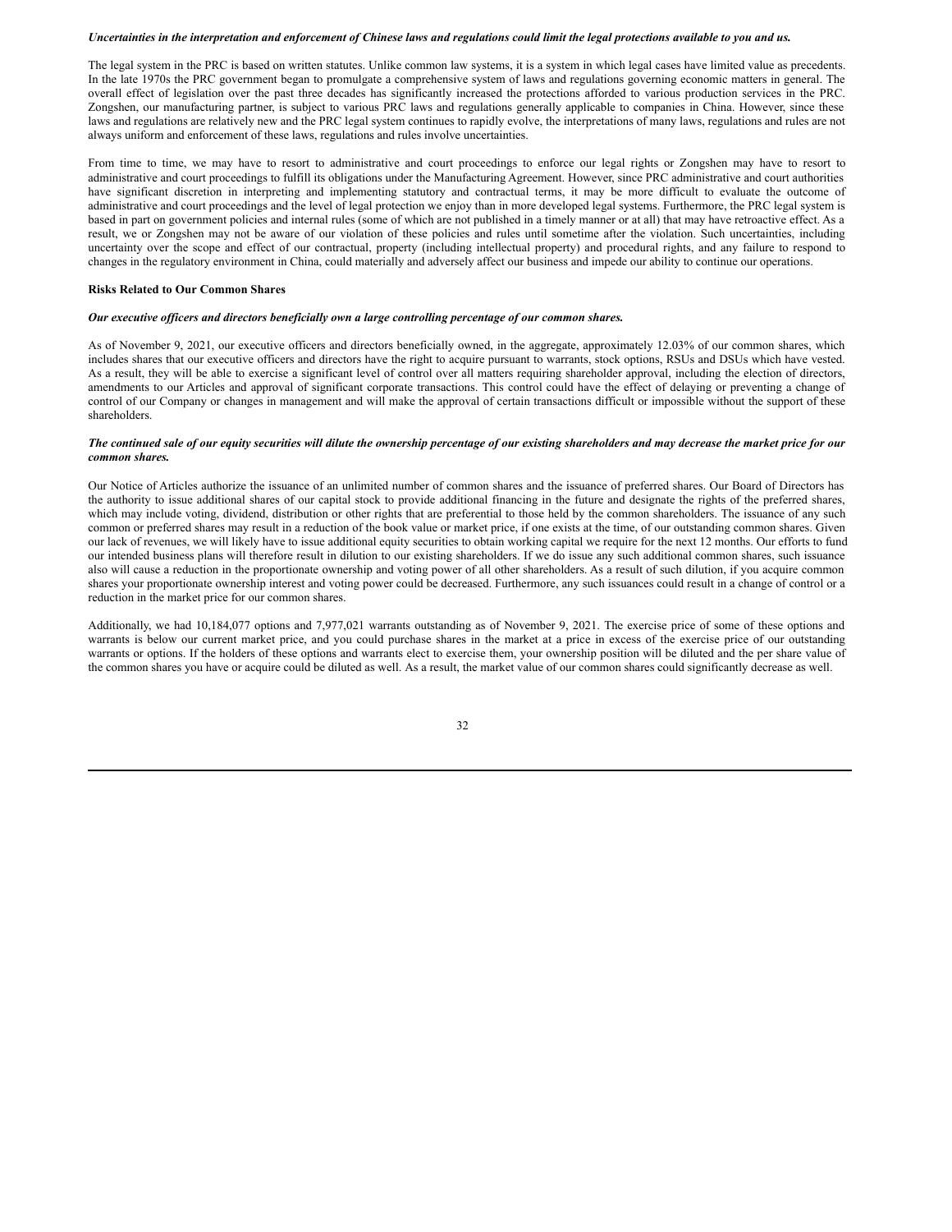***Uncertainties in the interpretation and enforcement of Chinese laws and regulations could limit the legal protections available to you and us.***

The legal system in the PRC is based on written statutes. Unlike common law systems, it is a system in which legal cases have limited value as precedents. In the late 1970s the PRC government began to promulgate a comprehensive system of laws and regulations governing economic matters in general. The overall effect of legislation over the past three decades has significantly increased the protections afforded to various production services in the PRC. Zongshen, our manufacturing partner, is subject to various PRC laws and regulations generally applicable to companies in China. However, since these laws and regulations are relatively new and the PRC legal system continues to rapidly evolve, the interpretations of many laws, regulations and rules are not always uniform and enforcement of these laws, regulations and rules involve uncertainties.

From time to time, we may have to resort to administrative and court proceedings to enforce our legal rights or Zongshen may have to resort to administrative and court proceedings to fulfill its obligations under the Manufacturing Agreement. However, since PRC administrative and court authorities have significant discretion in interpreting and implementing statutory and contractual terms, it may be more difficult to evaluate the outcome of administrative and court proceedings and the level of legal protection we enjoy than in more developed legal systems. Furthermore, the PRC legal system is based in part on government policies and internal rules (some of which are not published in a timely manner or at all) that may have retroactive effect. As a result, we or Zongshen may not be aware of our violation of these policies and rules until sometime after the violation. Such uncertainties, including uncertainty over the scope and effect of our contractual, property (including intellectual property) and procedural rights, and any failure to respond to changes in the regulatory environment in China, could materially and adversely affect our business and impede our ability to continue our operations.

**Risks Related to Our Common Shares**

***Our executive officers and directors beneficially own a large controlling percentage of our common shares.***

As of November 9, 2021, our executive officers and directors beneficially owned, in the aggregate, approximately 12.03% of our common shares, which includes shares that our executive officers and directors have the right to acquire pursuant to warrants, stock options, RSUs and DSUs which have vested. As a result, they will be able to exercise a significant level of control over all matters requiring shareholder approval, including the election of directors, amendments to our Articles and approval of significant corporate transactions. This control could have the effect of delaying or preventing a change of control of our Company or changes in management and will make the approval of certain transactions difficult or impossible without the support of these shareholders.

***The continued sale of our equity securities will dilute the ownership percentage of our existing shareholders and may decrease the market price for our common shares.***

Our Notice of Articles authorize the issuance of an unlimited number of common shares and the issuance of preferred shares. Our Board of Directors has the authority to issue additional shares of our capital stock to provide additional financing in the future and designate the rights of the preferred shares, which may include voting, dividend, distribution or other rights that are preferential to those held by the common shareholders. The issuance of any such common or preferred shares may result in a reduction of the book value or market price, if one exists at the time, of our outstanding common shares. Given our lack of revenues, we will likely have to issue additional equity securities to obtain working capital we require for the next 12 months. Our efforts to fund our intended business plans will therefore result in dilution to our existing shareholders. If we do issue any such additional common shares, such issuance also will cause a reduction in the proportionate ownership and voting power of all other shareholders. As a result of such dilution, if you acquire common shares your proportionate ownership interest and voting power could be decreased. Furthermore, any such issuances could result in a change of control or a reduction in the market price for our common shares.

Additionally, we had 10,184,077 options and 7,977,021 warrants outstanding as of November 9, 2021. The exercise price of some of these options and warrants is below our current market price, and you could purchase shares in the market at a price in excess of the exercise price of our outstanding warrants or options. If the holders of these options and warrants elect to exercise them, your ownership position will be diluted and the per share value of the common shares you have or acquire could be diluted as well. As a result, the market value of our common shares could significantly decrease as well.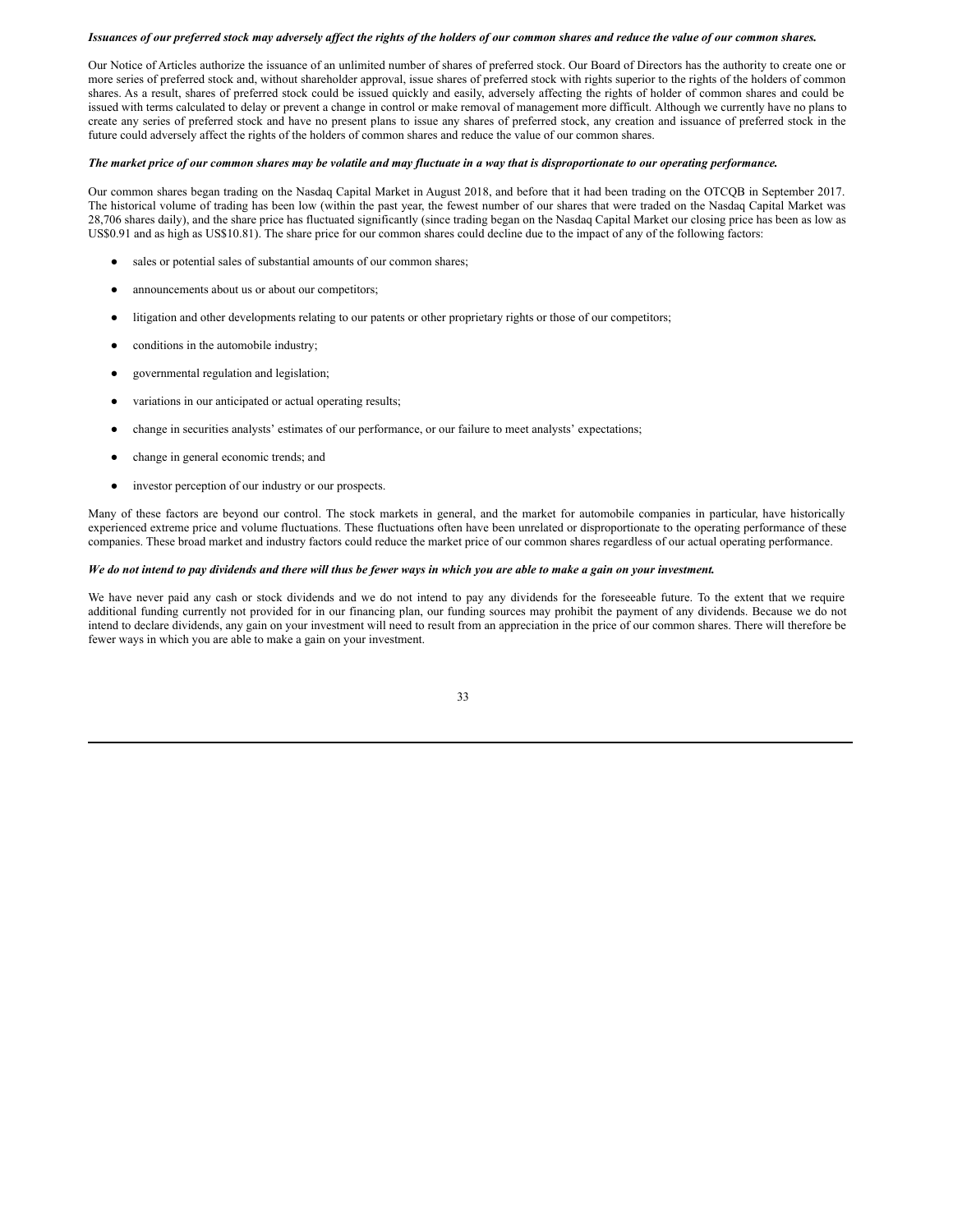***Issuances of our preferred stock may adversely affect the rights of the holders of our common shares and reduce the value of our common shares.***

Our Notice of Articles authorize the issuance of an unlimited number of shares of preferred stock. Our Board of Directors has the authority to create one or more series of preferred stock and, without shareholder approval, issue shares of preferred stock with rights superior to the rights of the holders of common shares. As a result, shares of preferred stock could be issued quickly and easily, adversely affecting the rights of holder of common shares and could be issued with terms calculated to delay or prevent a change in control or make removal of management more difficult. Although we currently have no plans to create any series of preferred stock and have no present plans to issue any shares of preferred stock, any creation and issuance of preferred stock in the future could adversely affect the rights of the holders of common shares and reduce the value of our common shares.

***The market price of our common shares may be volatile and may fluctuate in a way that is disproportionate to our operating performance.***

Our common shares began trading on the Nasdaq Capital Market in August 2018, and before that it had been trading on the OTCQB in September 2017. The historical volume of trading has been low (within the past year, the fewest number of our shares that were traded on the Nasdaq Capital Market was 28,706 shares daily), and the share price has fluctuated significantly (since trading began on the Nasdaq Capital Market our closing price has been as low as US$0.91 and as high as US$10.81). The share price for our common shares could decline due to the impact of any of the following factors:

- sales or potential sales of substantial amounts of our common shares;
- announcements about us or about our competitors;
- litigation and other developments relating to our patents or other proprietary rights or those of our competitors;
- conditions in the automobile industry;
- governmental regulation and legislation;
- variations in our anticipated or actual operating results;
- change in securities analysts' estimates of our performance, or our failure to meet analysts' expectations;
- change in general economic trends; and
- investor perception of our industry or our prospects.

Many of these factors are beyond our control. The stock markets in general, and the market for automobile companies in particular, have historically experienced extreme price and volume fluctuations. These fluctuations often have been unrelated or disproportionate to the operating performance of these companies. These broad market and industry factors could reduce the market price of our common shares regardless of our actual operating performance.

***We do not intend to pay dividends and there will thus be fewer ways in which you are able to make a gain on your investment.***

We have never paid any cash or stock dividends and we do not intend to pay any dividends for the foreseeable future. To the extent that we require additional funding currently not provided for in our financing plan, our funding sources may prohibit the payment of any dividends. Because we do not intend to declare dividends, any gain on your investment will need to result from an appreciation in the price of our common shares. There will therefore be fewer ways in which you are able to make a gain on your investment.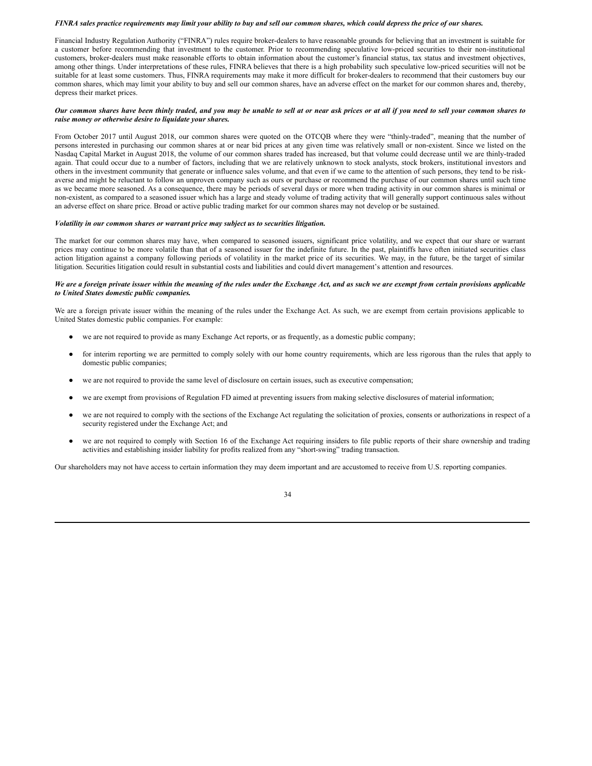***FINRA sales practice requirements may limit your ability to buy and sell our common shares, which could depress the price of our shares.***

Financial Industry Regulation Authority ("FINRA") rules require broker-dealers to have reasonable grounds for believing that an investment is suitable for a customer before recommending that investment to the customer. Prior to recommending speculative low-priced securities to their non-institutional customers, broker-dealers must make reasonable efforts to obtain information about the customer's financial status, tax status and investment objectives, among other things. Under interpretations of these rules, FINRA believes that there is a high probability such speculative low-priced securities will not be suitable for at least some customers. Thus, FINRA requirements may make it more difficult for broker-dealers to recommend that their customers buy our common shares, which may limit your ability to buy and sell our common shares, have an adverse effect on the market for our common shares and, thereby, depress their market prices.

***Our common shares have been thinly traded, and you may be unable to sell at or near ask prices or at all if you need to sell your common shares to raise money or otherwise desire to liquidate your shares.***

From October 2017 until August 2018, our common shares were quoted on the OTCQB where they were "thinly-traded", meaning that the number of persons interested in purchasing our common shares at or near bid prices at any given time was relatively small or non-existent. Since we listed on the Nasdaq Capital Market in August 2018, the volume of our common shares traded has increased, but that volume could decrease until we are thinly-traded again. That could occur due to a number of factors, including that we are relatively unknown to stock analysts, stock brokers, institutional investors and others in the investment community that generate or influence sales volume, and that even if we came to the attention of such persons, they tend to be risk-averse and might be reluctant to follow an unproven company such as ours or purchase or recommend the purchase of our common shares until such time as we became more seasoned. As a consequence, there may be periods of several days or more when trading activity in our common shares is minimal or non-existent, as compared to a seasoned issuer which has a large and steady volume of trading activity that will generally support continuous sales without an adverse effect on share price. Broad or active public trading market for our common shares may not develop or be sustained.

***Volatility in our common shares or warrant price may subject us to securities litigation.***

The market for our common shares may have, when compared to seasoned issuers, significant price volatility, and we expect that our share or warrant prices may continue to be more volatile than that of a seasoned issuer for the indefinite future. In the past, plaintiffs have often initiated securities class action litigation against a company following periods of volatility in the market price of its securities. We may, in the future, be the target of similar litigation. Securities litigation could result in substantial costs and liabilities and could divert management's attention and resources.

***We are a foreign private issuer within the meaning of the rules under the Exchange Act, and as such we are exempt from certain provisions applicable to United States domestic public companies.***

We are a foreign private issuer within the meaning of the rules under the Exchange Act. As such, we are exempt from certain provisions applicable to United States domestic public companies. For example:

- we are not required to provide as many Exchange Act reports, or as frequently, as a domestic public company;
- for interim reporting we are permitted to comply solely with our home country requirements, which are less rigorous than the rules that apply to domestic public companies;
- we are not required to provide the same level of disclosure on certain issues, such as executive compensation;
- we are exempt from provisions of Regulation FD aimed at preventing issuers from making selective disclosures of material information;
- we are not required to comply with the sections of the Exchange Act regulating the solicitation of proxies, consents or authorizations in respect of a security registered under the Exchange Act; and
- we are not required to comply with Section 16 of the Exchange Act requiring insiders to file public reports of their share ownership and trading activities and establishing insider liability for profits realized from any "short-swing" trading transaction.

Our shareholders may not have access to certain information they may deem important and are accustomed to receive from U.S. reporting companies.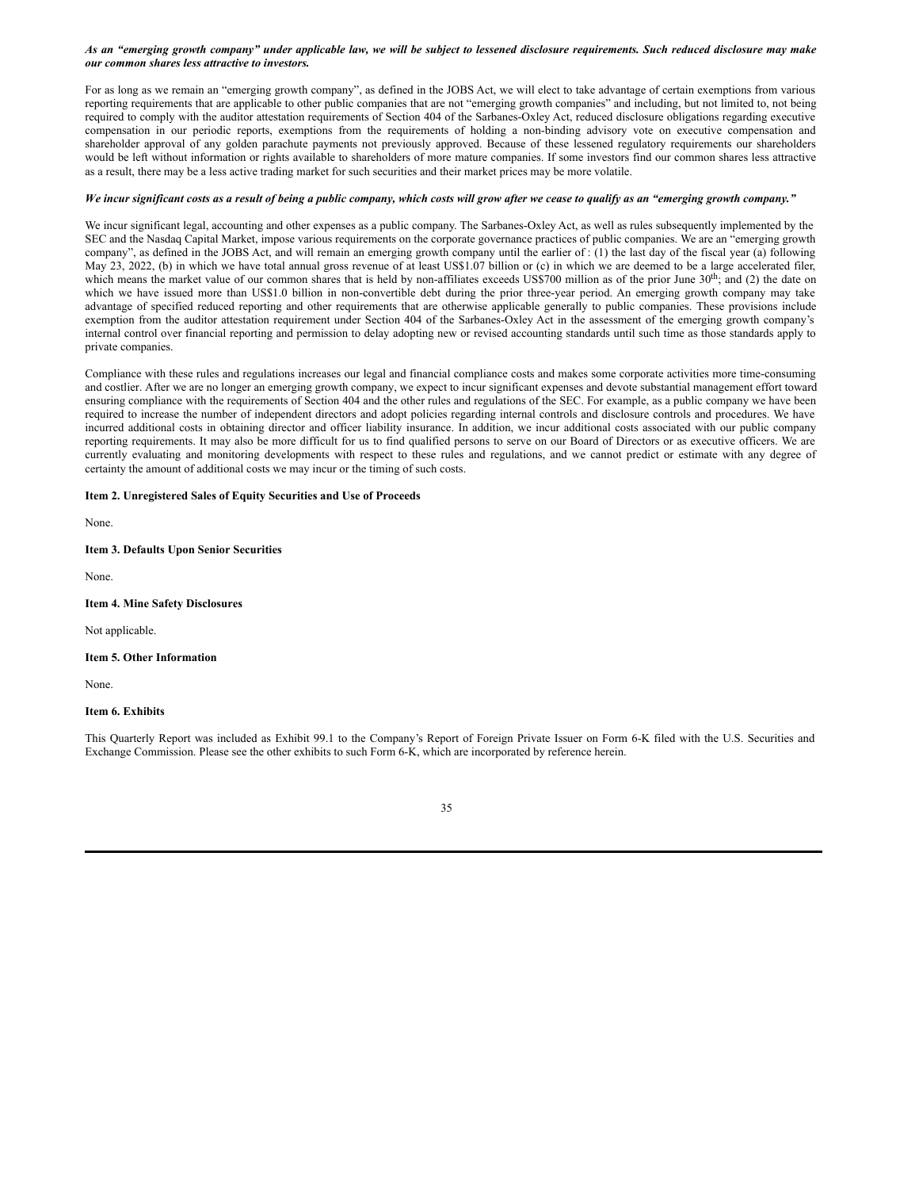***As an "emerging growth company" under applicable law, we will be subject to lessened disclosure requirements. Such reduced disclosure may make our common shares less attractive to investors.***

For as long as we remain an "emerging growth company", as defined in the JOBS Act, we will elect to take advantage of certain exemptions from various reporting requirements that are applicable to other public companies that are not "emerging growth companies" and including, but not limited to, not being required to comply with the auditor attestation requirements of Section 404 of the Sarbanes-Oxley Act, reduced disclosure obligations regarding executive compensation in our periodic reports, exemptions from the requirements of holding a non-binding advisory vote on executive compensation and shareholder approval of any golden parachute payments not previously approved. Because of these lessened regulatory requirements our shareholders would be left without information or rights available to shareholders of more mature companies. If some investors find our common shares less attractive as a result, there may be a less active trading market for such securities and their market prices may be more volatile.

***We incur significant costs as a result of being a public company, which costs will grow after we cease to qualify as an "emerging growth company."***

We incur significant legal, accounting and other expenses as a public company. The Sarbanes-Oxley Act, as well as rules subsequently implemented by the SEC and the Nasdaq Capital Market, impose various requirements on the corporate governance practices of public companies. We are an "emerging growth company", as defined in the JOBS Act, and will remain an emerging growth company until the earlier of : (1) the last day of the fiscal year (a) following May 23, 2022, (b) in which we have total annual gross revenue of at least US$1.07 billion or (c) in which we are deemed to be a large accelerated filer, which means the market value of our common shares that is held by non-affiliates exceeds US$700 million as of the prior June 30th; and (2) the date on which we have issued more than US$1.0 billion in non-convertible debt during the prior three-year period. An emerging growth company may take advantage of specified reduced reporting and other requirements that are otherwise applicable generally to public companies. These provisions include exemption from the auditor attestation requirement under Section 404 of the Sarbanes-Oxley Act in the assessment of the emerging growth company's internal control over financial reporting and permission to delay adopting new or revised accounting standards until such time as those standards apply to private companies.

Compliance with these rules and regulations increases our legal and financial compliance costs and makes some corporate activities more time-consuming and costlier. After we are no longer an emerging growth company, we expect to incur significant expenses and devote substantial management effort toward ensuring compliance with the requirements of Section 404 and the other rules and regulations of the SEC. For example, as a public company we have been required to increase the number of independent directors and adopt policies regarding internal controls and disclosure controls and procedures. We have incurred additional costs in obtaining director and officer liability insurance. In addition, we incur additional costs associated with our public company reporting requirements. It may also be more difficult for us to find qualified persons to serve on our Board of Directors or as executive officers. We are currently evaluating and monitoring developments with respect to these rules and regulations, and we cannot predict or estimate with any degree of certainty the amount of additional costs we may incur or the timing of such costs.

**Item 2. Unregistered Sales of Equity Securities and Use of Proceeds**

None.

**Item 3. Defaults Upon Senior Securities**

None.

**Item 4. Mine Safety Disclosures**

Not applicable.

**Item 5. Other Information**

None.

**Item 6. Exhibits**

This Quarterly Report was included as Exhibit 99.1 to the Company's Report of Foreign Private Issuer on Form 6-K filed with the U.S. Securities and Exchange Commission. Please see the other exhibits to such Form 6-K, which are incorporated by reference herein.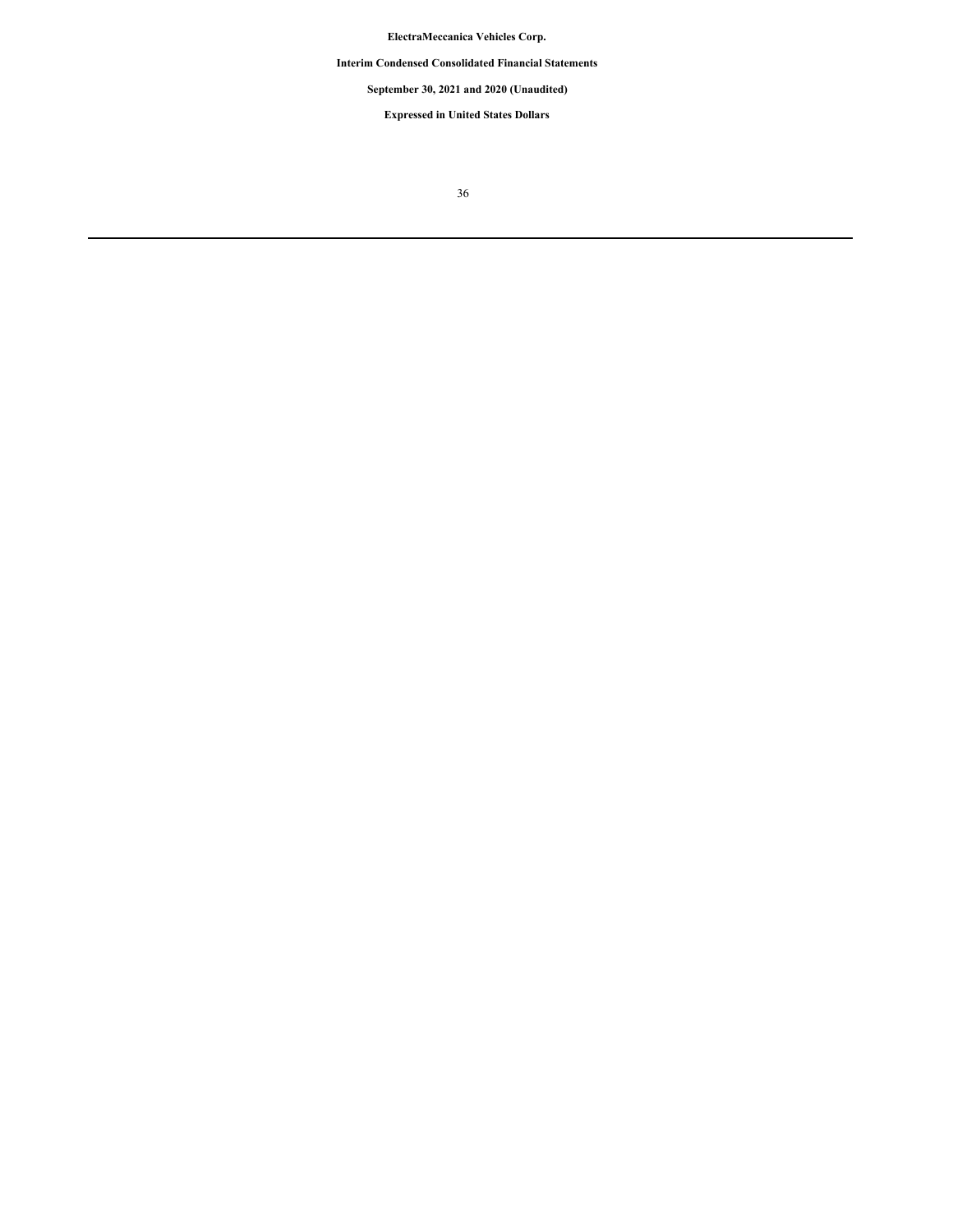**ElectraMeccanica Vehicles Corp.**

**Interim Condensed Consolidated Financial Statements**

**September 30, 2021 and 2020 (Unaudited)**

**Expressed in United States Dollars**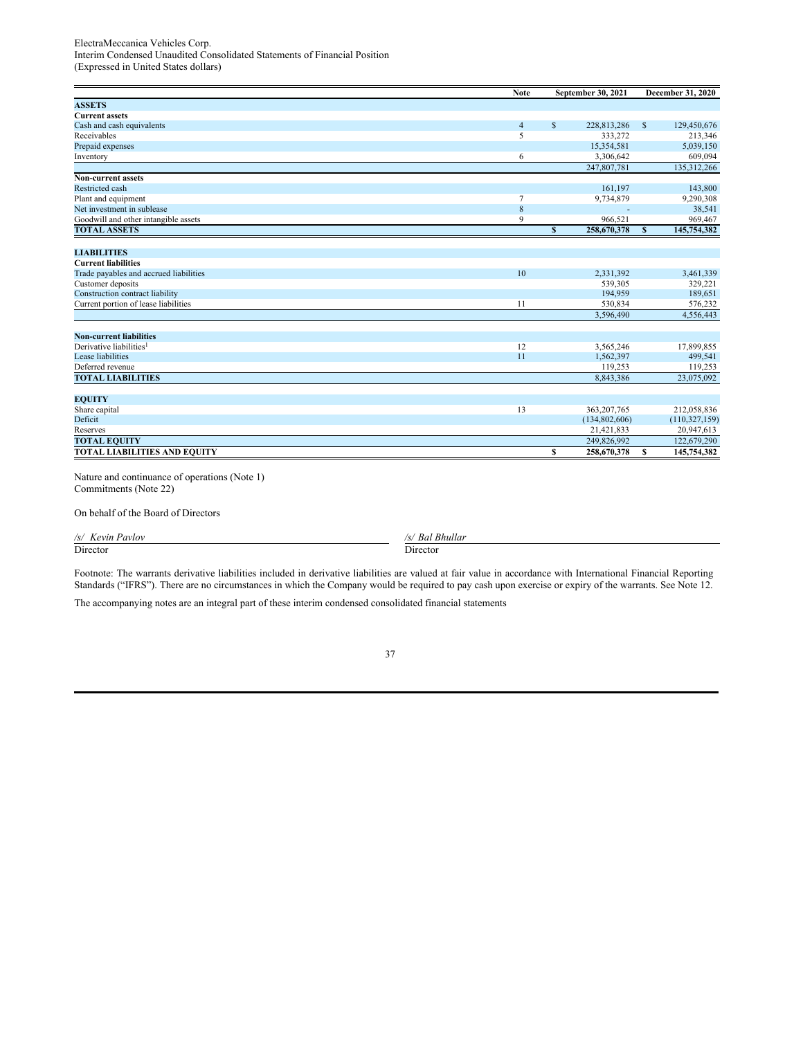ElectraMeccanica Vehicles Corp.
Interim Condensed Unaudited Consolidated Statements of Financial Position
(Expressed in United States dollars)

| | Note | September 30, 2021 | December 31, 2020 |
|---|---|---|---|
| **ASSETS** | | | |
| **Current assets** | | | |
| Cash and cash equivalents | 4 | $ 228,813,286 | $ 129,450,676 |
| Receivables | 5 | 333,272 | 213,346 |
| Prepaid expenses | | 15,354,581 | 5,039,150 |
| Inventory | 6 | 3,306,642 | 609,094 |
| | | 247,807,781 | 135,312,266 |
| **Non-current assets** | | | |
| Restricted cash | | 161,197 | 143,800 |
| Plant and equipment | 7 | 9,734,879 | 9,290,308 |
| Net investment in sublease | 8 | - | 38,541 |
| Goodwill and other intangible assets | 9 | 966,521 | 969,467 |
| **TOTAL ASSETS** | | **$ 258,670,378** | **$ 145,754,382** |
| | | | |
| **LIABILITIES** | | | |
| **Current liabilities** | | | |
| Trade payables and accrued liabilities | 10 | 2,331,392 | 3,461,339 |
| Customer deposits | | 539,305 | 329,221 |
| Construction contract liability | | 194,959 | 189,651 |
| Current portion of lease liabilities | 11 | 530,834 | 576,232 |
| | | 3,596,490 | 4,556,443 |
| | | | |
| **Non-current liabilities** | | | |
| Derivative liabilities[1] | 12 | 3,565,246 | 17,899,855 |
| Lease liabilities | 11 | 1,562,397 | 499,541 |
| Deferred revenue | | 119,253 | 119,253 |
| **TOTAL LIABILITIES** | | 8,843,386 | 23,075,092 |
| | | | |
| **EQUITY** | | | |
| Share capital | 13 | 363,207,765 | 212,058,836 |
| Deficit | | (134,802,606) | (110,327,159) |
| Reserves | | 21,421,833 | 20,947,613 |
| **TOTAL EQUITY** | | 249,826,992 | 122,679,290 |
| **TOTAL LIABILITIES AND EQUITY** | | **$ 258,670,378** | **$ 145,754,382** |

Nature and continuance of operations (Note 1)
Commitments (Note 22)

On behalf of the Board of Directors

| | |
|---|---|
| */s/ Kevin Pavlov* | */s/ Bal Bhullar* |
| Director | Director |

Footnote: The warrants derivative liabilities included in derivative liabilities are valued at fair value in accordance with International Financial Reporting Standards ("IFRS"). There are no circumstances in which the Company would be required to pay cash upon exercise or expiry of the warrants. See Note 12.

The accompanying notes are an integral part of these interim condensed consolidated financial statements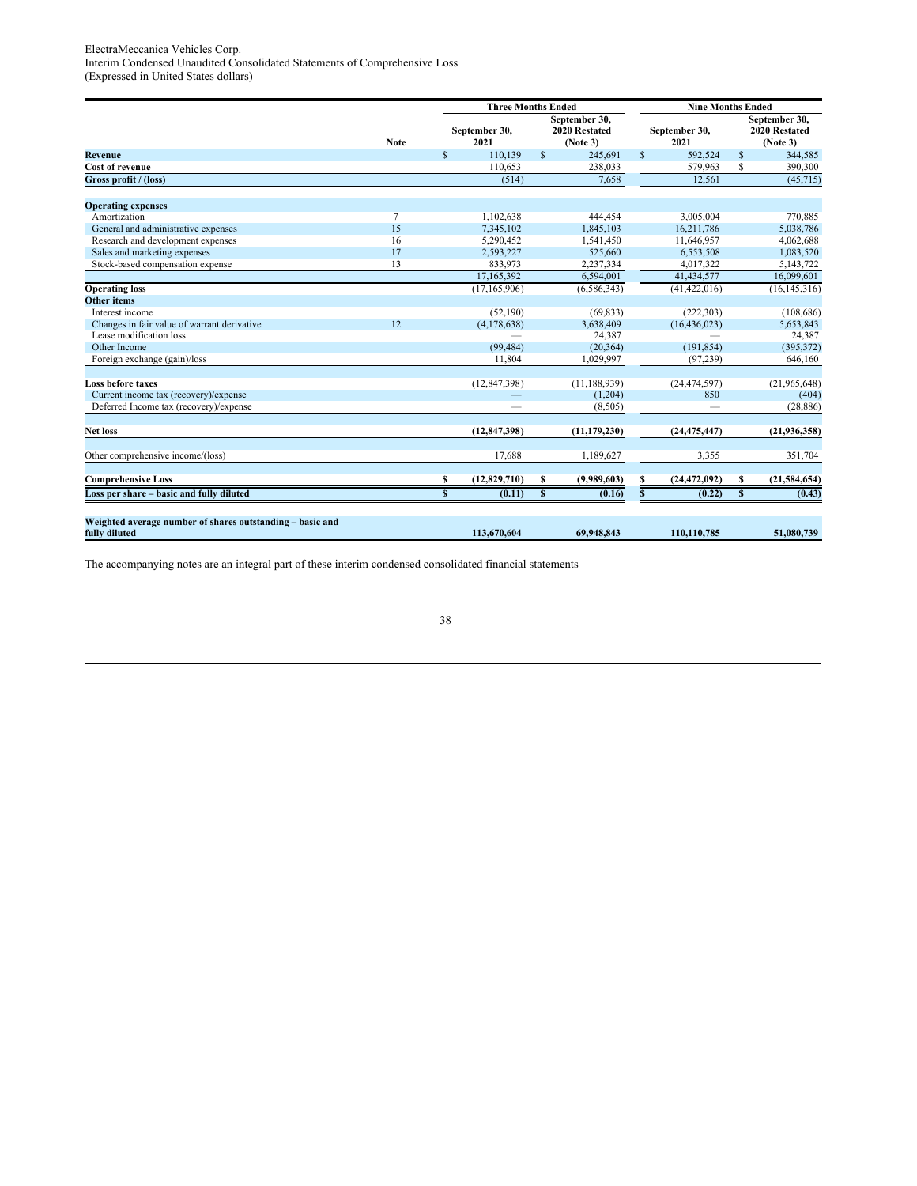ElectraMeccanica Vehicles Corp.
Interim Condensed Unaudited Consolidated Statements of Comprehensive Loss
(Expressed in United States dollars)

| | Note | Three Months Ended | | Nine Months Ended | |
|---|---|---|---|---|---|
| | | September 30, 2021 | September 30, 2020 Restated (Note 3) | September 30, 2021 | September 30, 2020 Restated (Note 3) |
| **Revenue** | | $ 110,139 | $ 245,691 | $ 592,524 | $ 344,585 |
| **Cost of revenue** | | 110,653 | 238,033 | 579,963 | $ 390,300 |
| **Gross profit / (loss)** | | (514) | 7,658 | 12,561 | (45,715) |
| **Operating expenses** | | | | | |
| Amortization | 7 | 1,102,638 | 444,454 | 3,005,004 | 770,885 |
| General and administrative expenses | 15 | 7,345,102 | 1,845,103 | 16,211,786 | 5,038,786 |
| Research and development expenses | 16 | 5,290,452 | 1,541,450 | 11,646,957 | 4,062,688 |
| Sales and marketing expenses | 17 | 2,593,227 | 525,660 | 6,553,508 | 1,083,520 |
| Stock-based compensation expense | 13 | 833,973 | 2,237,334 | 4,017,322 | 5,143,722 |
| | | 17,165,392 | 6,594,001 | 41,434,577 | 16,099,601 |
| **Operating loss** | | (17,165,906) | (6,586,343) | (41,422,016) | (16,145,316) |
| **Other items** | | | | | |
| Interest income | | (52,190) | (69,833) | (222,303) | (108,686) |
| Changes in fair value of warrant derivative | 12 | (4,178,638) | 3,638,409 | (16,436,023) | 5,653,843 |
| Lease modification loss | | — | 24,387 | — | 24,387 |
| Other Income | | (99,484) | (20,364) | (191,854) | (395,372) |
| Foreign exchange (gain)/loss | | 11,804 | 1,029,997 | (97,239) | 646,160 |
| **Loss before taxes** | | (12,847,398) | (11,188,939) | (24,474,597) | (21,965,648) |
| Current income tax (recovery)/expense | | — | (1,204) | 850 | (404) |
| Deferred Income tax (recovery)/expense | | — | (8,505) | — | (28,886) |
| **Net loss** | | **(12,847,398)** | **(11,179,230)** | **(24,475,447)** | **(21,936,358)** |
| Other comprehensive income/(loss) | | 17,688 | 1,189,627 | 3,355 | 351,704 |
| **Comprehensive Loss** | | **$ (12,829,710)** | **$ (9,989,603)** | **$ (24,472,092)** | **$ (21,584,654)** |
| **Loss per share – basic and fully diluted** | | **$ (0.11)** | **$ (0.16)** | **$ (0.22)** | **$ (0.43)** |
| **Weighted average number of shares outstanding – basic and fully diluted** | | **113,670,604** | **69,948,843** | **110,110,785** | **51,080,739** |

The accompanying notes are an integral part of these interim condensed consolidated financial statements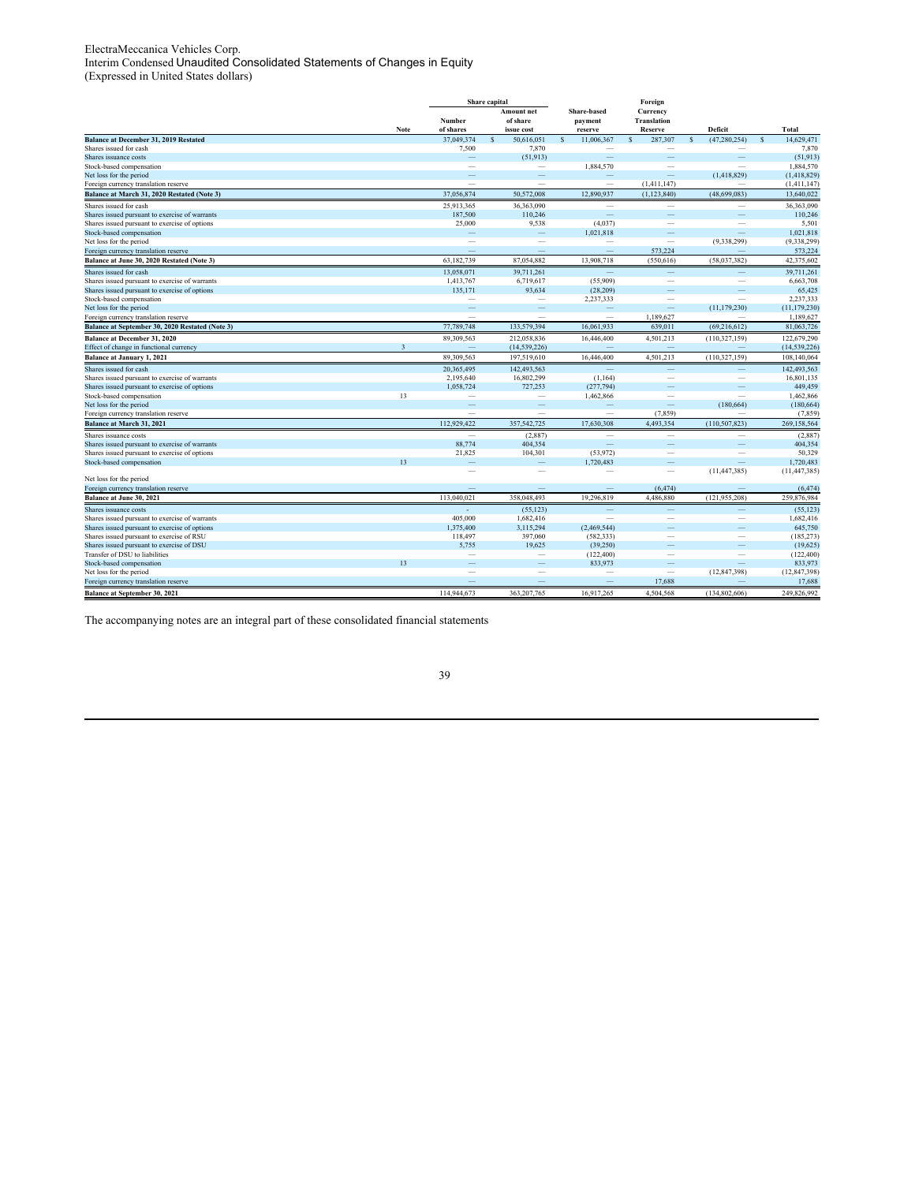ElectraMeccanica Vehicles Corp.
Interim Condensed Unaudited Consolidated Statements of Changes in Equity
(Expressed in United States dollars)

| | Note | Share capital | | Share-based payment reserve | Foreign Currency Translation Reserve | Deficit | Total |
|---|---|---|---|---|---|---|---|
| | | Number of shares | Amount net of share issue cost | | | | |
| **Balance at December 31, 2019 Restated** | | 37,049,374 | $ 50,616,051 | $ 11,006,367 | $ 287,307 | $ (47,280,254) | $ 14,629,471 |
| Shares issued for cash | | 7,500 | 7,870 | — | — | — | 7,870 |
| Shares issuance costs | | — | (51,913) | — | — | — | (51,913) |
| Stock-based compensation | | — | — | 1,884,570 | — | — | 1,884,570 |
| Net loss for the period | | — | — | — | — | (1,418,829) | (1,418,829) |
| Foreign currency translation reserve | | — | — | — | (1,411,147) | — | (1,411,147) |
| **Balance at March 31, 2020 Restated (Note 3)** | | 37,056,874 | 50,572,008 | 12,890,937 | (1,123,840) | (48,699,083) | 13,640,022 |
| Shares issued for cash | | 25,913,365 | 36,363,090 | — | — | — | 36,363,090 |
| Shares issued pursuant to exercise of warrants | | 187,500 | 110,246 | — | — | — | 110,246 |
| Shares issued pursuant to exercise of options | | 25,000 | 9,538 | (4,037) | — | — | 5,501 |
| Stock-based compensation | | — | — | 1,021,818 | — | — | 1,021,818 |
| Net loss for the period | | — | — | — | — | (9,338,299) | (9,338,299) |
| Foreign currency translation reserve | | — | — | — | 573,224 | — | 573,224 |
| **Balance at June 30, 2020 Restated (Note 3)** | | 63,182,739 | 87,054,882 | 13,908,718 | (550,616) | (58,037,382) | 42,375,602 |
| Shares issued for cash | | 13,058,071 | 39,711,261 | — | — | — | 39,711,261 |
| Shares issued pursuant to exercise of warrants | | 1,413,767 | 6,719,617 | (55,909) | — | — | 6,663,708 |
| Shares issued pursuant to exercise of options | | 135,171 | 93,634 | (28,209) | — | — | 65,425 |
| Stock-based compensation | | — | — | 2,237,333 | — | — | 2,237,333 |
| Net loss for the period | | — | — | — | — | (11,179,230) | (11,179,230) |
| Foreign currency translation reserve | | — | — | — | 1,189,627 | — | 1,189,627 |
| **Balance at September 30, 2020 Restated (Note 3)** | | 77,789,748 | 133,579,394 | 16,061,933 | 639,011 | (69,216,612) | 81,063,726 |
| **Balance at December 31, 2020** | | 89,309,563 | 212,058,836 | 16,446,400 | 4,501,213 | (110,327,159) | 122,679,290 |
| Effect of change in functional currency | 3 | — | (14,539,226) | — | — | — | (14,539,226) |
| **Balance at January 1, 2021** | | 89,309,563 | 197,519,610 | 16,446,400 | 4,501,213 | (110,327,159) | 108,140,064 |
| Shares issued for cash | | 20,365,495 | 142,493,563 | — | — | — | 142,493,563 |
| Shares issued pursuant to exercise of warrants | | 2,195,640 | 16,802,299 | (1,164) | — | — | 16,801,135 |
| Shares issued pursuant to exercise of options | | 1,058,724 | 727,253 | (277,794) | — | — | 449,459 |
| Stock-based compensation | 13 | — | — | 1,462,866 | — | — | 1,462,866 |
| Net loss for the period | | — | — | — | — | (180,664) | (180,664) |
| Foreign currency translation reserve | | — | — | — | (7,859) | — | (7,859) |
| **Balance at March 31, 2021** | | 112,929,422 | 357,542,725 | 17,630,308 | 4,493,354 | (110,507,823) | 269,158,564 |
| Shares issuance costs | | — | (2,887) | — | — | — | (2,887) |
| Shares issued pursuant to exercise of warrants | | 88,774 | 404,354 | — | — | — | 404,354 |
| Shares issued pursuant to exercise of options | | 21,825 | 104,301 | (53,972) | — | — | 50,329 |
| Stock-based compensation | 13 | — | — | 1,720,483 | — | — | 1,720,483 |
| Net loss for the period | | — | — | — | — | (11,447,385) | (11,447,385) |
| Foreign currency translation reserve | | — | — | — | (6,474) | — | (6,474) |
| **Balance at June 30, 2021** | | 113,040,021 | 358,048,493 | 19,296,819 | 4,486,880 | (121,955,208) | 259,876,984 |
| Shares issuance costs | | - | (55,123) | — | — | — | (55,123) |
| Shares issued pursuant to exercise of warrants | | 405,000 | 1,682,416 | — | — | — | 1,682,416 |
| Shares issued pursuant to exercise of options | | 1,375,400 | 3,115,294 | (2,469,544) | — | — | 645,750 |
| Shares issued pursuant to exercise of RSU | | 118,497 | 397,060 | (582,333) | — | — | (185,273) |
| Shares issued pursuant to exercise of DSU | | 5,755 | 19,625 | (39,250) | — | — | (19,625) |
| Transfer of DSU to liabilities | | — | — | (122,400) | — | — | (122,400) |
| Stock-based compensation | 13 | — | — | 833,973 | — | — | 833,973 |
| Net loss for the period | | — | — | — | — | (12,847,398) | (12,847,398) |
| Foreign currency translation reserve | | — | — | — | 17,688 | — | 17,688 |
| **Balance at September 30, 2021** | | 114,944,673 | 363,207,765 | 16,917,265 | 4,504,568 | (134,802,606) | 249,826,992 |

The accompanying notes are an integral part of these consolidated financial statements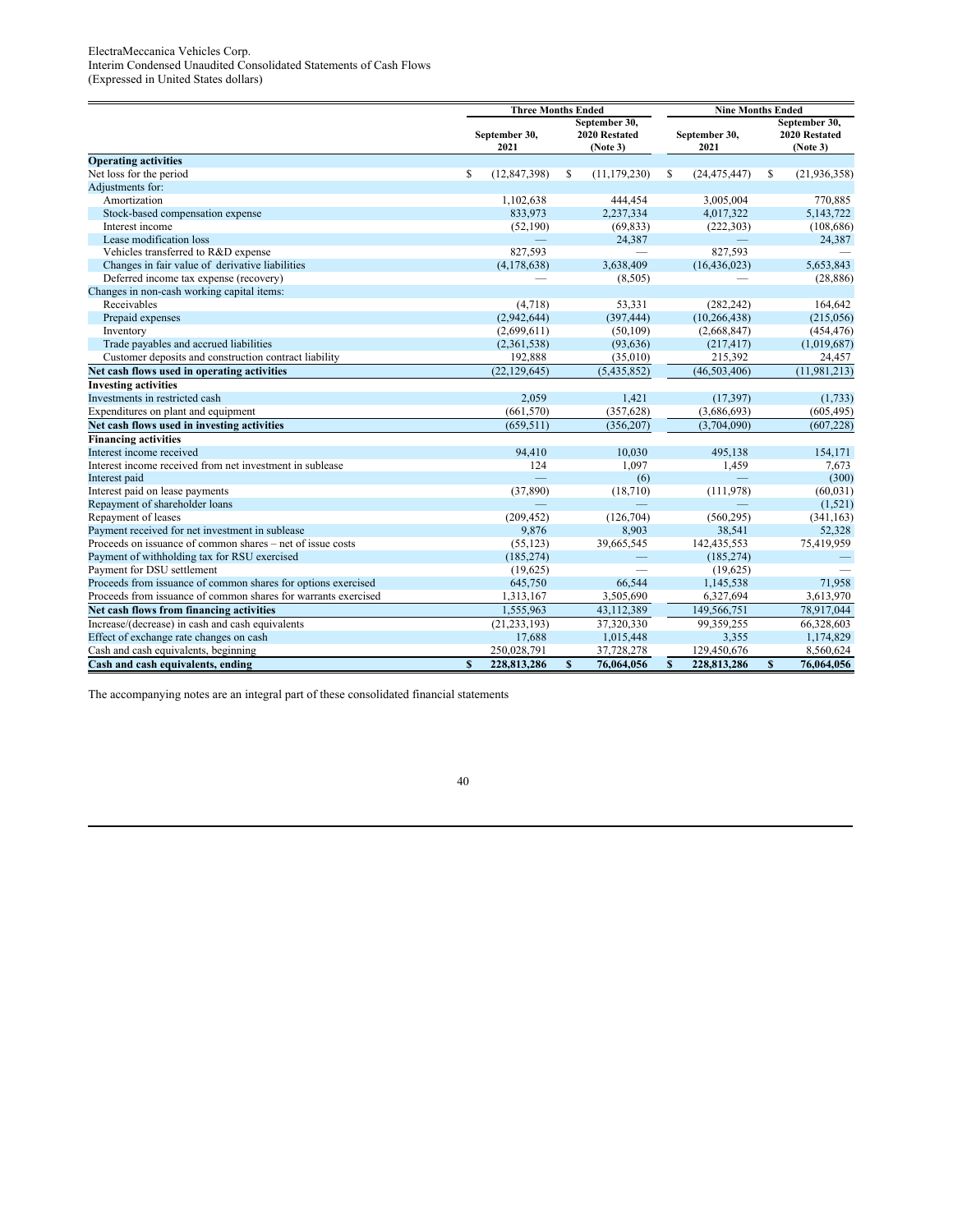ElectraMeccanica Vehicles Corp.
Interim Condensed Unaudited Consolidated Statements of Cash Flows
(Expressed in United States dollars)

| | Three Months Ended | | Nine Months Ended | |
|---|---|---|---|---|
| | September 30, 2021 | September 30, 2020 Restated (Note 3) | September 30, 2021 | September 30, 2020 Restated (Note 3) |
| **Operating activities** | | | | |
| Net loss for the period | $ (12,847,398) | $ (11,179,230) | $ (24,475,447) | $ (21,936,358) |
| Adjustments for: | | | | |
| Amortization | 1,102,638 | 444,454 | 3,005,004 | 770,885 |
| Stock-based compensation expense | 833,973 | 2,237,334 | 4,017,322 | 5,143,722 |
| Interest income | (52,190) | (69,833) | (222,303) | (108,686) |
| Lease modification loss | — | 24,387 | — | 24,387 |
| Vehicles transferred to R&D expense | 827,593 | — | 827,593 | — |
| Changes in fair value of derivative liabilities | (4,178,638) | 3,638,409 | (16,436,023) | 5,653,843 |
| Deferred income tax expense (recovery) | — | (8,505) | — | (28,886) |
| Changes in non-cash working capital items: | | | | |
| Receivables | (4,718) | 53,331 | (282,242) | 164,642 |
| Prepaid expenses | (2,942,644) | (397,444) | (10,266,438) | (215,056) |
| Inventory | (2,699,611) | (50,109) | (2,668,847) | (454,476) |
| Trade payables and accrued liabilities | (2,361,538) | (93,636) | (217,417) | (1,019,687) |
| Customer deposits and construction contract liability | 192,888 | (35,010) | 215,392 | 24,457 |
| **Net cash flows used in operating activities** | (22,129,645) | (5,435,852) | (46,503,406) | (11,981,213) |
| **Investing activities** | | | | |
| Investments in restricted cash | 2,059 | 1,421 | (17,397) | (1,733) |
| Expenditures on plant and equipment | (661,570) | (357,628) | (3,686,693) | (605,495) |
| **Net cash flows used in investing activities** | (659,511) | (356,207) | (3,704,090) | (607,228) |
| **Financing activities** | | | | |
| Interest income received | 94,410 | 10,030 | 495,138 | 154,171 |
| Interest income received from net investment in sublease | 124 | 1,097 | 1,459 | 7,673 |
| Interest paid | — | (6) | — | (300) |
| Interest paid on lease payments | (37,890) | (18,710) | (111,978) | (60,031) |
| Repayment of shareholder loans | — | — | — | (1,521) |
| Repayment of leases | (209,452) | (126,704) | (560,295) | (341,163) |
| Payment received for net investment in sublease | 9,876 | 8,903 | 38,541 | 52,328 |
| Proceeds on issuance of common shares – net of issue costs | (55,123) | 39,665,545 | 142,435,553 | 75,419,959 |
| Payment of withholding tax for RSU exercised | (185,274) | — | (185,274) | — |
| Payment for DSU settlement | (19,625) | — | (19,625) | — |
| Proceeds from issuance of common shares for options exercised | 645,750 | 66,544 | 1,145,538 | 71,958 |
| Proceeds from issuance of common shares for warrants exercised | 1,313,167 | 3,505,690 | 6,327,694 | 3,613,970 |
| **Net cash flows from financing activities** | 1,555,963 | 43,112,389 | 149,566,751 | 78,917,044 |
| Increase/(decrease) in cash and cash equivalents | (21,233,193) | 37,320,330 | 99,359,255 | 66,328,603 |
| Effect of exchange rate changes on cash | 17,688 | 1,015,448 | 3,355 | 1,174,829 |
| Cash and cash equivalents, beginning | 250,028,791 | 37,728,278 | 129,450,676 | 8,560,624 |
| **Cash and cash equivalents, ending** | **$ 228,813,286** | **$ 76,064,056** | **$ 228,813,286** | **$ 76,064,056** |

The accompanying notes are an integral part of these consolidated financial statements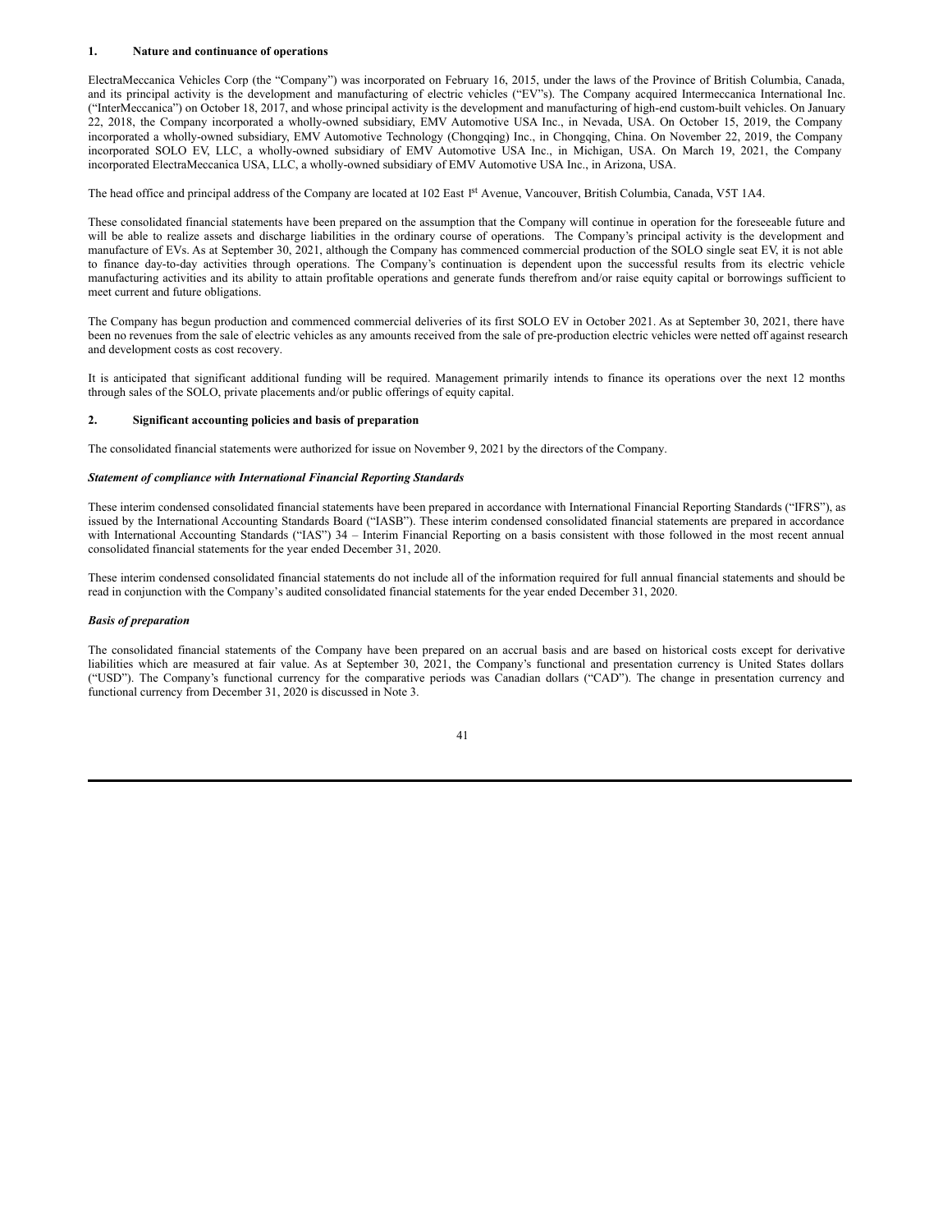## 1. Nature and continuance of operations

ElectraMeccanica Vehicles Corp (the "Company") was incorporated on February 16, 2015, under the laws of the Province of British Columbia, Canada, and its principal activity is the development and manufacturing of electric vehicles ("EV"s). The Company acquired Intermeccanica International Inc. ("InterMeccanica") on October 18, 2017, and whose principal activity is the development and manufacturing of high-end custom-built vehicles. On January 22, 2018, the Company incorporated a wholly-owned subsidiary, EMV Automotive USA Inc., in Nevada, USA. On October 15, 2019, the Company incorporated a wholly-owned subsidiary, EMV Automotive Technology (Chongqing) Inc., in Chongqing, China. On November 22, 2019, the Company incorporated SOLO EV, LLC, a wholly-owned subsidiary of EMV Automotive USA Inc., in Michigan, USA. On March 19, 2021, the Company incorporated ElectraMeccanica USA, LLC, a wholly-owned subsidiary of EMV Automotive USA Inc., in Arizona, USA.

The head office and principal address of the Company are located at 102 East 1st Avenue, Vancouver, British Columbia, Canada, V5T 1A4.

These consolidated financial statements have been prepared on the assumption that the Company will continue in operation for the foreseeable future and will be able to realize assets and discharge liabilities in the ordinary course of operations. The Company's principal activity is the development and manufacture of EVs. As at September 30, 2021, although the Company has commenced commercial production of the SOLO single seat EV, it is not able to finance day-to-day activities through operations. The Company's continuation is dependent upon the successful results from its electric vehicle manufacturing activities and its ability to attain profitable operations and generate funds therefrom and/or raise equity capital or borrowings sufficient to meet current and future obligations.

The Company has begun production and commenced commercial deliveries of its first SOLO EV in October 2021. As at September 30, 2021, there have been no revenues from the sale of electric vehicles as any amounts received from the sale of pre-production electric vehicles were netted off against research and development costs as cost recovery.

It is anticipated that significant additional funding will be required. Management primarily intends to finance its operations over the next 12 months through sales of the SOLO, private placements and/or public offerings of equity capital.

## 2. Significant accounting policies and basis of preparation

The consolidated financial statements were authorized for issue on November 9, 2021 by the directors of the Company.

### *Statement of compliance with International Financial Reporting Standards*

These interim condensed consolidated financial statements have been prepared in accordance with International Financial Reporting Standards ("IFRS"), as issued by the International Accounting Standards Board ("IASB"). These interim condensed consolidated financial statements are prepared in accordance with International Accounting Standards ("IAS") 34 – Interim Financial Reporting on a basis consistent with those followed in the most recent annual consolidated financial statements for the year ended December 31, 2020.

These interim condensed consolidated financial statements do not include all of the information required for full annual financial statements and should be read in conjunction with the Company's audited consolidated financial statements for the year ended December 31, 2020.

### *Basis of preparation*

The consolidated financial statements of the Company have been prepared on an accrual basis and are based on historical costs except for derivative liabilities which are measured at fair value. As at September 30, 2021, the Company's functional and presentation currency is United States dollars ("USD"). The Company's functional currency for the comparative periods was Canadian dollars ("CAD"). The change in presentation currency and functional currency from December 31, 2020 is discussed in Note 3.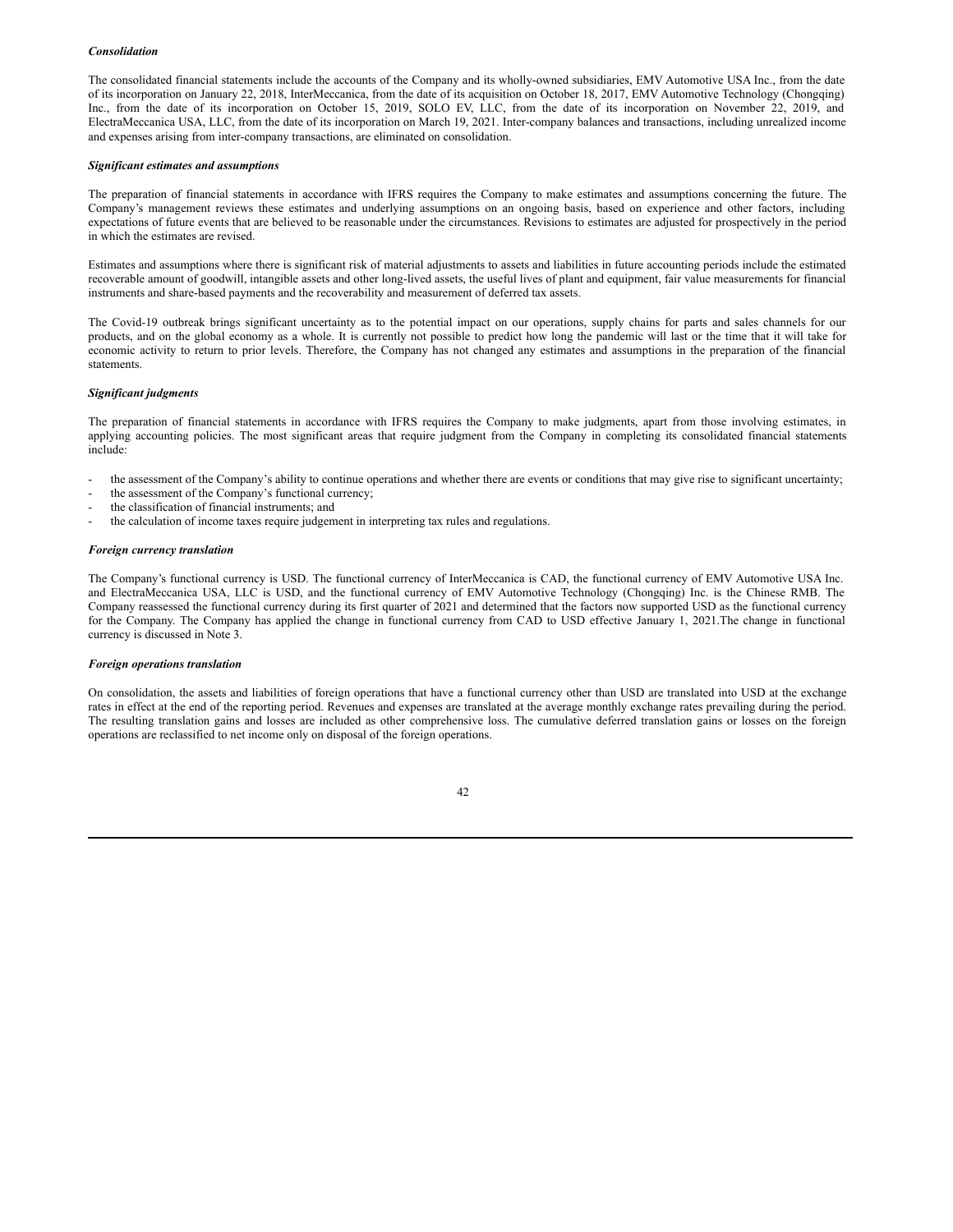***Consolidation***

The consolidated financial statements include the accounts of the Company and its wholly-owned subsidiaries, EMV Automotive USA Inc., from the date of its incorporation on January 22, 2018, InterMeccanica, from the date of its acquisition on October 18, 2017, EMV Automotive Technology (Chongqing) Inc., from the date of its incorporation on October 15, 2019, SOLO EV, LLC, from the date of its incorporation on November 22, 2019, and ElectraMeccanica USA, LLC, from the date of its incorporation on March 19, 2021. Inter-company balances and transactions, including unrealized income and expenses arising from inter-company transactions, are eliminated on consolidation.

***Significant estimates and assumptions***

The preparation of financial statements in accordance with IFRS requires the Company to make estimates and assumptions concerning the future. The Company's management reviews these estimates and underlying assumptions on an ongoing basis, based on experience and other factors, including expectations of future events that are believed to be reasonable under the circumstances. Revisions to estimates are adjusted for prospectively in the period in which the estimates are revised.

Estimates and assumptions where there is significant risk of material adjustments to assets and liabilities in future accounting periods include the estimated recoverable amount of goodwill, intangible assets and other long-lived assets, the useful lives of plant and equipment, fair value measurements for financial instruments and share-based payments and the recoverability and measurement of deferred tax assets.

The Covid-19 outbreak brings significant uncertainty as to the potential impact on our operations, supply chains for parts and sales channels for our products, and on the global economy as a whole. It is currently not possible to predict how long the pandemic will last or the time that it will take for economic activity to return to prior levels. Therefore, the Company has not changed any estimates and assumptions in the preparation of the financial statements.

***Significant judgments***

The preparation of financial statements in accordance with IFRS requires the Company to make judgments, apart from those involving estimates, in applying accounting policies. The most significant areas that require judgment from the Company in completing its consolidated financial statements include:

- the assessment of the Company's ability to continue operations and whether there are events or conditions that may give rise to significant uncertainty;
- the assessment of the Company's functional currency;
- the classification of financial instruments; and
- the calculation of income taxes require judgement in interpreting tax rules and regulations.

***Foreign currency translation***

The Company's functional currency is USD. The functional currency of InterMeccanica is CAD, the functional currency of EMV Automotive USA Inc. and ElectraMeccanica USA, LLC is USD, and the functional currency of EMV Automotive Technology (Chongqing) Inc. is the Chinese RMB. The Company reassessed the functional currency during its first quarter of 2021 and determined that the factors now supported USD as the functional currency for the Company. The Company has applied the change in functional currency from CAD to USD effective January 1, 2021.The change in functional currency is discussed in Note 3.

***Foreign operations translation***

On consolidation, the assets and liabilities of foreign operations that have a functional currency other than USD are translated into USD at the exchange rates in effect at the end of the reporting period. Revenues and expenses are translated at the average monthly exchange rates prevailing during the period. The resulting translation gains and losses are included as other comprehensive loss. The cumulative deferred translation gains or losses on the foreign operations are reclassified to net income only on disposal of the foreign operations.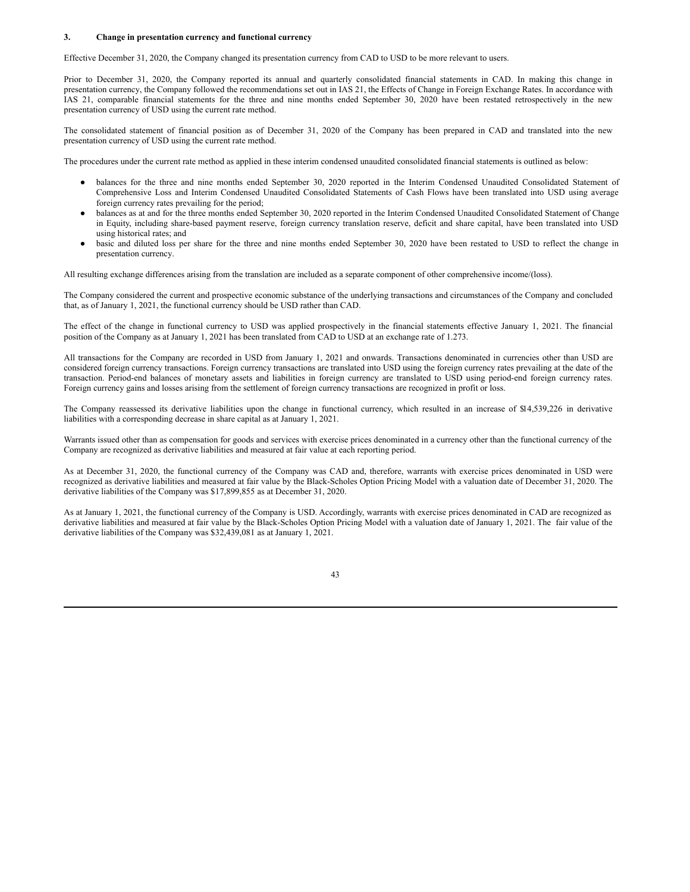### 3. Change in presentation currency and functional currency

Effective December 31, 2020, the Company changed its presentation currency from CAD to USD to be more relevant to users.

Prior to December 31, 2020, the Company reported its annual and quarterly consolidated financial statements in CAD. In making this change in presentation currency, the Company followed the recommendations set out in IAS 21, the Effects of Change in Foreign Exchange Rates. In accordance with IAS 21, comparable financial statements for the three and nine months ended September 30, 2020 have been restated retrospectively in the new presentation currency of USD using the current rate method.

The consolidated statement of financial position as of December 31, 2020 of the Company has been prepared in CAD and translated into the new presentation currency of USD using the current rate method.

The procedures under the current rate method as applied in these interim condensed unaudited consolidated financial statements is outlined as below:

- balances for the three and nine months ended September 30, 2020 reported in the Interim Condensed Unaudited Consolidated Statement of Comprehensive Loss and Interim Condensed Unaudited Consolidated Statements of Cash Flows have been translated into USD using average foreign currency rates prevailing for the period;
- balances as at and for the three months ended September 30, 2020 reported in the Interim Condensed Unaudited Consolidated Statement of Change in Equity, including share-based payment reserve, foreign currency translation reserve, deficit and share capital, have been translated into USD using historical rates; and
- basic and diluted loss per share for the three and nine months ended September 30, 2020 have been restated to USD to reflect the change in presentation currency.

All resulting exchange differences arising from the translation are included as a separate component of other comprehensive income/(loss).

The Company considered the current and prospective economic substance of the underlying transactions and circumstances of the Company and concluded that, as of January 1, 2021, the functional currency should be USD rather than CAD.

The effect of the change in functional currency to USD was applied prospectively in the financial statements effective January 1, 2021. The financial position of the Company as at January 1, 2021 has been translated from CAD to USD at an exchange rate of 1.273.

All transactions for the Company are recorded in USD from January 1, 2021 and onwards. Transactions denominated in currencies other than USD are considered foreign currency transactions. Foreign currency transactions are translated into USD using the foreign currency rates prevailing at the date of the transaction. Period-end balances of monetary assets and liabilities in foreign currency are translated to USD using period-end foreign currency rates. Foreign currency gains and losses arising from the settlement of foreign currency transactions are recognized in profit or loss.

The Company reassessed its derivative liabilities upon the change in functional currency, which resulted in an increase of $14,539,226 in derivative liabilities with a corresponding decrease in share capital as at January 1, 2021.

Warrants issued other than as compensation for goods and services with exercise prices denominated in a currency other than the functional currency of the Company are recognized as derivative liabilities and measured at fair value at each reporting period.

As at December 31, 2020, the functional currency of the Company was CAD and, therefore, warrants with exercise prices denominated in USD were recognized as derivative liabilities and measured at fair value by the Black-Scholes Option Pricing Model with a valuation date of December 31, 2020. The derivative liabilities of the Company was $17,899,855 as at December 31, 2020.

As at January 1, 2021, the functional currency of the Company is USD. Accordingly, warrants with exercise prices denominated in CAD are recognized as derivative liabilities and measured at fair value by the Black-Scholes Option Pricing Model with a valuation date of January 1, 2021. The fair value of the derivative liabilities of the Company was $32,439,081 as at January 1, 2021.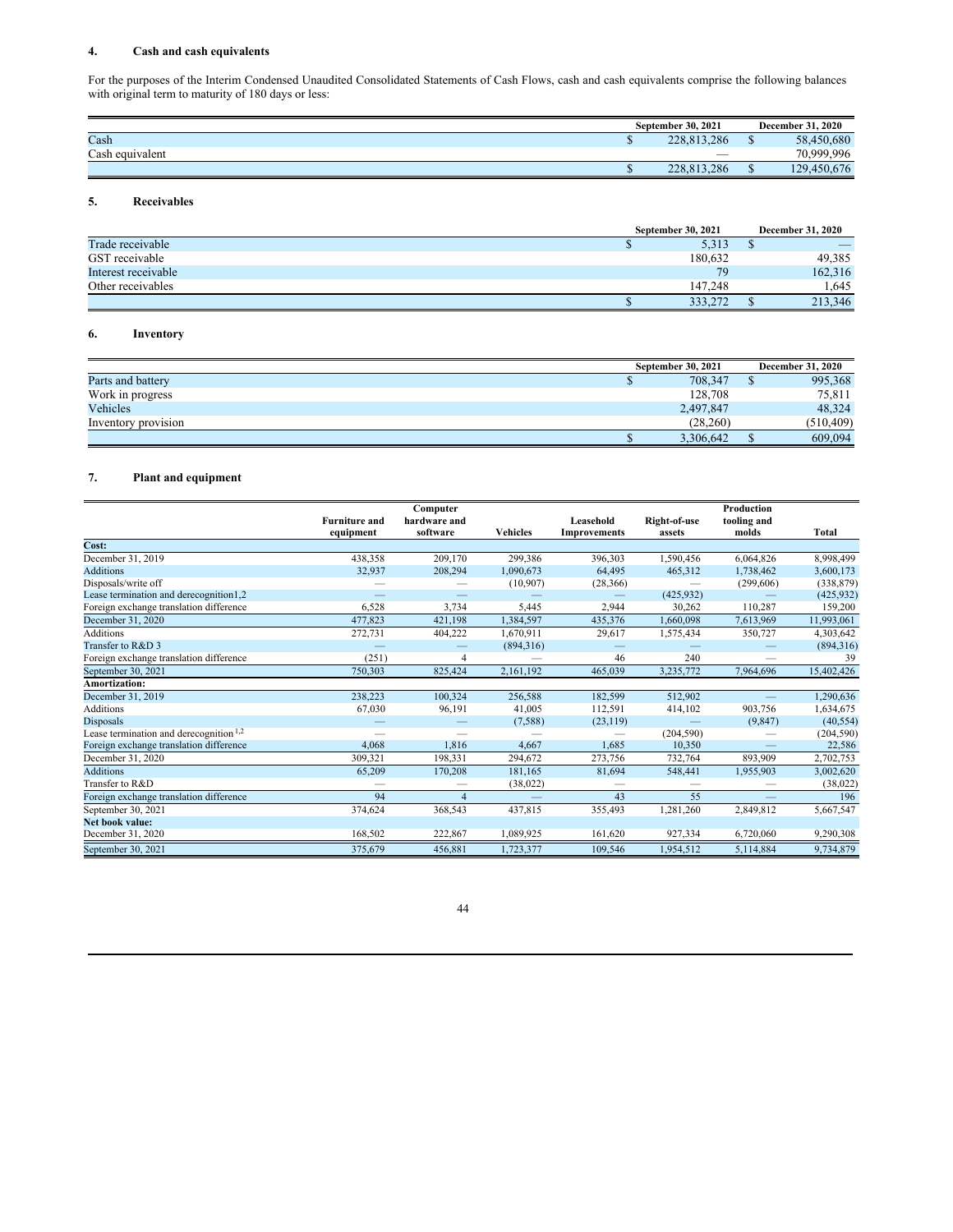## 4. Cash and cash equivalents

For the purposes of the Interim Condensed Unaudited Consolidated Statements of Cash Flows, cash and cash equivalents comprise the following balances with original term to maturity of 180 days or less:

| | September 30, 2021 | December 31, 2020 |
|---|---|---|
| Cash | $ 228,813,286 | $ 58,450,680 |
| Cash equivalent | — | 70,999,996 |
| | $ 228,813,286 | $ 129,450,676 |

## 5. Receivables

| | September 30, 2021 | December 31, 2020 |
|---|---|---|
| Trade receivable | $ 5,313 | $ — |
| GST receivable | 180,632 | 49,385 |
| Interest receivable | 79 | 162,316 |
| Other receivables | 147,248 | 1,645 |
| | $ 333,272 | $ 213,346 |

## 6. Inventory

| | September 30, 2021 | December 31, 2020 |
|---|---|---|
| Parts and battery | $ 708,347 | $ 995,368 |
| Work in progress | 128,708 | 75,811 |
| Vehicles | 2,497,847 | 48,324 |
| Inventory provision | (28,260) | (510,409) |
| | $ 3,306,642 | $ 609,094 |

## 7. Plant and equipment

| | Furniture and equipment | Computer hardware and software | Vehicles | Leasehold Improvements | Right-of-use assets | Production tooling and molds | Total |
|---|---|---|---|---|---|---|---|
| **Cost:** | | | | | | | |
| December 31, 2019 | 438,358 | 209,170 | 299,386 | 396,303 | 1,590,456 | 6,064,826 | 8,998,499 |
| Additions | 32,937 | 208,294 | 1,090,673 | 64,495 | 465,312 | 1,738,462 | 3,600,173 |
| Disposals/write off | — | — | (10,907) | (28,366) | — | (299,606) | (338,879) |
| Lease termination and derecognition1,2 | — | — | — | — | (425,932) | — | (425,932) |
| Foreign exchange translation difference | 6,528 | 3,734 | 5,445 | 2,944 | 30,262 | 110,287 | 159,200 |
| December 31, 2020 | 477,823 | 421,198 | 1,384,597 | 435,376 | 1,660,098 | 7,613,969 | 11,993,061 |
| Additions | 272,731 | 404,222 | 1,670,911 | 29,617 | 1,575,434 | 350,727 | 4,303,642 |
| Transfer to R&D 3 | — | — | (894,316) | — | — | — | (894,316) |
| Foreign exchange translation difference | (251) | 4 | — | 46 | 240 | — | 39 |
| September 30, 2021 | 750,303 | 825,424 | 2,161,192 | 465,039 | 3,235,772 | 7,964,696 | 15,402,426 |
| **Amortization:** | | | | | | | |
| December 31, 2019 | 238,223 | 100,324 | 256,588 | 182,599 | 512,902 | — | 1,290,636 |
| Additions | 67,030 | 96,191 | 41,005 | 112,591 | 414,102 | 903,756 | 1,634,675 |
| Disposals | — | — | (7,588) | (23,119) | — | (9,847) | (40,554) |
| Lease termination and derecognition [1,2] | — | — | — | — | (204,590) | — | (204,590) |
| Foreign exchange translation difference | 4,068 | 1,816 | 4,667 | 1,685 | 10,350 | — | 22,586 |
| December 31, 2020 | 309,321 | 198,331 | 294,672 | 273,756 | 732,764 | 893,909 | 2,702,753 |
| Additions | 65,209 | 170,208 | 181,165 | 81,694 | 548,441 | 1,955,903 | 3,002,620 |
| Transfer to R&D | — | — | (38,022) | — | — | — | (38,022) |
| Foreign exchange translation difference | 94 | 4 | — | 43 | 55 | — | 196 |
| September 30, 2021 | 374,624 | 368,543 | 437,815 | 355,493 | 1,281,260 | 2,849,812 | 5,667,547 |
| **Net book value:** | | | | | | | |
| December 31, 2020 | 168,502 | 222,867 | 1,089,925 | 161,620 | 927,334 | 6,720,060 | 9,290,308 |
| September 30, 2021 | 375,679 | 456,881 | 1,723,377 | 109,546 | 1,954,512 | 5,114,884 | 9,734,879 |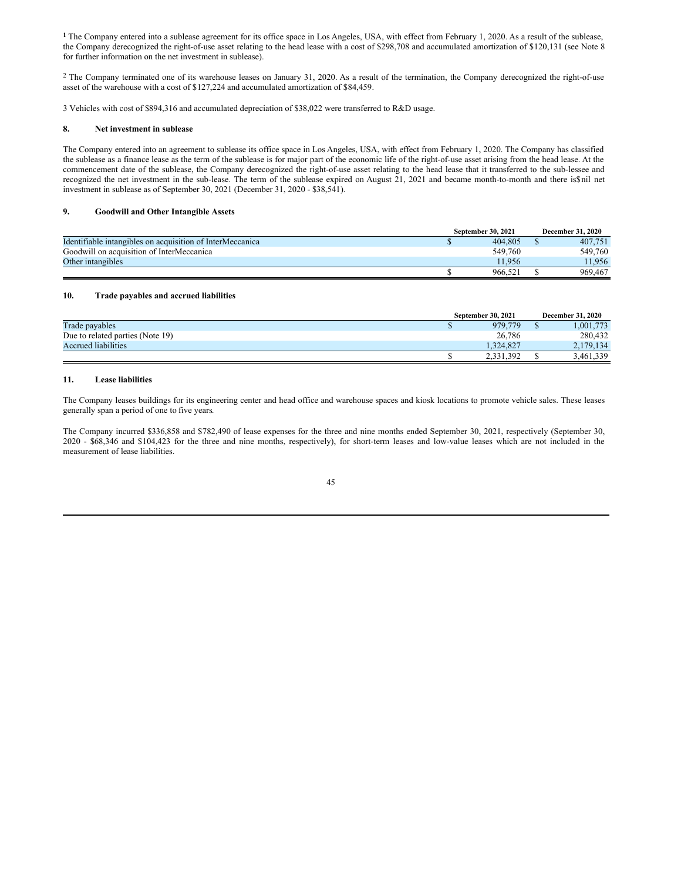[1] The Company entered into a sublease agreement for its office space in Los Angeles, USA, with effect from February 1, 2020. As a result of the sublease, the Company derecognized the right-of-use asset relating to the head lease with a cost of $298,708 and accumulated amortization of $120,131 (see Note 8 for further information on the net investment in sublease).

[2] The Company terminated one of its warehouse leases on January 31, 2020. As a result of the termination, the Company derecognized the right-of-use asset of the warehouse with a cost of $127,224 and accumulated amortization of $84,459.

3 Vehicles with cost of $894,316 and accumulated depreciation of $38,022 were transferred to R&D usage.

## 8. Net investment in sublease

The Company entered into an agreement to sublease its office space in Los Angeles, USA, with effect from February 1, 2020. The Company has classified the sublease as a finance lease as the term of the sublease is for major part of the economic life of the right-of-use asset arising from the head lease. At the commencement date of the sublease, the Company derecognized the right-of-use asset relating to the head lease that it transferred to the sub-lessee and recognized the net investment in the sub-lease. The term of the sublease expired on August 21, 2021 and became month-to-month and there is$nil net investment in sublease as of September 30, 2021 (December 31, 2020 - $38,541).

## 9. Goodwill and Other Intangible Assets

| | September 30, 2021 | December 31, 2020 |
|---|---|---|
| Identifiable intangibles on acquisition of InterMeccanica | $ 404,805 | $ 407,751 |
| Goodwill on acquisition of InterMeccanica | 549,760 | 549,760 |
| Other intangibles | 11,956 | 11,956 |
| | $ 966,521 | $ 969,467 |

## 10. Trade payables and accrued liabilities

| | September 30, 2021 | December 31, 2020 |
|---|---|---|
| Trade payables | $ 979,779 | $ 1,001,773 |
| Due to related parties (Note 19) | 26,786 | 280,432 |
| Accrued liabilities | 1,324,827 | 2,179,134 |
| | $ 2,331,392 | $ 3,461,339 |

## 11. Lease liabilities

The Company leases buildings for its engineering center and head office and warehouse spaces and kiosk locations to promote vehicle sales. These leases generally span a period of one to five years.

The Company incurred $336,858 and $782,490 of lease expenses for the three and nine months ended September 30, 2021, respectively (September 30, 2020 - $68,346 and $104,423 for the three and nine months, respectively), for short-term leases and low-value leases which are not included in the measurement of lease liabilities.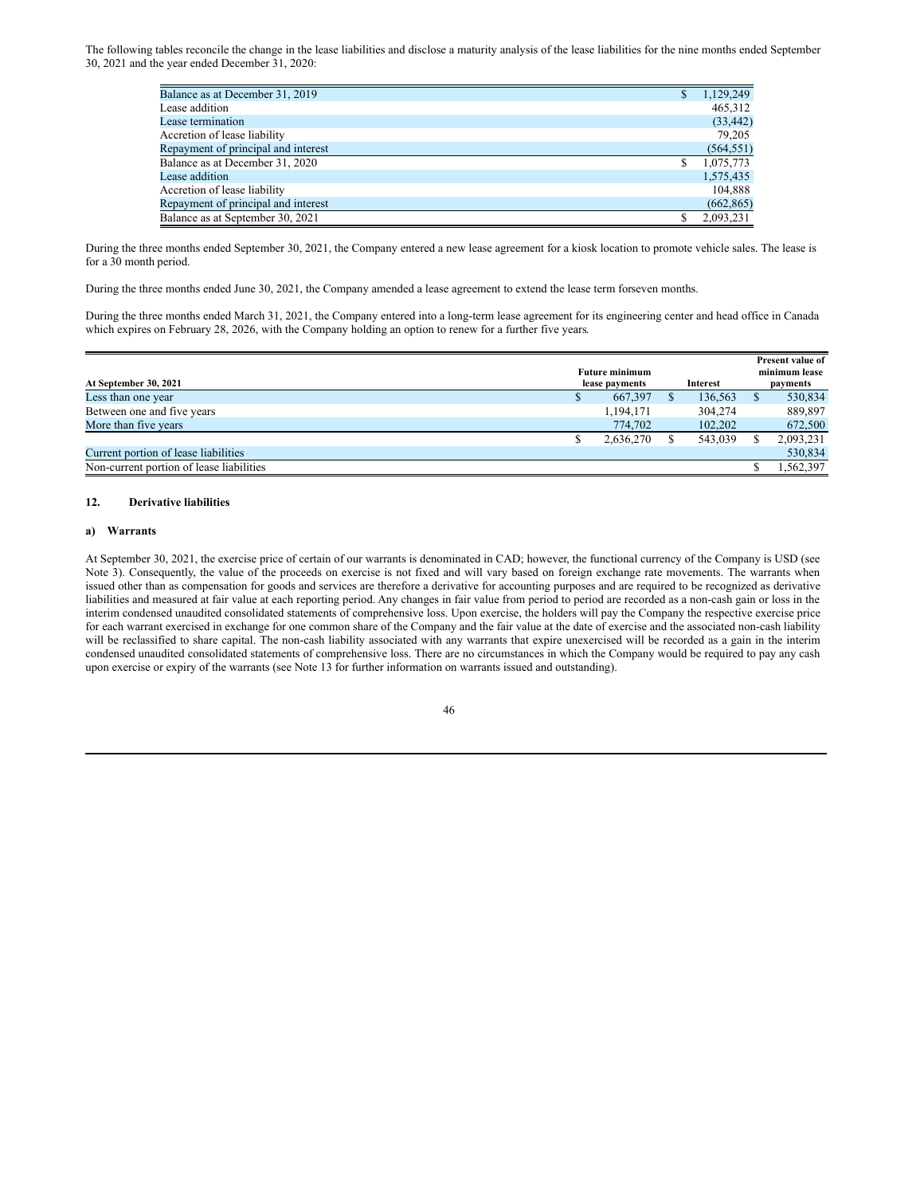The following tables reconcile the change in the lease liabilities and disclose a maturity analysis of the lease liabilities for the nine months ended September 30, 2021 and the year ended December 31, 2020:

| | |
|---|---|
| Balance as at December 31, 2019 | $ 1,129,249 |
| Lease addition | 465,312 |
| Lease termination | (33,442) |
| Accretion of lease liability | 79,205 |
| Repayment of principal and interest | (564,551) |
| Balance as at December 31, 2020 | $ 1,075,773 |
| Lease addition | 1,575,435 |
| Accretion of lease liability | 104,888 |
| Repayment of principal and interest | (662,865) |
| Balance as at September 30, 2021 | $ 2,093,231 |

During the three months ended September 30, 2021, the Company entered a new lease agreement for a kiosk location to promote vehicle sales. The lease is for a 30 month period.

During the three months ended June 30, 2021, the Company amended a lease agreement to extend the lease term forseven months.

During the three months ended March 31, 2021, the Company entered into a long-term lease agreement for its engineering center and head office in Canada which expires on February 28, 2026, with the Company holding an option to renew for a further five years.

| At September 30, 2021 | Future minimum lease payments | Interest | Present value of minimum lease payments |
|---|---|---|---|
| Less than one year | $ 667,397 | $ 136,563 | $ 530,834 |
| Between one and five years | 1,194,171 | 304,274 | 889,897 |
| More than five years | 774,702 | 102,202 | 672,500 |
| | $ 2,636,270 | $ 543,039 | $ 2,093,231 |
| Current portion of lease liabilities | | | 530,834 |
| Non-current portion of lease liabilities | | | $ 1,562,397 |

## 12. Derivative liabilities

### a) Warrants

At September 30, 2021, the exercise price of certain of our warrants is denominated in CAD; however, the functional currency of the Company is USD (see Note 3). Consequently, the value of the proceeds on exercise is not fixed and will vary based on foreign exchange rate movements. The warrants when issued other than as compensation for goods and services are therefore a derivative for accounting purposes and are required to be recognized as derivative liabilities and measured at fair value at each reporting period. Any changes in fair value from period to period are recorded as a non-cash gain or loss in the interim condensed unaudited consolidated statements of comprehensive loss. Upon exercise, the holders will pay the Company the respective exercise price for each warrant exercised in exchange for one common share of the Company and the fair value at the date of exercise and the associated non-cash liability will be reclassified to share capital. The non-cash liability associated with any warrants that expire unexercised will be recorded as a gain in the interim condensed unaudited consolidated statements of comprehensive loss. There are no circumstances in which the Company would be required to pay any cash upon exercise or expiry of the warrants (see Note 13 for further information on warrants issued and outstanding).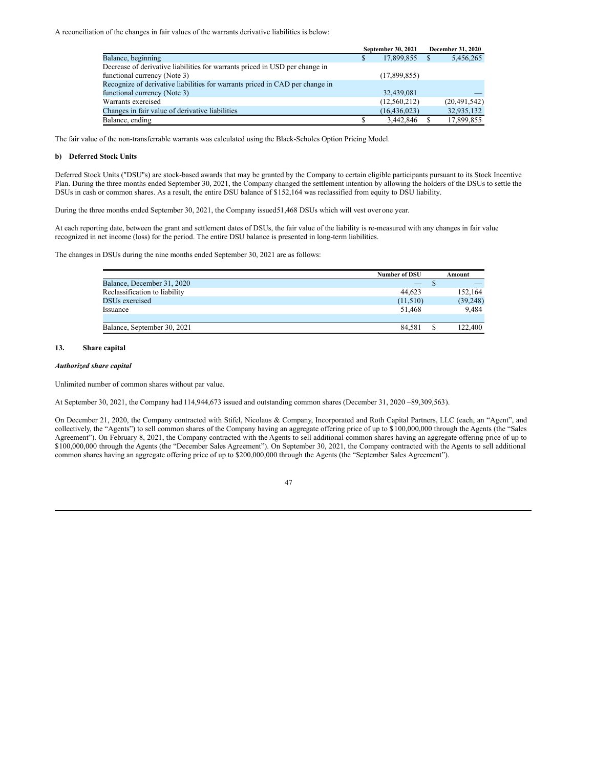A reconciliation of the changes in fair values of the warrants derivative liabilities is below:

| | September 30, 2021 | December 31, 2020 |
|---|---|---|
| Balance, beginning | $ 17,899,855 | $ 5,456,265 |
| Decrease of derivative liabilities for warrants priced in USD per change in functional currency (Note 3) | (17,899,855) | |
| Recognize of derivative liabilities for warrants priced in CAD per change in functional currency (Note 3) | 32,439,081 | — |
| Warrants exercised | (12,560,212) | (20,491,542) |
| Changes in fair value of derivative liabilities | (16,436,023) | 32,935,132 |
| Balance, ending | $ 3,442,846 | $ 17,899,855 |

The fair value of the non-transferrable warrants was calculated using the Black-Scholes Option Pricing Model.

#### b) Deferred Stock Units

Deferred Stock Units ("DSU"s) are stock-based awards that may be granted by the Company to certain eligible participants pursuant to its Stock Incentive Plan. During the three months ended September 30, 2021, the Company changed the settlement intention by allowing the holders of the DSUs to settle the DSUs in cash or common shares. As a result, the entire DSU balance of $152,164 was reclassified from equity to DSU liability.

During the three months ended September 30, 2021, the Company issued51,468 DSUs which will vest over one year.

At each reporting date, between the grant and settlement dates of DSUs, the fair value of the liability is re-measured with any changes in fair value recognized in net income (loss) for the period. The entire DSU balance is presented in long-term liabilities.

The changes in DSUs during the nine months ended September 30, 2021 are as follows:

| | Number of DSU | Amount |
|---|---|---|
| Balance, December 31, 2020 | — | $ — |
| Reclassification to liability | 44,623 | 152,164 |
| DSUs exercised | (11,510) | (39,248) |
| Issuance | 51,468 | 9,484 |
| | | |
| Balance, September 30, 2021 | 84,581 | $ 122,400 |

### 13. Share capital

***Authorized share capital***

Unlimited number of common shares without par value.

At September 30, 2021, the Company had 114,944,673 issued and outstanding common shares (December 31, 2020 –89,309,563).

On December 21, 2020, the Company contracted with Stifel, Nicolaus & Company, Incorporated and Roth Capital Partners, LLC (each, an "Agent", and collectively, the "Agents") to sell common shares of the Company having an aggregate offering price of up to $100,000,000 through the Agents (the "Sales Agreement"). On February 8, 2021, the Company contracted with the Agents to sell additional common shares having an aggregate offering price of up to $100,000,000 through the Agents (the "December Sales Agreement"). On September 30, 2021, the Company contracted with the Agents to sell additional common shares having an aggregate offering price of up to $200,000,000 through the Agents (the "September Sales Agreement").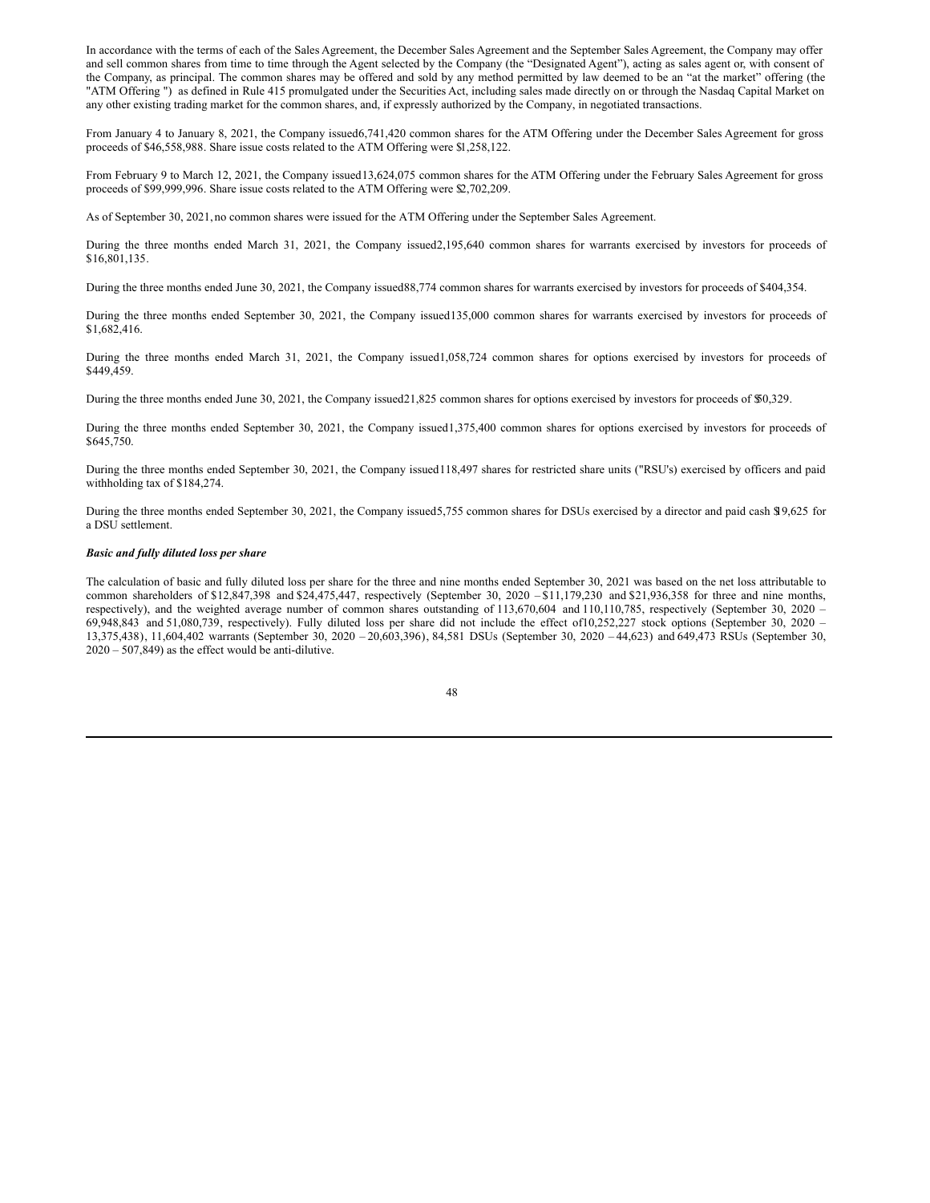In accordance with the terms of each of the Sales Agreement, the December Sales Agreement and the September Sales Agreement, the Company may offer and sell common shares from time to time through the Agent selected by the Company (the "Designated Agent"), acting as sales agent or, with consent of the Company, as principal. The common shares may be offered and sold by any method permitted by law deemed to be an "at the market" offering (the "ATM Offering ") as defined in Rule 415 promulgated under the Securities Act, including sales made directly on or through the Nasdaq Capital Market on any other existing trading market for the common shares, and, if expressly authorized by the Company, in negotiated transactions.

From January 4 to January 8, 2021, the Company issued 6,741,420 common shares for the ATM Offering under the December Sales Agreement for gross proceeds of $46,558,988. Share issue costs related to the ATM Offering were $1,258,122.

From February 9 to March 12, 2021, the Company issued 13,624,075 common shares for the ATM Offering under the February Sales Agreement for gross proceeds of $99,999,996. Share issue costs related to the ATM Offering were $2,702,209.

As of September 30, 2021, no common shares were issued for the ATM Offering under the September Sales Agreement.

During the three months ended March 31, 2021, the Company issued 2,195,640 common shares for warrants exercised by investors for proceeds of $16,801,135.

During the three months ended June 30, 2021, the Company issued 88,774 common shares for warrants exercised by investors for proceeds of $404,354.

During the three months ended September 30, 2021, the Company issued 135,000 common shares for warrants exercised by investors for proceeds of $1,682,416.

During the three months ended March 31, 2021, the Company issued 1,058,724 common shares for options exercised by investors for proceeds of $449,459.

During the three months ended June 30, 2021, the Company issued 21,825 common shares for options exercised by investors for proceeds of $50,329.

During the three months ended September 30, 2021, the Company issued 1,375,400 common shares for options exercised by investors for proceeds of $645,750.

During the three months ended September 30, 2021, the Company issued 118,497 shares for restricted share units ("RSU's) exercised by officers and paid withholding tax of $184,274.

During the three months ended September 30, 2021, the Company issued 5,755 common shares for DSUs exercised by a director and paid cash $19,625 for a DSU settlement.

***Basic and fully diluted loss per share***

The calculation of basic and fully diluted loss per share for the three and nine months ended September 30, 2021 was based on the net loss attributable to common shareholders of $12,847,398 and $24,475,447, respectively (September 30, 2020 – $11,179,230 and $21,936,358 for three and nine months, respectively), and the weighted average number of common shares outstanding of 113,670,604 and 110,110,785, respectively (September 30, 2020 – 69,948,843 and 51,080,739, respectively). Fully diluted loss per share did not include the effect of 10,252,227 stock options (September 30, 2020 – 13,375,438), 11,604,402 warrants (September 30, 2020 – 20,603,396), 84,581 DSUs (September 30, 2020 – 44,623) and 649,473 RSUs (September 30, 2020 – 507,849) as the effect would be anti-dilutive.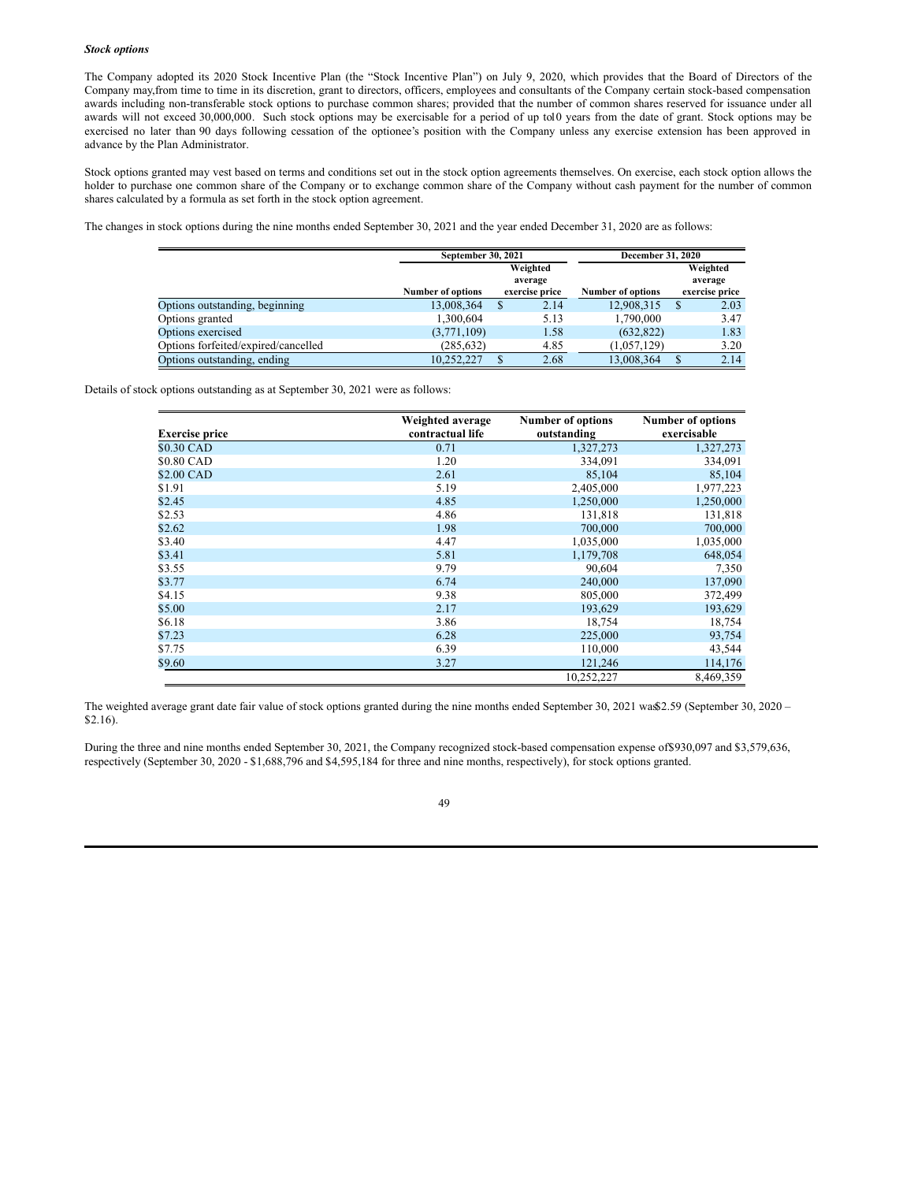***Stock options***

The Company adopted its 2020 Stock Incentive Plan (the "Stock Incentive Plan") on July 9, 2020, which provides that the Board of Directors of the Company may,from time to time in its discretion, grant to directors, officers, employees and consultants of the Company certain stock-based compensation awards including non-transferable stock options to purchase common shares; provided that the number of common shares reserved for issuance under all awards will not exceed 30,000,000. Such stock options may be exercisable for a period of up to10 years from the date of grant. Stock options may be exercised no later than 90 days following cessation of the optionee's position with the Company unless any exercise extension has been approved in advance by the Plan Administrator.

Stock options granted may vest based on terms and conditions set out in the stock option agreements themselves. On exercise, each stock option allows the holder to purchase one common share of the Company or to exchange common share of the Company without cash payment for the number of common shares calculated by a formula as set forth in the stock option agreement.

The changes in stock options during the nine months ended September 30, 2021 and the year ended December 31, 2020 are as follows:

| | September 30, 2021 | | December 31, 2020 | |
|---|---|---|---|---|
| | Number of options | Weighted average exercise price | Number of options | Weighted average exercise price |
| Options outstanding, beginning | 13,008,364 | $ 2.14 | 12,908,315 | $ 2.03 |
| Options granted | 1,300,604 | 5.13 | 1,790,000 | 3.47 |
| Options exercised | (3,771,109) | 1.58 | (632,822) | 1.83 |
| Options forfeited/expired/cancelled | (285,632) | 4.85 | (1,057,129) | 3.20 |
| Options outstanding, ending | 10,252,227 | $ 2.68 | 13,008,364 | $ 2.14 |

Details of stock options outstanding as at September 30, 2021 were as follows:

| Exercise price | Weighted average contractual life | Number of options outstanding | Number of options exercisable |
|---|---|---|---|
| $0.30 CAD | 0.71 | 1,327,273 | 1,327,273 |
| $0.80 CAD | 1.20 | 334,091 | 334,091 |
| $2.00 CAD | 2.61 | 85,104 | 85,104 |
| $1.91 | 5.19 | 2,405,000 | 1,977,223 |
| $2.45 | 4.85 | 1,250,000 | 1,250,000 |
| $2.53 | 4.86 | 131,818 | 131,818 |
| $2.62 | 1.98 | 700,000 | 700,000 |
| $3.40 | 4.47 | 1,035,000 | 1,035,000 |
| $3.41 | 5.81 | 1,179,708 | 648,054 |
| $3.55 | 9.79 | 90,604 | 7,350 |
| $3.77 | 6.74 | 240,000 | 137,090 |
| $4.15 | 9.38 | 805,000 | 372,499 |
| $5.00 | 2.17 | 193,629 | 193,629 |
| $6.18 | 3.86 | 18,754 | 18,754 |
| $7.23 | 6.28 | 225,000 | 93,754 |
| $7.75 | 6.39 | 110,000 | 43,544 |
| $9.60 | 3.27 | 121,246 | 114,176 |
| | | 10,252,227 | 8,469,359 |

The weighted average grant date fair value of stock options granted during the nine months ended September 30, 2021 was$2.59 (September 30, 2020 – $2.16).

During the three and nine months ended September 30, 2021, the Company recognized stock-based compensation expense of$930,097 and $3,579,636, respectively (September 30, 2020 - $1,688,796 and $4,595,184 for three and nine months, respectively), for stock options granted.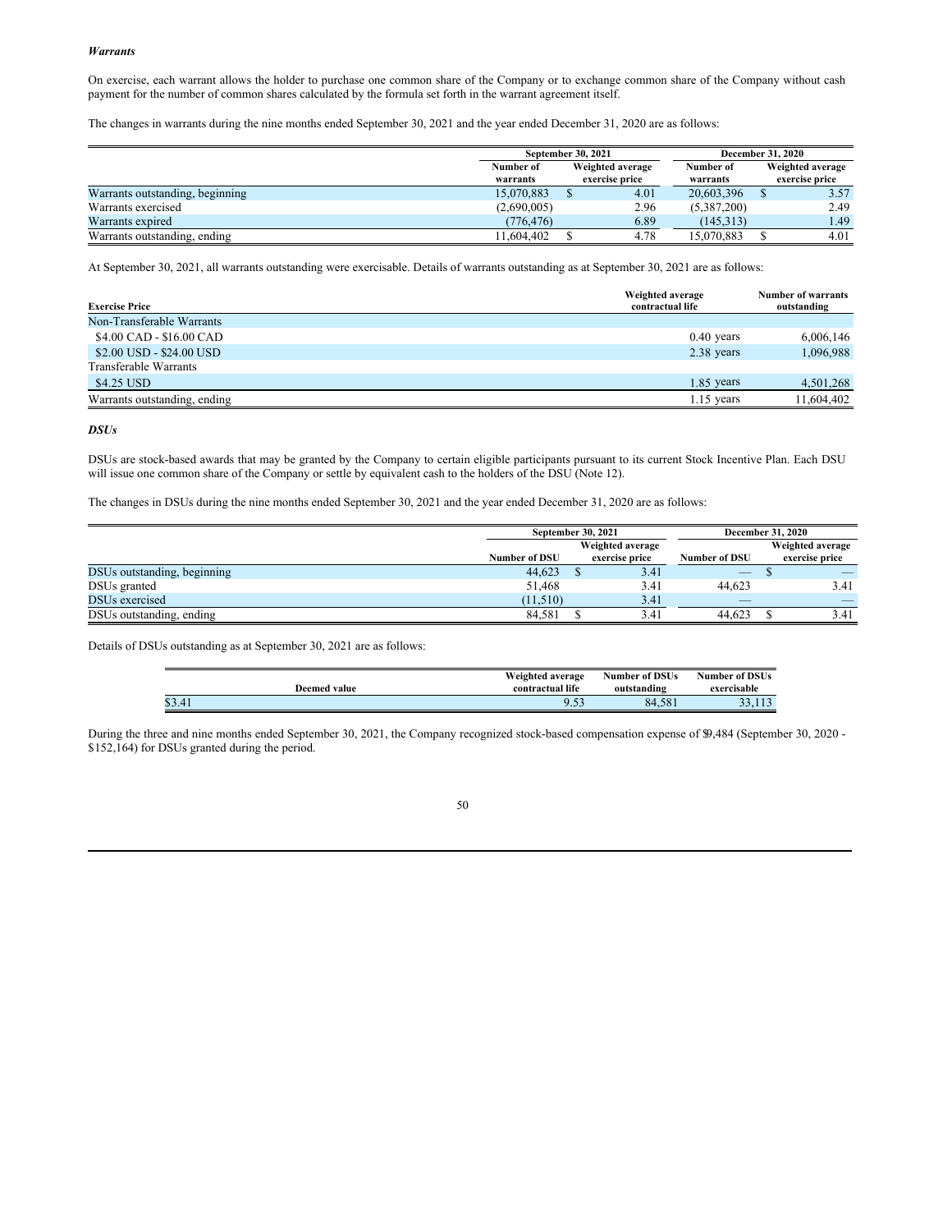***Warrants***

On exercise, each warrant allows the holder to purchase one common share of the Company or to exchange common share of the Company without cash payment for the number of common shares calculated by the formula set forth in the warrant agreement itself.

The changes in warrants during the nine months ended September 30, 2021 and the year ended December 31, 2020 are as follows:

| | September 30, 2021 | | December 31, 2020 | |
|---|---|---|---|---|
| | Number of warrants | Weighted average exercise price | Number of warrants | Weighted average exercise price |
| Warrants outstanding, beginning | 15,070,883 | $ 4.01 | 20,603,396 | $ 3.57 |
| Warrants exercised | (2,690,005) | 2.96 | (5,387,200) | 2.49 |
| Warrants expired | (776,476) | 6.89 | (145,313) | 1.49 |
| Warrants outstanding, ending | 11,604,402 | $ 4.78 | 15,070,883 | $ 4.01 |

At September 30, 2021, all warrants outstanding were exercisable. Details of warrants outstanding as at September 30, 2021 are as follows:

| Exercise Price | Weighted average contractual life | Number of warrants outstanding |
|---|---|---|
| Non-Transferable Warrants | | |
| $4.00 CAD - $16.00 CAD | 0.40 years | 6,006,146 |
| $2.00 USD - $24.00 USD | 2.38 years | 1,096,988 |
| Transferable Warrants | | |
| $4.25 USD | 1.85 years | 4,501,268 |
| Warrants outstanding, ending | 1.15 years | 11,604,402 |

***DSUs***

DSUs are stock-based awards that may be granted by the Company to certain eligible participants pursuant to its current Stock Incentive Plan. Each DSU will issue one common share of the Company or settle by equivalent cash to the holders of the DSU (Note 12).

The changes in DSUs during the nine months ended September 30, 2021 and the year ended December 31, 2020 are as follows:

| | September 30, 2021 | | December 31, 2020 | |
|---|---|---|---|---|
| | Number of DSU | Weighted average exercise price | Number of DSU | Weighted average exercise price |
| DSUs outstanding, beginning | 44,623 | $ 3.41 | — | $ — |
| DSUs granted | 51,468 | 3.41 | 44,623 | 3.41 |
| DSUs exercised | (11,510) | 3.41 | — | — |
| DSUs outstanding, ending | 84,581 | $ 3.41 | 44,623 | $ 3.41 |

Details of DSUs outstanding as at September 30, 2021 are as follows:

| Deemed value | Weighted average contractual life | Number of DSUs outstanding | Number of DSUs exercisable |
|---|---|---|---|
| $3.41 | 9.53 | 84,581 | 33,113 |

During the three and nine months ended September 30, 2021, the Company recognized stock-based compensation expense of $9,484 (September 30, 2020 - $152,164) for DSUs granted during the period.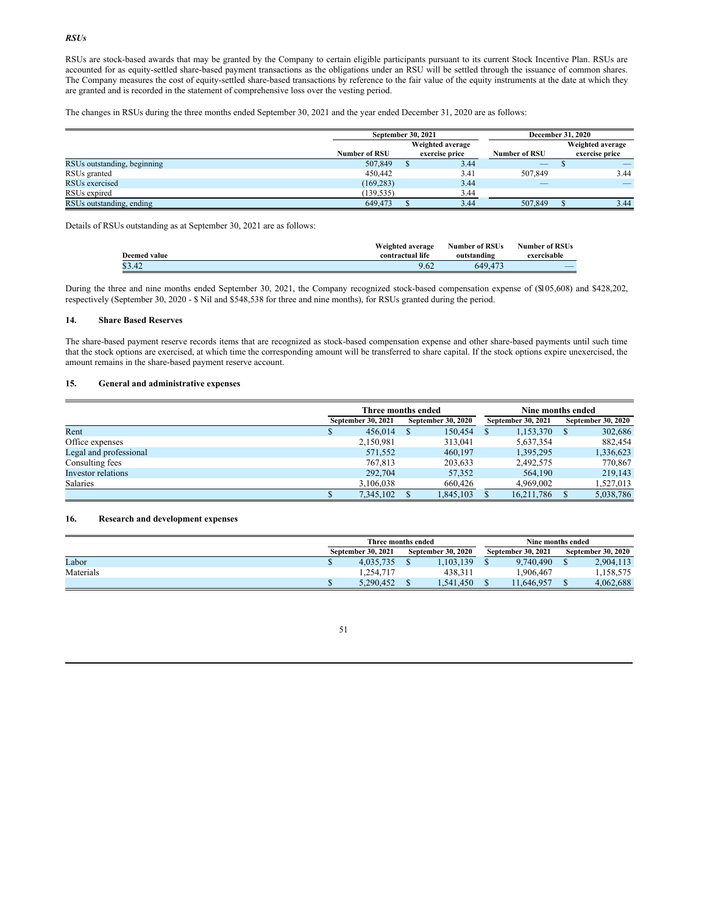***RSUs***

RSUs are stock-based awards that may be granted by the Company to certain eligible participants pursuant to its current Stock Incentive Plan. RSUs are accounted for as equity-settled share-based payment transactions as the obligations under an RSU will be settled through the issuance of common shares. The Company measures the cost of equity-settled share-based transactions by reference to the fair value of the equity instruments at the date at which they are granted and is recorded in the statement of comprehensive loss over the vesting period.

The changes in RSUs during the three months ended September 30, 2021 and the year ended December 31, 2020 are as follows:

| | September 30, 2021 | | December 31, 2020 | |
|---|---|---|---|---|
| | Number of RSU | Weighted average exercise price | Number of RSU | Weighted average exercise price |
| RSUs outstanding, beginning | 507,849 | $ 3.44 | — | $ — |
| RSUs granted | 450,442 | 3.41 | 507,849 | 3.44 |
| RSUs exercised | (169,283) | 3.44 | — | — |
| RSUs expired | (139,535) | 3.44 | | |
| RSUs outstanding, ending | 649,473 | $ 3.44 | 507,849 | $ 3.44 |

Details of RSUs outstanding as at September 30, 2021 are as follows:

| Deemed value | Weighted average contractual life | Number of RSUs outstanding | Number of RSUs exercisable |
|---|---|---|---|
| $3.42 | 9.62 | 649,473 | — |

During the three and nine months ended September 30, 2021, the Company recognized stock-based compensation expense of ($105,608) and $428,202, respectively (September 30, 2020 - $ Nil and $548,538 for three and nine months), for RSUs granted during the period.

## 14. Share Based Reserves

The share-based payment reserve records items that are recognized as stock-based compensation expense and other share-based payments until such time that the stock options are exercised, at which time the corresponding amount will be transferred to share capital. If the stock options expire unexercised, the amount remains in the share-based payment reserve account.

## 15. General and administrative expenses

| | Three months ended | | Nine months ended | |
|---|---|---|---|---|
| | September 30, 2021 | September 30, 2020 | September 30, 2021 | September 30, 2020 |
| Rent | $ 456,014 | $ 150,454 | $ 1,153,370 | $ 302,686 |
| Office expenses | 2,150,981 | 313,041 | 5,637,354 | 882,454 |
| Legal and professional | 571,552 | 460,197 | 1,395,295 | 1,336,623 |
| Consulting fees | 767,813 | 203,633 | 2,492,575 | 770,867 |
| Investor relations | 292,704 | 57,352 | 564,190 | 219,143 |
| Salaries | 3,106,038 | 660,426 | 4,969,002 | 1,527,013 |
| | $ 7,345,102 | $ 1,845,103 | $ 16,211,786 | $ 5,038,786 |

## 16. Research and development expenses

| | Three months ended | | Nine months ended | |
|---|---|---|---|---|
| | September 30, 2021 | September 30, 2020 | September 30, 2021 | September 30, 2020 |
| Labor | $ 4,035,735 | $ 1,103,139 | $ 9,740,490 | $ 2,904,113 |
| Materials | 1,254,717 | 438,311 | 1,906,467 | 1,158,575 |
| | $ 5,290,452 | $ 1,541,450 | $ 11,646,957 | $ 4,062,688 |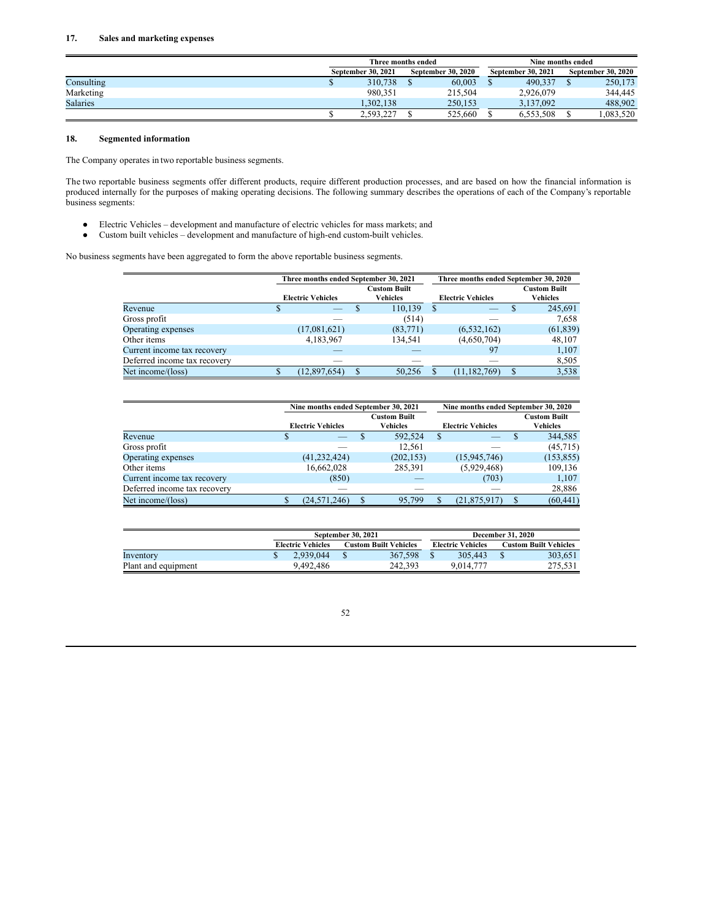### 17. Sales and marketing expenses

| | Three months ended | | Nine months ended | |
|---|---|---|---|---|
| | September 30, 2021 | September 30, 2020 | September 30, 2021 | September 30, 2020 |
| Consulting | $ 310,738 | $ 60,003 | $ 490,337 | $ 250,173 |
| Marketing | 980,351 | 215,504 | 2,926,079 | 344,445 |
| Salaries | 1,302,138 | 250,153 | 3,137,092 | 488,902 |
| | $ 2,593,227 | $ 525,660 | $ 6,553,508 | $ 1,083,520 |

### 18. Segmented information

The Company operates in two reportable business segments.

The two reportable business segments offer different products, require different production processes, and are based on how the financial information is produced internally for the purposes of making operating decisions. The following summary describes the operations of each of the Company's reportable business segments:

- Electric Vehicles – development and manufacture of electric vehicles for mass markets; and
- Custom built vehicles – development and manufacture of high-end custom-built vehicles.

No business segments have been aggregated to form the above reportable business segments.

| | Three months ended September 30, 2021 | | Three months ended September 30, 2020 | |
|---|---|---|---|---|
| | Electric Vehicles | Custom Built Vehicles | Electric Vehicles | Custom Built Vehicles |
| Revenue | $ — | $ 110,139 | $ — | $ 245,691 |
| Gross profit | — | (514) | — | 7,658 |
| Operating expenses | (17,081,621) | (83,771) | (6,532,162) | (61,839) |
| Other items | 4,183,967 | 134,541 | (4,650,704) | 48,107 |
| Current income tax recovery | — | — | 97 | 1,107 |
| Deferred income tax recovery | — | — | — | 8,505 |
| Net income/(loss) | $ (12,897,654) | $ 50,256 | $ (11,182,769) | $ 3,538 |

| | Nine months ended September 30, 2021 | | Nine months ended September 30, 2020 | |
|---|---|---|---|---|
| | Electric Vehicles | Custom Built Vehicles | Electric Vehicles | Custom Built Vehicles |
| Revenue | $ — | $ 592,524 | $ — | $ 344,585 |
| Gross profit | — | 12,561 | — | (45,715) |
| Operating expenses | (41,232,424) | (202,153) | (15,945,746) | (153,855) |
| Other items | 16,662,028 | 285,391 | (5,929,468) | 109,136 |
| Current income tax recovery | (850) | — | (703) | 1,107 |
| Deferred income tax recovery | — | — | — | 28,886 |
| Net income/(loss) | $ (24,571,246) | $ 95,799 | $ (21,875,917) | $ (60,441) |

| | September 30, 2021 | | December 31, 2020 | |
|---|---|---|---|---|
| | Electric Vehicles | Custom Built Vehicles | Electric Vehicles | Custom Built Vehicles |
| Inventory | $ 2,939,044 | $ 367,598 | $ 305,443 | $ 303,651 |
| Plant and equipment | 9,492,486 | 242,393 | 9,014,777 | 275,531 |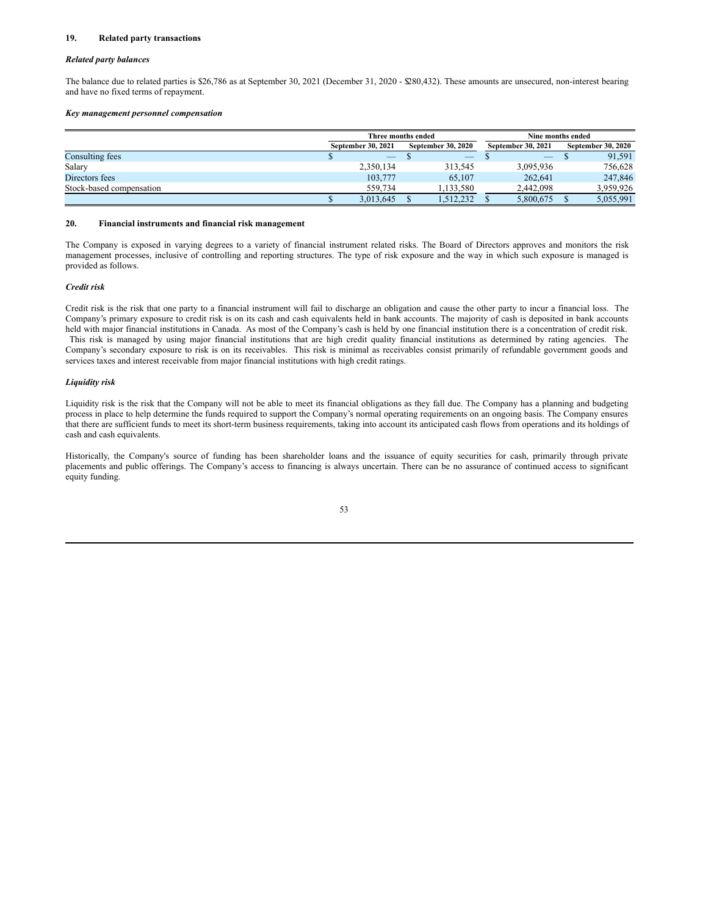## 19. Related party transactions

### *Related party balances*

The balance due to related parties is $26,786 as at September 30, 2021 (December 31, 2020 - $280,432). These amounts are unsecured, non-interest bearing and have no fixed terms of repayment.

### *Key management personnel compensation*

| | Three months ended | | Nine months ended | |
|---|---|---|---|---|
| | September 30, 2021 | September 30, 2020 | September 30, 2021 | September 30, 2020 |
| Consulting fees | $ — | $ — | $ — | $ 91,591 |
| Salary | 2,350,134 | 313,545 | 3,095,936 | 756,628 |
| Directors fees | 103,777 | 65,107 | 262,641 | 247,846 |
| Stock-based compensation | 559,734 | 1,133,580 | 2,442,098 | 3,959,926 |
| | $ 3,013,645 | $ 1,512,232 | $ 5,800,675 | $ 5,055,991 |

## 20. Financial instruments and financial risk management

The Company is exposed in varying degrees to a variety of financial instrument related risks. The Board of Directors approves and monitors the risk management processes, inclusive of controlling and reporting structures. The type of risk exposure and the way in which such exposure is managed is provided as follows.

### *Credit risk*

Credit risk is the risk that one party to a financial instrument will fail to discharge an obligation and cause the other party to incur a financial loss. The Company's primary exposure to credit risk is on its cash and cash equivalents held in bank accounts. The majority of cash is deposited in bank accounts held with major financial institutions in Canada. As most of the Company's cash is held by one financial institution there is a concentration of credit risk. This risk is managed by using major financial institutions that are high credit quality financial institutions as determined by rating agencies. The Company's secondary exposure to risk is on its receivables. This risk is minimal as receivables consist primarily of refundable government goods and services taxes and interest receivable from major financial institutions with high credit ratings.

### *Liquidity risk*

Liquidity risk is the risk that the Company will not be able to meet its financial obligations as they fall due. The Company has a planning and budgeting process in place to help determine the funds required to support the Company's normal operating requirements on an ongoing basis. The Company ensures that there are sufficient funds to meet its short-term business requirements, taking into account its anticipated cash flows from operations and its holdings of cash and cash equivalents.

Historically, the Company's source of funding has been shareholder loans and the issuance of equity securities for cash, primarily through private placements and public offerings. The Company's access to financing is always uncertain. There can be no assurance of continued access to significant equity funding.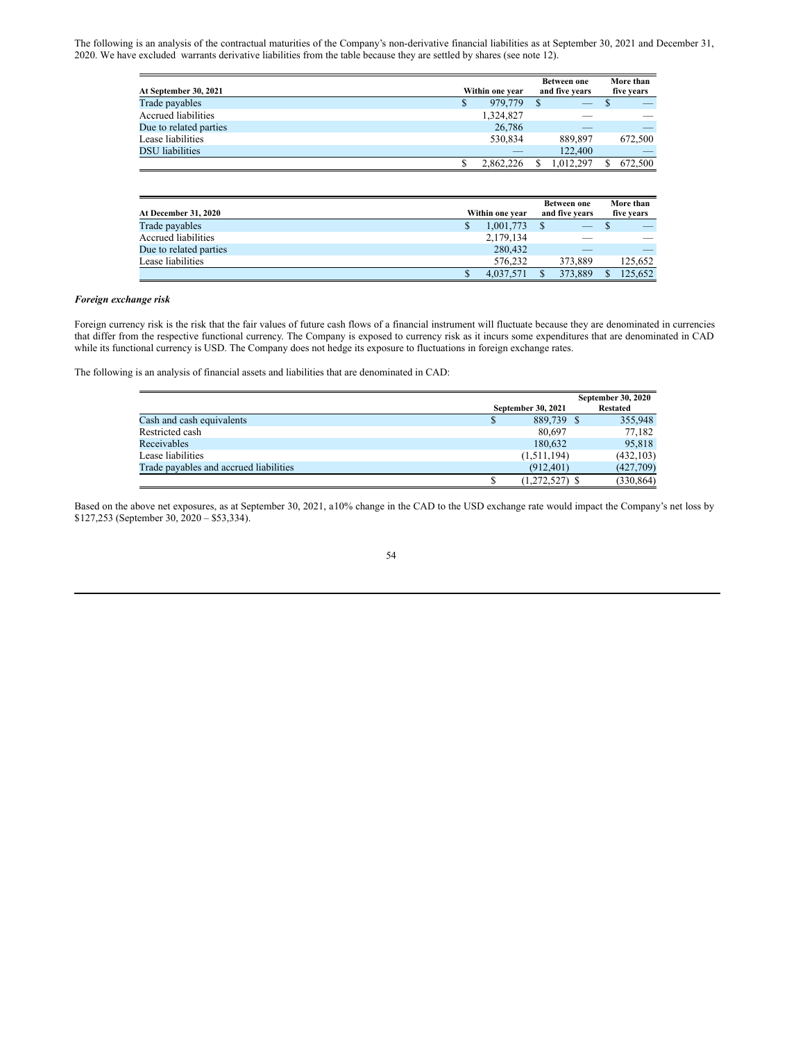The following is an analysis of the contractual maturities of the Company's non-derivative financial liabilities as at September 30, 2021 and December 31, 2020. We have excluded warrants derivative liabilities from the table because they are settled by shares (see note 12).

| At September 30, 2021 | Within one year | Between one and five years | More than five years |
|---|---|---|---|
| Trade payables | $ 979,779 | $ — | $ — |
| Accrued liabilities | 1,324,827 | — | — |
| Due to related parties | 26,786 | — | — |
| Lease liabilities | 530,834 | 889,897 | 672,500 |
| DSU liabilities | — | 122,400 | — |
| | $ 2,862,226 | $ 1,012,297 | $ 672,500 |

| At December 31, 2020 | Within one year | Between one and five years | More than five years |
|---|---|---|---|
| Trade payables | $ 1,001,773 | $ — | $ — |
| Accrued liabilities | 2,179,134 | — | — |
| Due to related parties | 280,432 | — | — |
| Lease liabilities | 576,232 | 373,889 | 125,652 |
| | $ 4,037,571 | $ 373,889 | $ 125,652 |

***Foreign exchange risk***

Foreign currency risk is the risk that the fair values of future cash flows of a financial instrument will fluctuate because they are denominated in currencies that differ from the respective functional currency. The Company is exposed to currency risk as it incurs some expenditures that are denominated in CAD while its functional currency is USD. The Company does not hedge its exposure to fluctuations in foreign exchange rates.

The following is an analysis of financial assets and liabilities that are denominated in CAD:

| | September 30, 2021 | September 30, 2020 Restated |
|---|---|---|
| Cash and cash equivalents | $ 889,739 | $ 355,948 |
| Restricted cash | 80,697 | 77,182 |
| Receivables | 180,632 | 95,818 |
| Lease liabilities | (1,511,194) | (432,103) |
| Trade payables and accrued liabilities | (912,401) | (427,709) |
| | $ (1,272,527) | $ (330,864) |

Based on the above net exposures, as at September 30, 2021, a10% change in the CAD to the USD exchange rate would impact the Company's net loss by $127,253 (September 30, 2020 – $53,334).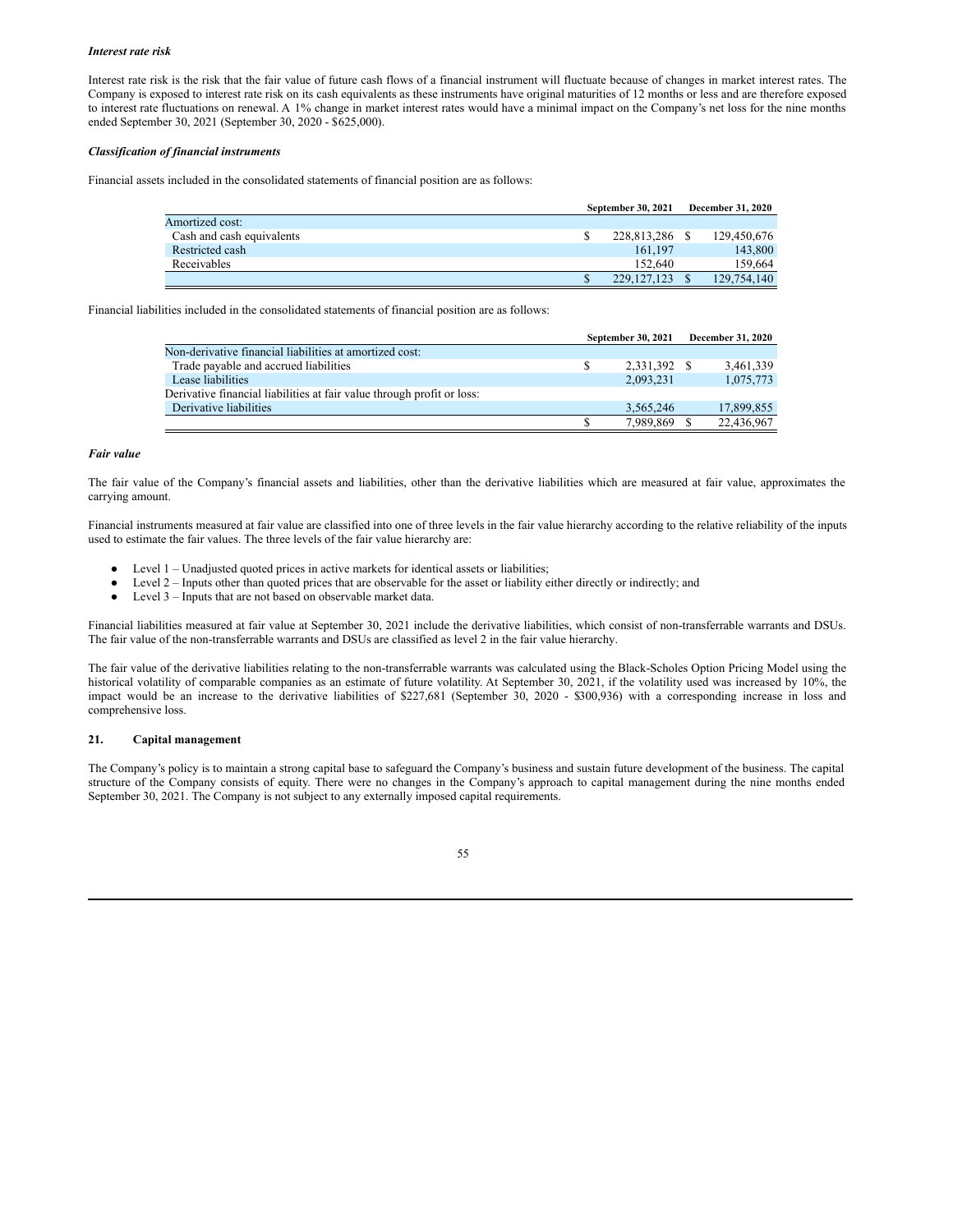***Interest rate risk***

Interest rate risk is the risk that the fair value of future cash flows of a financial instrument will fluctuate because of changes in market interest rates. The Company is exposed to interest rate risk on its cash equivalents as these instruments have original maturities of 12 months or less and are therefore exposed to interest rate fluctuations on renewal. A 1% change in market interest rates would have a minimal impact on the Company's net loss for the nine months ended September 30, 2021 (September 30, 2020 - $625,000).

***Classification of financial instruments***

Financial assets included in the consolidated statements of financial position are as follows:

| | September 30, 2021 | December 31, 2020 |
|---|---|---|
| Amortized cost: | | |
| Cash and cash equivalents | $ 228,813,286 | $ 129,450,676 |
| Restricted cash | 161,197 | 143,800 |
| Receivables | 152,640 | 159,664 |
| | $ 229,127,123 | $ 129,754,140 |

Financial liabilities included in the consolidated statements of financial position are as follows:

| | September 30, 2021 | December 31, 2020 |
|---|---|---|
| Non-derivative financial liabilities at amortized cost: | | |
| Trade payable and accrued liabilities | $ 2,331,392 | $ 3,461,339 |
| Lease liabilities | 2,093,231 | 1,075,773 |
| Derivative financial liabilities at fair value through profit or loss: | | |
| Derivative liabilities | 3,565,246 | 17,899,855 |
| | $ 7,989,869 | $ 22,436,967 |

***Fair value***

The fair value of the Company's financial assets and liabilities, other than the derivative liabilities which are measured at fair value, approximates the carrying amount.

Financial instruments measured at fair value are classified into one of three levels in the fair value hierarchy according to the relative reliability of the inputs used to estimate the fair values. The three levels of the fair value hierarchy are:

- Level 1 – Unadjusted quoted prices in active markets for identical assets or liabilities;
- Level 2 – Inputs other than quoted prices that are observable for the asset or liability either directly or indirectly; and
- Level 3 – Inputs that are not based on observable market data.

Financial liabilities measured at fair value at September 30, 2021 include the derivative liabilities, which consist of non-transferrable warrants and DSUs. The fair value of the non-transferrable warrants and DSUs are classified as level 2 in the fair value hierarchy.

The fair value of the derivative liabilities relating to the non-transferrable warrants was calculated using the Black-Scholes Option Pricing Model using the historical volatility of comparable companies as an estimate of future volatility. At September 30, 2021, if the volatility used was increased by 10%, the impact would be an increase to the derivative liabilities of $227,681 (September 30, 2020 - $300,936) with a corresponding increase in loss and comprehensive loss.

## 21. Capital management

The Company's policy is to maintain a strong capital base to safeguard the Company's business and sustain future development of the business. The capital structure of the Company consists of equity. There were no changes in the Company's approach to capital management during the nine months ended September 30, 2021. The Company is not subject to any externally imposed capital requirements.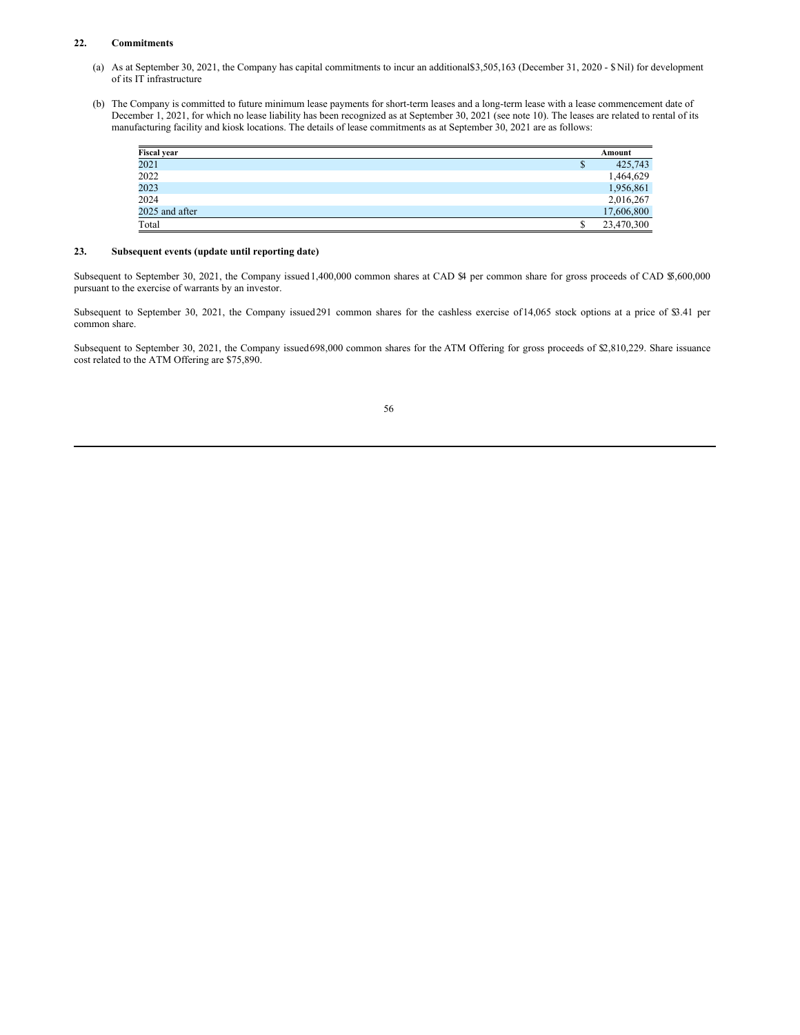## 22. Commitments

(a) As at September 30, 2021, the Company has capital commitments to incur an additional $3,505,163 (December 31, 2020 - $ Nil) for development of its IT infrastructure

(b) The Company is committed to future minimum lease payments for short-term leases and a long-term lease with a lease commencement date of December 1, 2021, for which no lease liability has been recognized as at September 30, 2021 (see note 10). The leases are related to rental of its manufacturing facility and kiosk locations. The details of lease commitments as at September 30, 2021 are as follows:

| Fiscal year | Amount |
|---|---|
| 2021 | $ 425,743 |
| 2022 | 1,464,629 |
| 2023 | 1,956,861 |
| 2024 | 2,016,267 |
| 2025 and after | 17,606,800 |
| Total | $ 23,470,300 |

## 23. Subsequent events (update until reporting date)

Subsequent to September 30, 2021, the Company issued 1,400,000 common shares at CAD $4 per common share for gross proceeds of CAD $5,600,000 pursuant to the exercise of warrants by an investor.

Subsequent to September 30, 2021, the Company issued 291 common shares for the cashless exercise of 14,065 stock options at a price of $3.41 per common share.

Subsequent to September 30, 2021, the Company issued 698,000 common shares for the ATM Offering for gross proceeds of $2,810,229. Share issuance cost related to the ATM Offering are $75,890.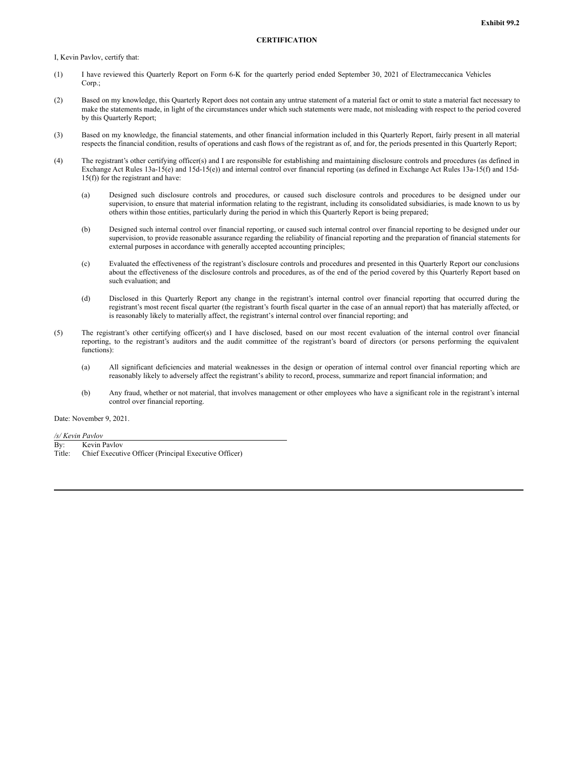**Exhibit 99.2**

**CERTIFICATION**

I, Kevin Pavlov, certify that:

(1) I have reviewed this Quarterly Report on Form 6-K for the quarterly period ended September 30, 2021 of Electrameccanica Vehicles Corp.;

(2) Based on my knowledge, this Quarterly Report does not contain any untrue statement of a material fact or omit to state a material fact necessary to make the statements made, in light of the circumstances under which such statements were made, not misleading with respect to the period covered by this Quarterly Report;

(3) Based on my knowledge, the financial statements, and other financial information included in this Quarterly Report, fairly present in all material respects the financial condition, results of operations and cash flows of the registrant as of, and for, the periods presented in this Quarterly Report;

(4) The registrant's other certifying officer(s) and I are responsible for establishing and maintaining disclosure controls and procedures (as defined in Exchange Act Rules 13a-15(e) and 15d-15(e)) and internal control over financial reporting (as defined in Exchange Act Rules 13a-15(f) and 15d-15(f)) for the registrant and have:

(a) Designed such disclosure controls and procedures, or caused such disclosure controls and procedures to be designed under our supervision, to ensure that material information relating to the registrant, including its consolidated subsidiaries, is made known to us by others within those entities, particularly during the period in which this Quarterly Report is being prepared;

(b) Designed such internal control over financial reporting, or caused such internal control over financial reporting to be designed under our supervision, to provide reasonable assurance regarding the reliability of financial reporting and the preparation of financial statements for external purposes in accordance with generally accepted accounting principles;

(c) Evaluated the effectiveness of the registrant's disclosure controls and procedures and presented in this Quarterly Report our conclusions about the effectiveness of the disclosure controls and procedures, as of the end of the period covered by this Quarterly Report based on such evaluation; and

(d) Disclosed in this Quarterly Report any change in the registrant's internal control over financial reporting that occurred during the registrant's most recent fiscal quarter (the registrant's fourth fiscal quarter in the case of an annual report) that has materially affected, or is reasonably likely to materially affect, the registrant's internal control over financial reporting; and

(5) The registrant's other certifying officer(s) and I have disclosed, based on our most recent evaluation of the internal control over financial reporting, to the registrant's auditors and the audit committee of the registrant's board of directors (or persons performing the equivalent functions):

(a) All significant deficiencies and material weaknesses in the design or operation of internal control over financial reporting which are reasonably likely to adversely affect the registrant's ability to record, process, summarize and report financial information; and

(b) Any fraud, whether or not material, that involves management or other employees who have a significant role in the registrant's internal control over financial reporting.

Date: November 9, 2021.

*/s/ Kevin Pavlov*

By: Kevin Pavlov
Title: Chief Executive Officer (Principal Executive Officer)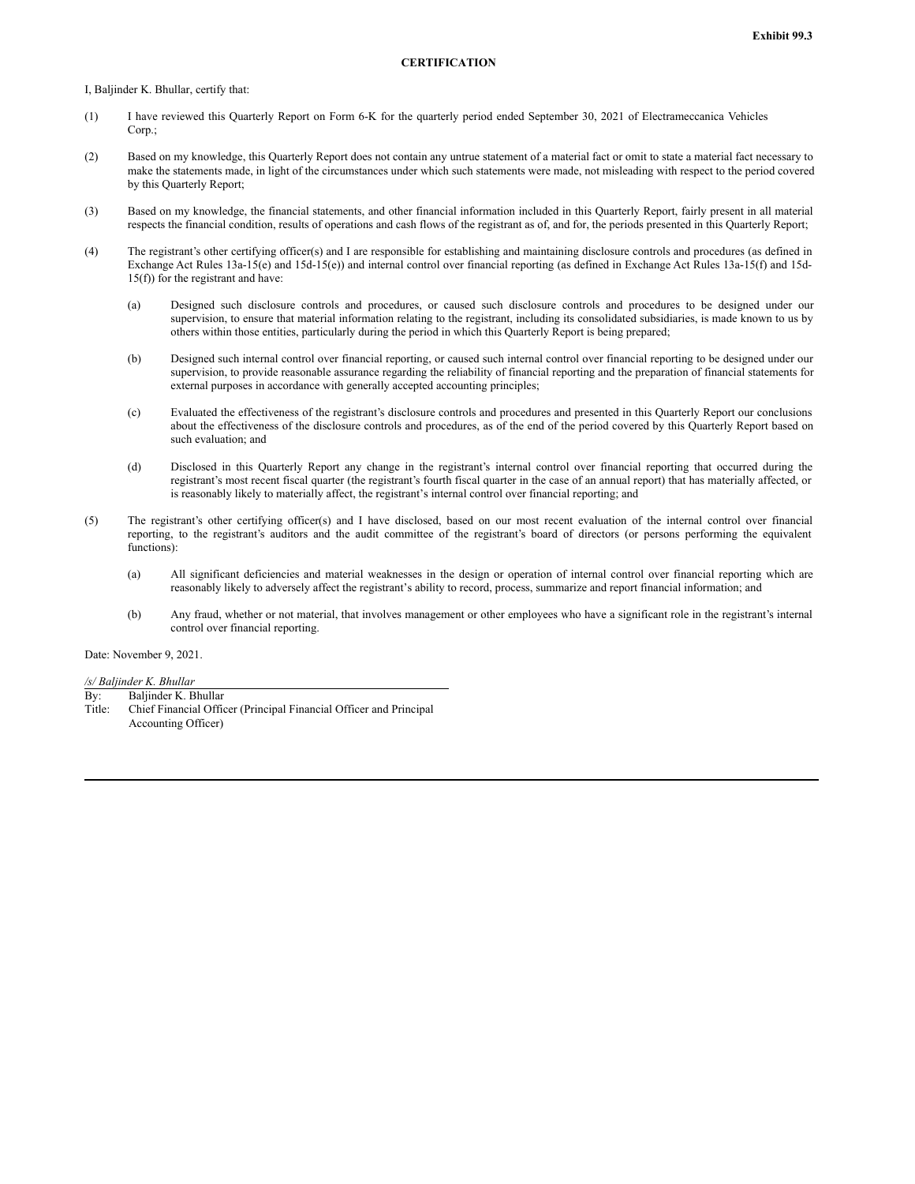**Exhibit 99.3**

**CERTIFICATION**

I, Baljinder K. Bhullar, certify that:

(1) I have reviewed this Quarterly Report on Form 6-K for the quarterly period ended September 30, 2021 of Electrameccanica Vehicles Corp.;

(2) Based on my knowledge, this Quarterly Report does not contain any untrue statement of a material fact or omit to state a material fact necessary to make the statements made, in light of the circumstances under which such statements were made, not misleading with respect to the period covered by this Quarterly Report;

(3) Based on my knowledge, the financial statements, and other financial information included in this Quarterly Report, fairly present in all material respects the financial condition, results of operations and cash flows of the registrant as of, and for, the periods presented in this Quarterly Report;

(4) The registrant's other certifying officer(s) and I are responsible for establishing and maintaining disclosure controls and procedures (as defined in Exchange Act Rules 13a-15(e) and 15d-15(e)) and internal control over financial reporting (as defined in Exchange Act Rules 13a-15(f) and 15d-15(f)) for the registrant and have:

  (a) Designed such disclosure controls and procedures, or caused such disclosure controls and procedures to be designed under our supervision, to ensure that material information relating to the registrant, including its consolidated subsidiaries, is made known to us by others within those entities, particularly during the period in which this Quarterly Report is being prepared;

  (b) Designed such internal control over financial reporting, or caused such internal control over financial reporting to be designed under our supervision, to provide reasonable assurance regarding the reliability of financial reporting and the preparation of financial statements for external purposes in accordance with generally accepted accounting principles;

  (c) Evaluated the effectiveness of the registrant's disclosure controls and procedures and presented in this Quarterly Report our conclusions about the effectiveness of the disclosure controls and procedures, as of the end of the period covered by this Quarterly Report based on such evaluation; and

  (d) Disclosed in this Quarterly Report any change in the registrant's internal control over financial reporting that occurred during the registrant's most recent fiscal quarter (the registrant's fourth fiscal quarter in the case of an annual report) that has materially affected, or is reasonably likely to materially affect, the registrant's internal control over financial reporting; and

(5) The registrant's other certifying officer(s) and I have disclosed, based on our most recent evaluation of the internal control over financial reporting, to the registrant's auditors and the audit committee of the registrant's board of directors (or persons performing the equivalent functions):

  (a) All significant deficiencies and material weaknesses in the design or operation of internal control over financial reporting which are reasonably likely to adversely affect the registrant's ability to record, process, summarize and report financial information; and

  (b) Any fraud, whether or not material, that involves management or other employees who have a significant role in the registrant's internal control over financial reporting.

Date: November 9, 2021.

*/s/ Baljinder K. Bhullar*

By: Baljinder K. Bhullar
Title: Chief Financial Officer (Principal Financial Officer and Principal Accounting Officer)